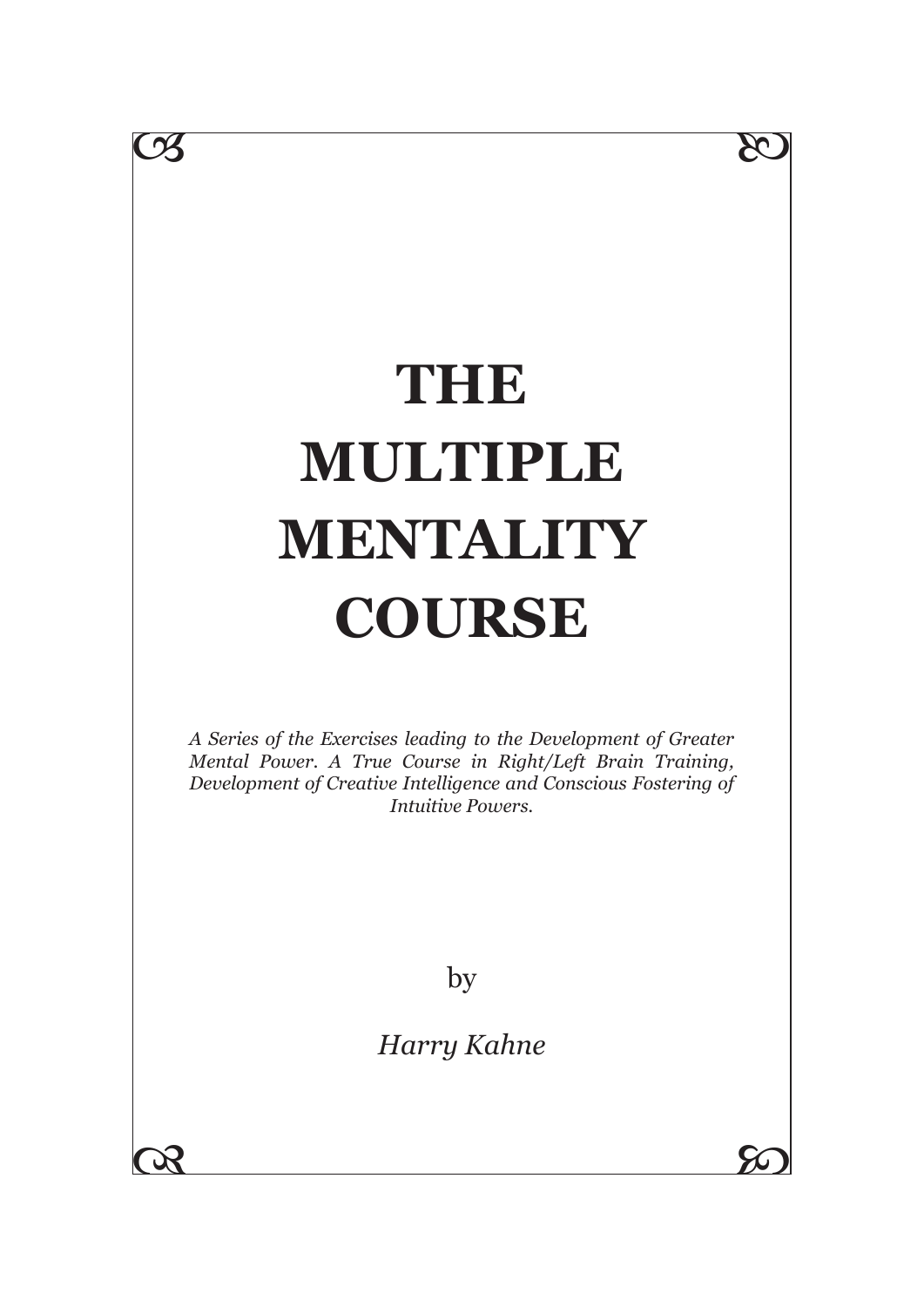# THE MULTIPLE MENTALITY COURSE

*A Series of the Exercises leading to the Development of Greater Mental Power. A True Course in Right/Left Brain Training, Development of Creative Intelligence and Conscious Fostering of Intuitive Powers.*

by

*Harry Kahne*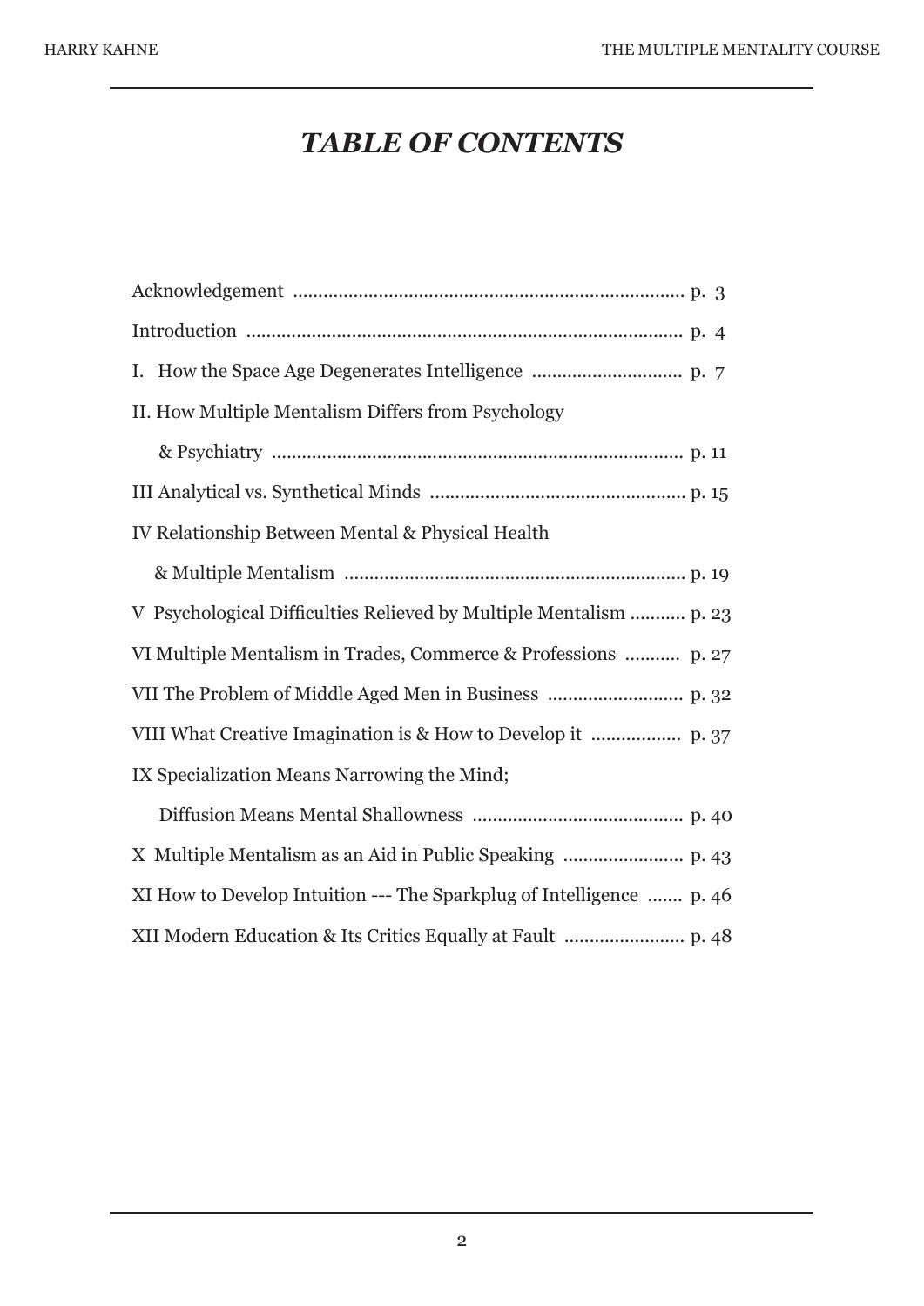# *TABLE OF CONTENTS*

Acknowledgement ............................................................................. p. 3

Introduction ...................................................................................... p. 4

I. How the Space Age Degenerates Intelligence ............................. p. 7

II. How Multiple Mentalism Differs from Psychology
& Psychiatry ................................................................................. p. 11

III Analytical vs. Synthetical Minds .................................................. p. 15

IV Relationship Between Mental & Physical Health
& Multiple Mentalism ................................................................... p. 19

V Psychological Difficulties Relieved by Multiple Mentalism ........... p. 23

VI Multiple Mentalism in Trades, Commerce & Professions ........... p. 27

VII The Problem of Middle Aged Men in Business ........................... p. 32

VIII What Creative Imagination is & How to Develop it .................. p. 37

IX Specialization Means Narrowing the Mind;
Diffusion Means Mental Shallowness .......................................... p. 40

X Multiple Mentalism as an Aid in Public Speaking ........................ p. 43

XI How to Develop Intuition --- The Sparkplug of Intelligence ....... p. 46

XII Modern Education & Its Critics Equally at Fault ........................ p. 48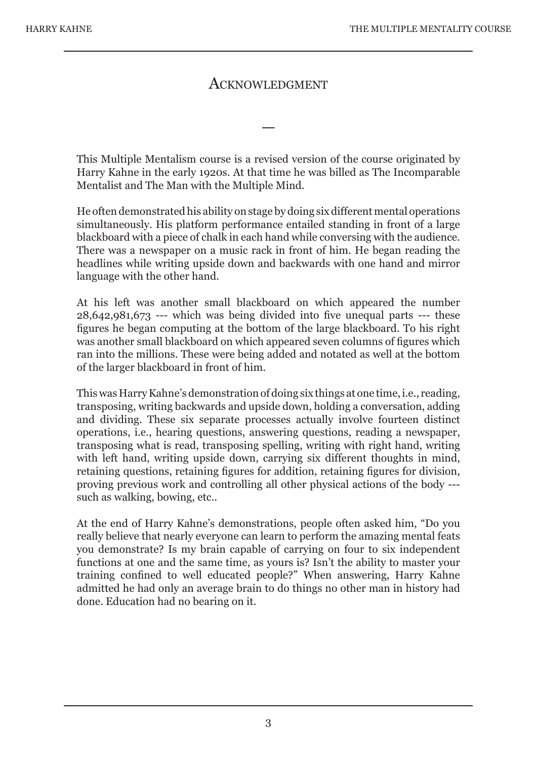# Acknowledgment

—

This Multiple Mentalism course is a revised version of the course originated by Harry Kahne in the early 1920s. At that time he was billed as The Incomparable Mentalist and The Man with the Multiple Mind.

He often demonstrated his ability on stage by doing six different mental operations simultaneously. His platform performance entailed standing in front of a large blackboard with a piece of chalk in each hand while conversing with the audience. There was a newspaper on a music rack in front of him. He began reading the headlines while writing upside down and backwards with one hand and mirror language with the other hand.

At his left was another small blackboard on which appeared the number 28,642,981,673 --- which was being divided into five unequal parts --- these figures he began computing at the bottom of the large blackboard. To his right was another small blackboard on which appeared seven columns of figures which ran into the millions. These were being added and notated as well at the bottom of the larger blackboard in front of him.

This was Harry Kahne's demonstration of doing six things at one time, i.e., reading, transposing, writing backwards and upside down, holding a conversation, adding and dividing. These six separate processes actually involve fourteen distinct operations, i.e., hearing questions, answering questions, reading a newspaper, transposing what is read, transposing spelling, writing with right hand, writing with left hand, writing upside down, carrying six different thoughts in mind, retaining questions, retaining figures for addition, retaining figures for division, proving previous work and controlling all other physical actions of the body --- such as walking, bowing, etc..

At the end of Harry Kahne's demonstrations, people often asked him, "Do you really believe that nearly everyone can learn to perform the amazing mental feats you demonstrate? Is my brain capable of carrying on four to six independent functions at one and the same time, as yours is? Isn't the ability to master your training confined to well educated people?" When answering, Harry Kahne admitted he had only an average brain to do things no other man in history had done. Education had no bearing on it.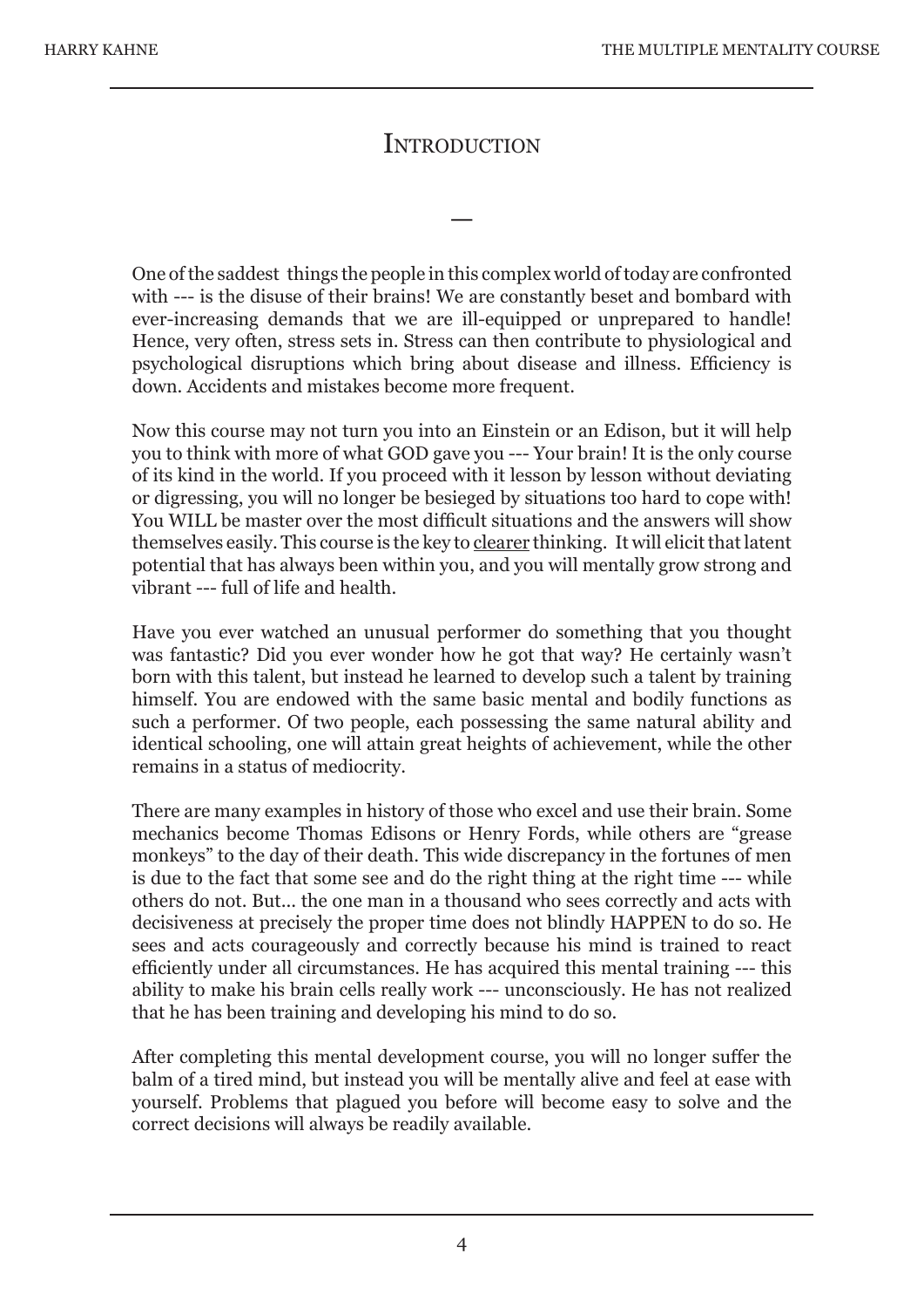# Introduction

—

One of the saddest things the people in this complex world of today are confronted with --- is the disuse of their brains! We are constantly beset and bombard with ever-increasing demands that we are ill-equipped or unprepared to handle! Hence, very often, stress sets in. Stress can then contribute to physiological and psychological disruptions which bring about disease and illness. Efficiency is down. Accidents and mistakes become more frequent.

Now this course may not turn you into an Einstein or an Edison, but it will help you to think with more of what GOD gave you --- Your brain! It is the only course of its kind in the world. If you proceed with it lesson by lesson without deviating or digressing, you will no longer be besieged by situations too hard to cope with! You WILL be master over the most difficult situations and the answers will show themselves easily. This course is the key to <u>clearer</u> thinking. It will elicit that latent potential that has always been within you, and you will mentally grow strong and vibrant --- full of life and health.

Have you ever watched an unusual performer do something that you thought was fantastic? Did you ever wonder how he got that way? He certainly wasn't born with this talent, but instead he learned to develop such a talent by training himself. You are endowed with the same basic mental and bodily functions as such a performer. Of two people, each possessing the same natural ability and identical schooling, one will attain great heights of achievement, while the other remains in a status of mediocrity.

There are many examples in history of those who excel and use their brain. Some mechanics become Thomas Edisons or Henry Fords, while others are "grease monkeys" to the day of their death. This wide discrepancy in the fortunes of men is due to the fact that some see and do the right thing at the right time --- while others do not. But... the one man in a thousand who sees correctly and acts with decisiveness at precisely the proper time does not blindly HAPPEN to do so. He sees and acts courageously and correctly because his mind is trained to react efficiently under all circumstances. He has acquired this mental training --- this ability to make his brain cells really work --- unconsciously. He has not realized that he has been training and developing his mind to do so.

After completing this mental development course, you will no longer suffer the balm of a tired mind, but instead you will be mentally alive and feel at ease with yourself. Problems that plagued you before will become easy to solve and the correct decisions will always be readily available.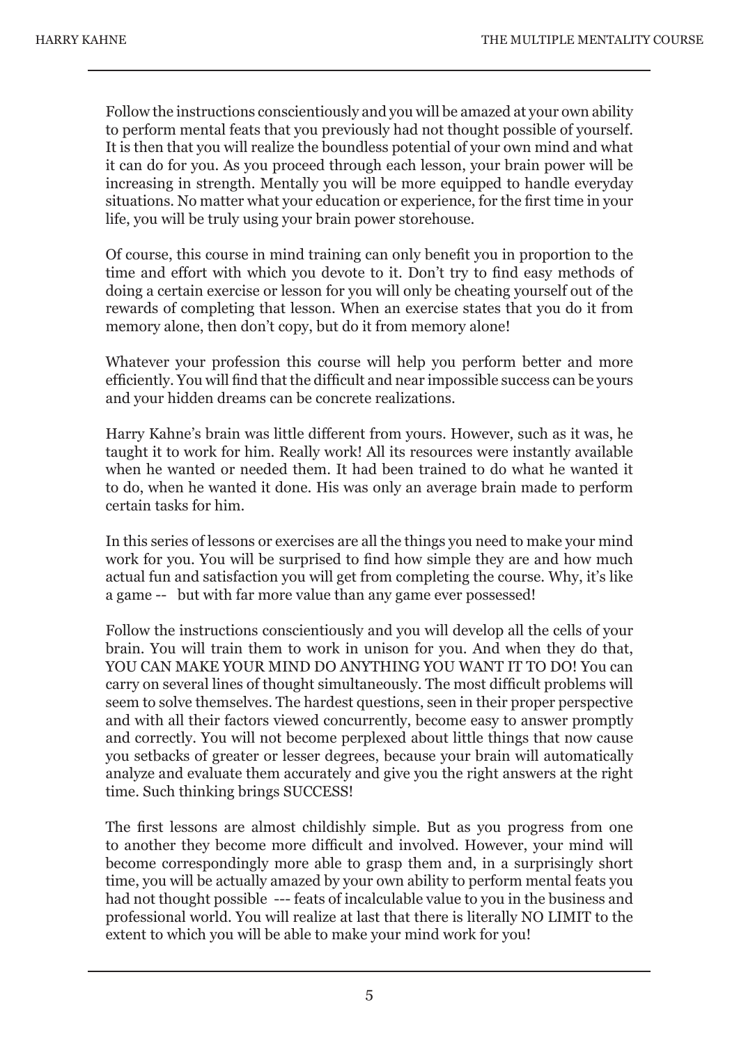Follow the instructions conscientiously and you will be amazed at your own ability to perform mental feats that you previously had not thought possible of yourself. It is then that you will realize the boundless potential of your own mind and what it can do for you. As you proceed through each lesson, your brain power will be increasing in strength. Mentally you will be more equipped to handle everyday situations. No matter what your education or experience, for the first time in your life, you will be truly using your brain power storehouse.

Of course, this course in mind training can only benefit you in proportion to the time and effort with which you devote to it. Don't try to find easy methods of doing a certain exercise or lesson for you will only be cheating yourself out of the rewards of completing that lesson. When an exercise states that you do it from memory alone, then don't copy, but do it from memory alone!

Whatever your profession this course will help you perform better and more efficiently. You will find that the difficult and near impossible success can be yours and your hidden dreams can be concrete realizations.

Harry Kahne's brain was little different from yours. However, such as it was, he taught it to work for him. Really work! All its resources were instantly available when he wanted or needed them. It had been trained to do what he wanted it to do, when he wanted it done. His was only an average brain made to perform certain tasks for him.

In this series of lessons or exercises are all the things you need to make your mind work for you. You will be surprised to find how simple they are and how much actual fun and satisfaction you will get from completing the course. Why, it's like a game -- but with far more value than any game ever possessed!

Follow the instructions conscientiously and you will develop all the cells of your brain. You will train them to work in unison for you. And when they do that, YOU CAN MAKE YOUR MIND DO ANYTHING YOU WANT IT TO DO! You can carry on several lines of thought simultaneously. The most difficult problems will seem to solve themselves. The hardest questions, seen in their proper perspective and with all their factors viewed concurrently, become easy to answer promptly and correctly. You will not become perplexed about little things that now cause you setbacks of greater or lesser degrees, because your brain will automatically analyze and evaluate them accurately and give you the right answers at the right time. Such thinking brings SUCCESS!

The first lessons are almost childishly simple. But as you progress from one to another they become more difficult and involved. However, your mind will become correspondingly more able to grasp them and, in a surprisingly short time, you will be actually amazed by your own ability to perform mental feats you had not thought possible --- feats of incalculable value to you in the business and professional world. You will realize at last that there is literally NO LIMIT to the extent to which you will be able to make your mind work for you!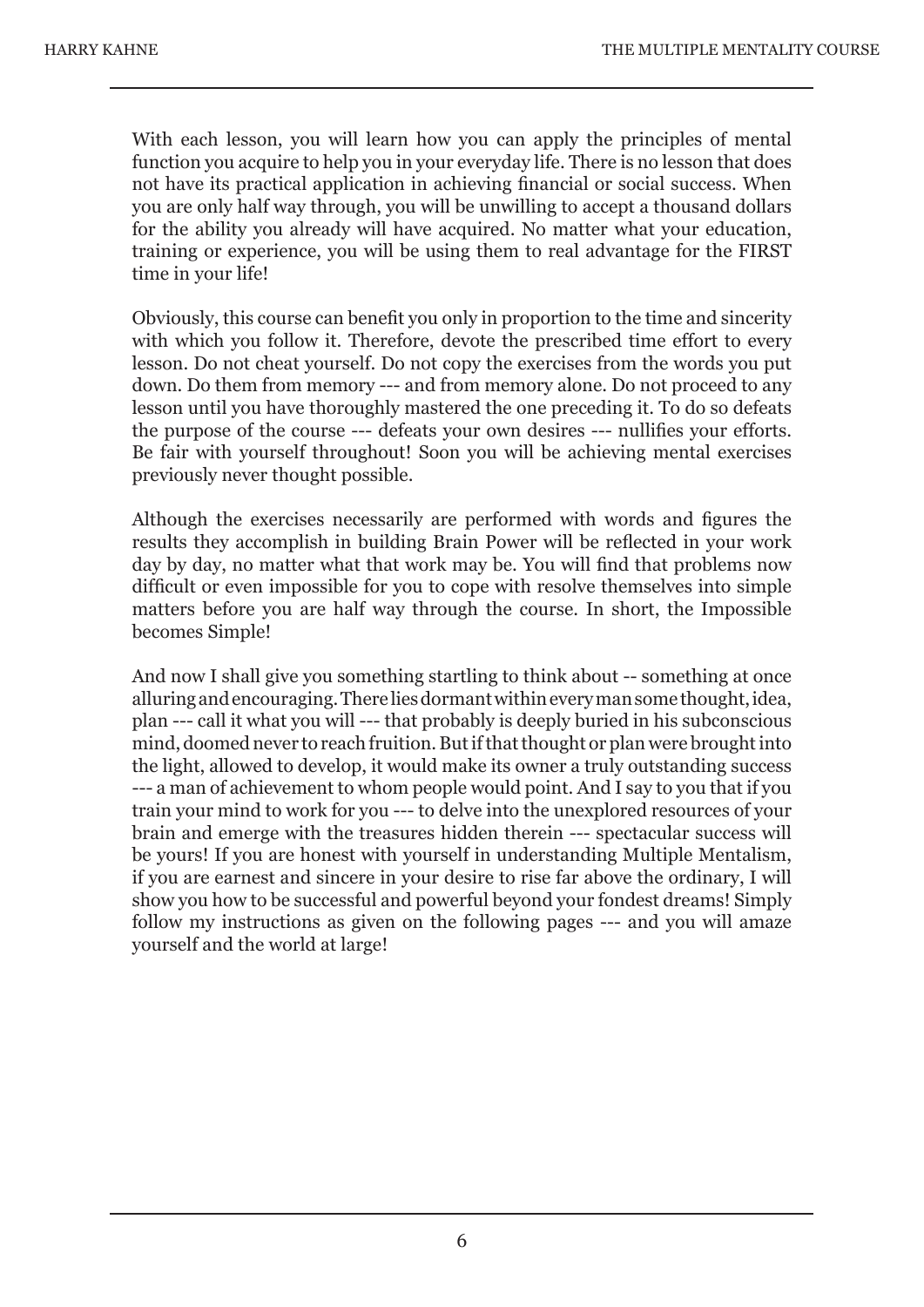With each lesson, you will learn how you can apply the principles of mental function you acquire to help you in your everyday life. There is no lesson that does not have its practical application in achieving financial or social success. When you are only half way through, you will be unwilling to accept a thousand dollars for the ability you already will have acquired. No matter what your education, training or experience, you will be using them to real advantage for the FIRST time in your life!

Obviously, this course can benefit you only in proportion to the time and sincerity with which you follow it. Therefore, devote the prescribed time effort to every lesson. Do not cheat yourself. Do not copy the exercises from the words you put down. Do them from memory --- and from memory alone. Do not proceed to any lesson until you have thoroughly mastered the one preceding it. To do so defeats the purpose of the course --- defeats your own desires --- nullifies your efforts. Be fair with yourself throughout! Soon you will be achieving mental exercises previously never thought possible.

Although the exercises necessarily are performed with words and figures the results they accomplish in building Brain Power will be reflected in your work day by day, no matter what that work may be. You will find that problems now difficult or even impossible for you to cope with resolve themselves into simple matters before you are half way through the course. In short, the Impossible becomes Simple!

And now I shall give you something startling to think about -- something at once alluring and encouraging. There lies dormant within every man some thought, idea, plan --- call it what you will --- that probably is deeply buried in his subconscious mind, doomed never to reach fruition. But if that thought or plan were brought into the light, allowed to develop, it would make its owner a truly outstanding success --- a man of achievement to whom people would point. And I say to you that if you train your mind to work for you --- to delve into the unexplored resources of your brain and emerge with the treasures hidden therein --- spectacular success will be yours! If you are honest with yourself in understanding Multiple Mentalism, if you are earnest and sincere in your desire to rise far above the ordinary, I will show you how to be successful and powerful beyond your fondest dreams! Simply follow my instructions as given on the following pages --- and you will amaze yourself and the world at large!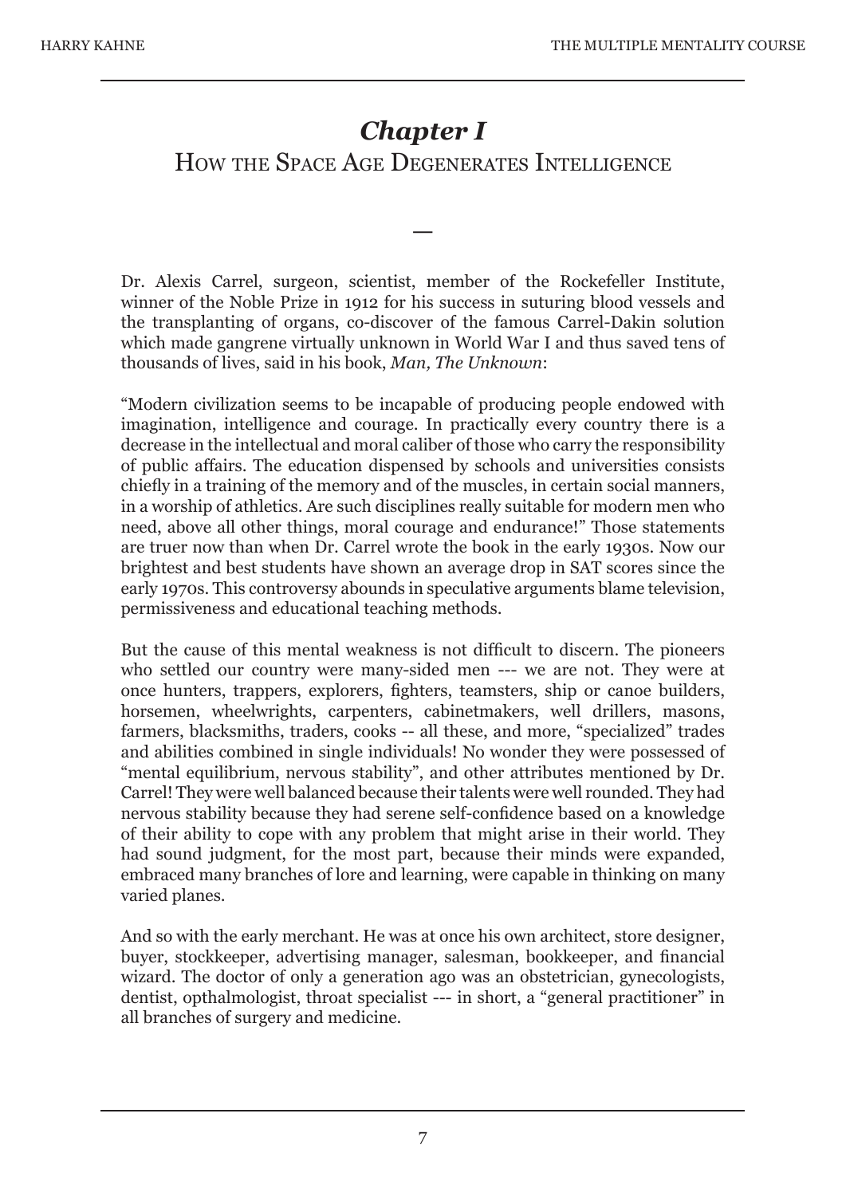# *Chapter I*

## How the Space Age Degenerates Intelligence

—

Dr. Alexis Carrel, surgeon, scientist, member of the Rockefeller Institute, winner of the Noble Prize in 1912 for his success in suturing blood vessels and the transplanting of organs, co-discover of the famous Carrel-Dakin solution which made gangrene virtually unknown in World War I and thus saved tens of thousands of lives, said in his book, *Man, The Unknown*:

"Modern civilization seems to be incapable of producing people endowed with imagination, intelligence and courage. In practically every country there is a decrease in the intellectual and moral caliber of those who carry the responsibility of public affairs. The education dispensed by schools and universities consists chiefly in a training of the memory and of the muscles, in certain social manners, in a worship of athletics. Are such disciplines really suitable for modern men who need, above all other things, moral courage and endurance!" Those statements are truer now than when Dr. Carrel wrote the book in the early 1930s. Now our brightest and best students have shown an average drop in SAT scores since the early 1970s. This controversy abounds in speculative arguments blame television, permissiveness and educational teaching methods.

But the cause of this mental weakness is not difficult to discern. The pioneers who settled our country were many-sided men --- we are not. They were at once hunters, trappers, explorers, fighters, teamsters, ship or canoe builders, horsemen, wheelwrights, carpenters, cabinetmakers, well drillers, masons, farmers, blacksmiths, traders, cooks -- all these, and more, "specialized" trades and abilities combined in single individuals! No wonder they were possessed of "mental equilibrium, nervous stability", and other attributes mentioned by Dr. Carrel! They were well balanced because their talents were well rounded. They had nervous stability because they had serene self-confidence based on a knowledge of their ability to cope with any problem that might arise in their world. They had sound judgment, for the most part, because their minds were expanded, embraced many branches of lore and learning, were capable in thinking on many varied planes.

And so with the early merchant. He was at once his own architect, store designer, buyer, stockkeeper, advertising manager, salesman, bookkeeper, and financial wizard. The doctor of only a generation ago was an obstetrician, gynecologists, dentist, opthalmologist, throat specialist --- in short, a "general practitioner" in all branches of surgery and medicine.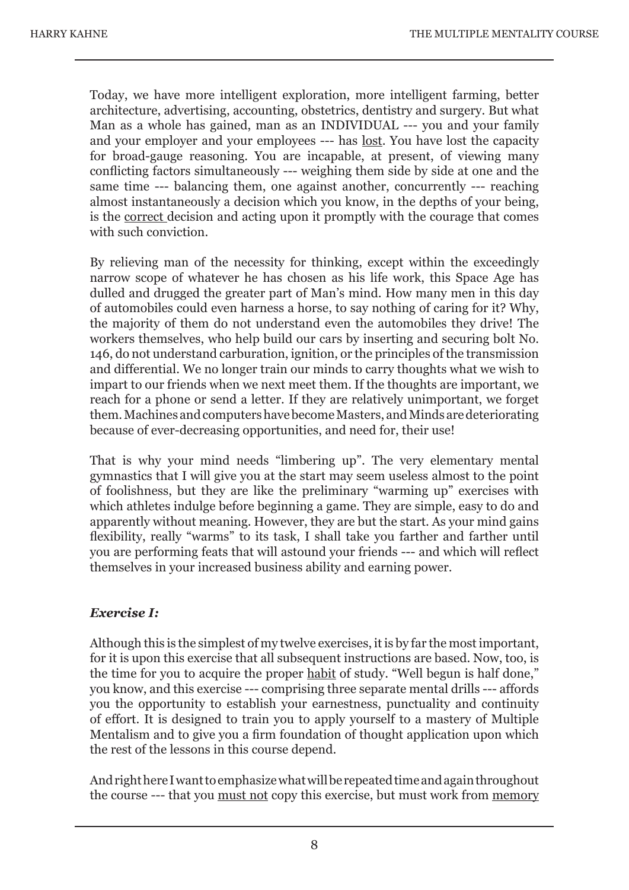Today, we have more intelligent exploration, more intelligent farming, better architecture, advertising, accounting, obstetrics, dentistry and surgery. But what Man as a whole has gained, man as an INDIVIDUAL --- you and your family and your employer and your employees --- has <u>lost</u>. You have lost the capacity for broad-gauge reasoning. You are incapable, at present, of viewing many conflicting factors simultaneously --- weighing them side by side at one and the same time --- balancing them, one against another, concurrently --- reaching almost instantaneously a decision which you know, in the depths of your being, is the <u>correct</u> decision and acting upon it promptly with the courage that comes with such conviction.

By relieving man of the necessity for thinking, except within the exceedingly narrow scope of whatever he has chosen as his life work, this Space Age has dulled and drugged the greater part of Man's mind. How many men in this day of automobiles could even harness a horse, to say nothing of caring for it? Why, the majority of them do not understand even the automobiles they drive! The workers themselves, who help build our cars by inserting and securing bolt No. 146, do not understand carburation, ignition, or the principles of the transmission and differential. We no longer train our minds to carry thoughts what we wish to impart to our friends when we next meet them. If the thoughts are important, we reach for a phone or send a letter. If they are relatively unimportant, we forget them. Machines and computers have become Masters, and Minds are deteriorating because of ever-decreasing opportunities, and need for, their use!

That is why your mind needs "limbering up". The very elementary mental gymnastics that I will give you at the start may seem useless almost to the point of foolishness, but they are like the preliminary "warming up" exercises with which athletes indulge before beginning a game. They are simple, easy to do and apparently without meaning. However, they are but the start. As your mind gains flexibility, really "warms" to its task, I shall take you farther and farther until you are performing feats that will astound your friends --- and which will reflect themselves in your increased business ability and earning power.

### ***Exercise I:***

Although this is the simplest of my twelve exercises, it is by far the most important, for it is upon this exercise that all subsequent instructions are based. Now, too, is the time for you to acquire the proper <u>habit</u> of study. "Well begun is half done," you know, and this exercise --- comprising three separate mental drills --- affords you the opportunity to establish your earnestness, punctuality and continuity of effort. It is designed to train you to apply yourself to a mastery of Multiple Mentalism and to give you a firm foundation of thought application upon which the rest of the lessons in this course depend.

And right here I want to emphasize what will be repeated time and again throughout the course --- that you <u>must not</u> copy this exercise, but must work from <u>memory</u>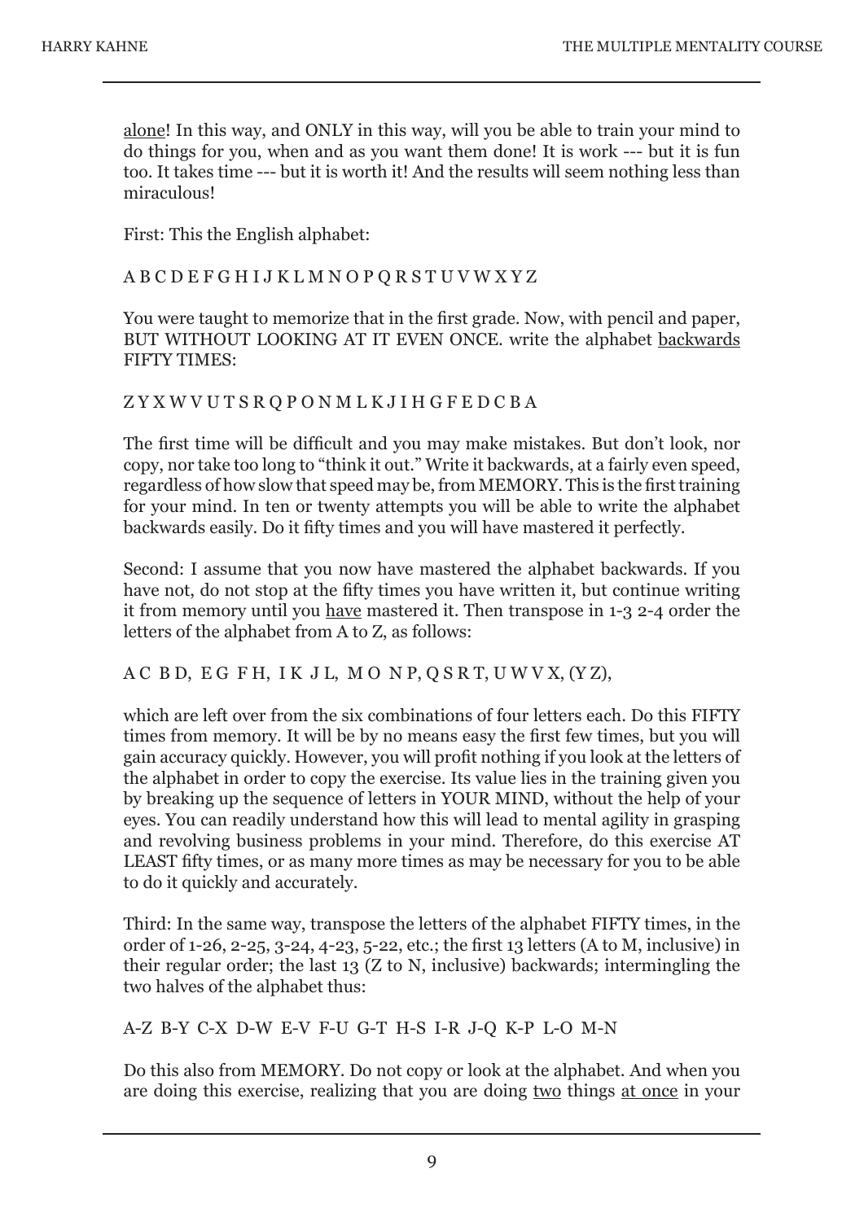alone! In this way, and ONLY in this way, will you be able to train your mind to do things for you, when and as you want them done! It is work --- but it is fun too. It takes time --- but it is worth it! And the results will seem nothing less than miraculous!

First: This the English alphabet:

A B C D E F G H I J K L M N O P Q R S T U V W X Y Z

You were taught to memorize that in the first grade. Now, with pencil and paper, BUT WITHOUT LOOKING AT IT EVEN ONCE. write the alphabet backwards FIFTY TIMES:

Z Y X W V U T S R Q P O N M L K J I H G F E D C B A

The first time will be difficult and you may make mistakes. But don't look, nor copy, nor take too long to "think it out." Write it backwards, at a fairly even speed, regardless of how slow that speed may be, from MEMORY. This is the first training for your mind. In ten or twenty attempts you will be able to write the alphabet backwards easily. Do it fifty times and you will have mastered it perfectly.

Second: I assume that you now have mastered the alphabet backwards. If you have not, do not stop at the fifty times you have written it, but continue writing it from memory until you have mastered it. Then transpose in 1-3 2-4 order the letters of the alphabet from A to Z, as follows:

A C B D, E G F H, I K J L, M O N P, Q S R T, U W V X, (Y Z),

which are left over from the six combinations of four letters each. Do this FIFTY times from memory. It will be by no means easy the first few times, but you will gain accuracy quickly. However, you will profit nothing if you look at the letters of the alphabet in order to copy the exercise. Its value lies in the training given you by breaking up the sequence of letters in YOUR MIND, without the help of your eyes. You can readily understand how this will lead to mental agility in grasping and revolving business problems in your mind. Therefore, do this exercise AT LEAST fifty times, or as many more times as may be necessary for you to be able to do it quickly and accurately.

Third: In the same way, transpose the letters of the alphabet FIFTY times, in the order of 1-26, 2-25, 3-24, 4-23, 5-22, etc.; the first 13 letters (A to M, inclusive) in their regular order; the last 13 (Z to N, inclusive) backwards; intermingling the two halves of the alphabet thus:

A-Z B-Y C-X D-W E-V F-U G-T H-S I-R J-Q K-P L-O M-N

Do this also from MEMORY. Do not copy or look at the alphabet. And when you are doing this exercise, realizing that you are doing two things at once in your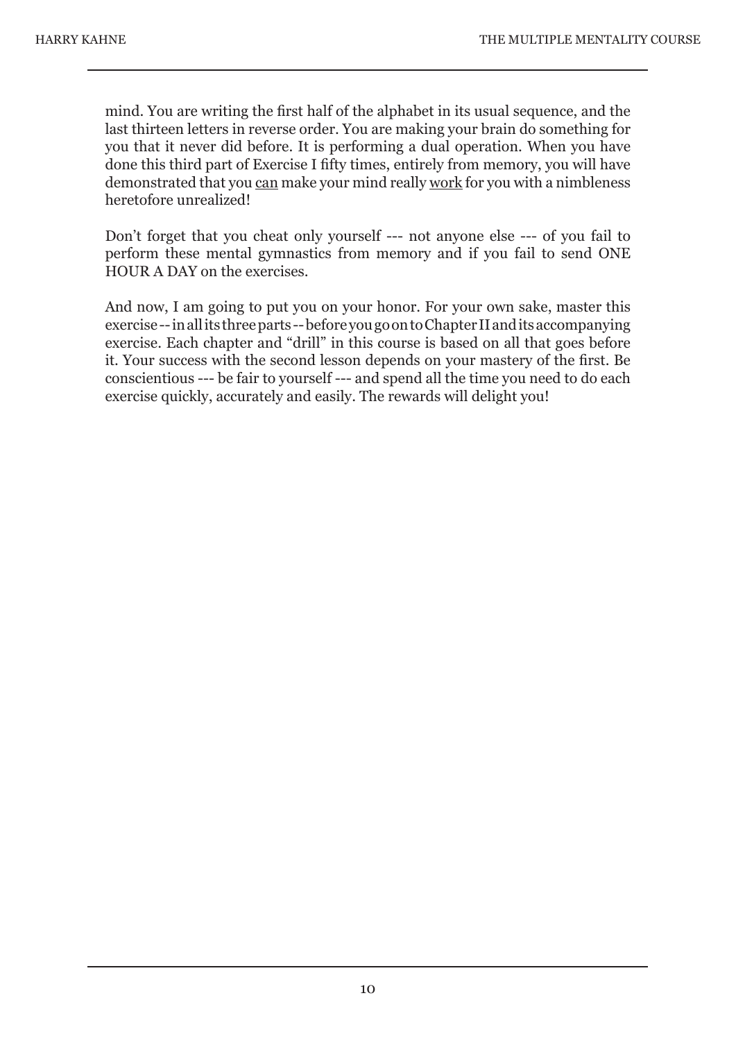mind. You are writing the first half of the alphabet in its usual sequence, and the last thirteen letters in reverse order. You are making your brain do something for you that it never did before. It is performing a dual operation. When you have done this third part of Exercise I fifty times, entirely from memory, you will have demonstrated that you <u>can</u> make your mind really <u>work</u> for you with a nimbleness heretofore unrealized!

Don't forget that you cheat only yourself --- not anyone else --- of you fail to perform these mental gymnastics from memory and if you fail to send ONE HOUR A DAY on the exercises.

And now, I am going to put you on your honor. For your own sake, master this exercise -- in all its three parts -- before you go on to Chapter II and its accompanying exercise. Each chapter and "drill" in this course is based on all that goes before it. Your success with the second lesson depends on your mastery of the first. Be conscientious --- be fair to yourself --- and spend all the time you need to do each exercise quickly, accurately and easily. The rewards will delight you!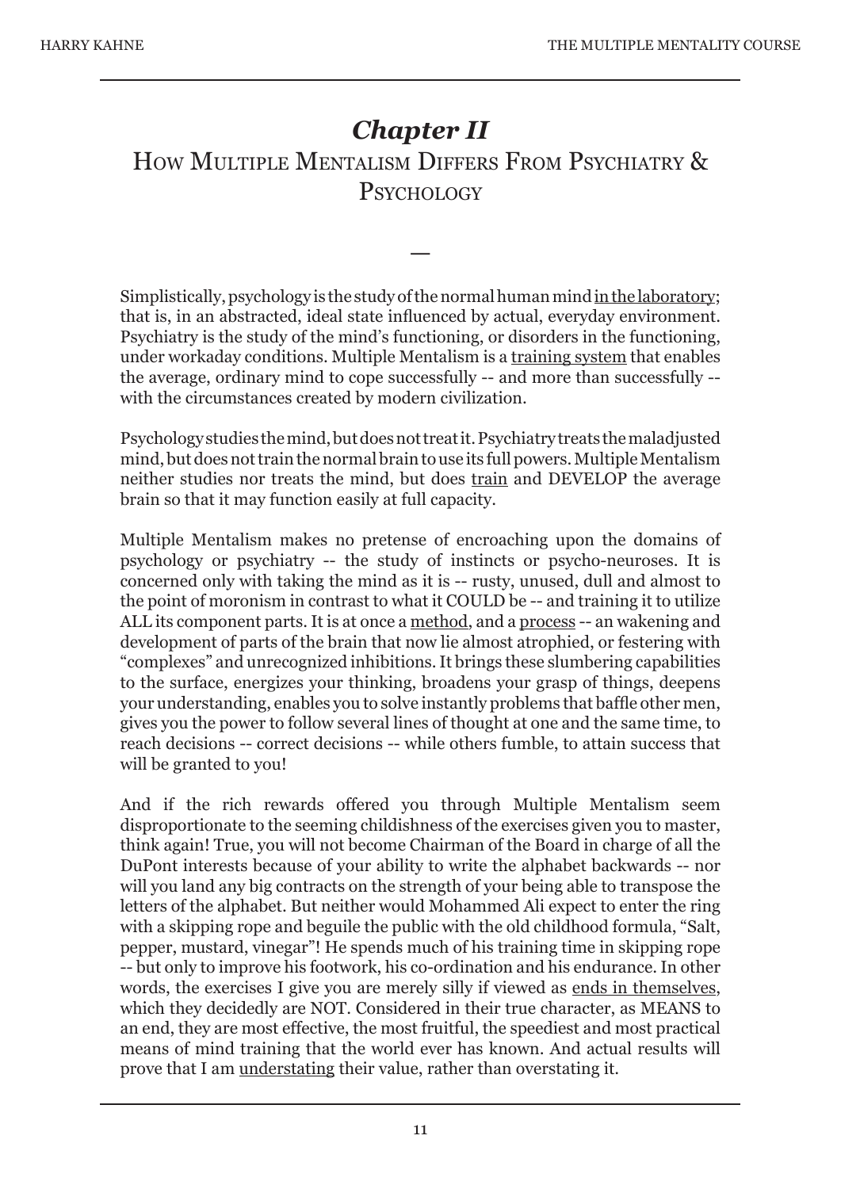# *Chapter II*
## How Multiple Mentalism Differs From Psychiatry & Psychology

—

Simplistically, psychology is the study of the normal human mind <u>in the laboratory</u>; that is, in an abstracted, ideal state influenced by actual, everyday environment. Psychiatry is the study of the mind's functioning, or disorders in the functioning, under workaday conditions. Multiple Mentalism is a <u>training system</u> that enables the average, ordinary mind to cope successfully -- and more than successfully -- with the circumstances created by modern civilization.

Psychology studies the mind, but does not treat it. Psychiatry treats the maladjusted mind, but does not train the normal brain to use its full powers. Multiple Mentalism neither studies nor treats the mind, but does <u>train</u> and DEVELOP the average brain so that it may function easily at full capacity.

Multiple Mentalism makes no pretense of encroaching upon the domains of psychology or psychiatry -- the study of instincts or psycho-neuroses. It is concerned only with taking the mind as it is -- rusty, unused, dull and almost to the point of moronism in contrast to what it COULD be -- and training it to utilize ALL its component parts. It is at once a <u>method</u>, and a <u>process</u> -- an wakening and development of parts of the brain that now lie almost atrophied, or festering with "complexes" and unrecognized inhibitions. It brings these slumbering capabilities to the surface, energizes your thinking, broadens your grasp of things, deepens your understanding, enables you to solve instantly problems that baffle other men, gives you the power to follow several lines of thought at one and the same time, to reach decisions -- correct decisions -- while others fumble, to attain success that will be granted to you!

And if the rich rewards offered you through Multiple Mentalism seem disproportionate to the seeming childishness of the exercises given you to master, think again! True, you will not become Chairman of the Board in charge of all the DuPont interests because of your ability to write the alphabet backwards -- nor will you land any big contracts on the strength of your being able to transpose the letters of the alphabet. But neither would Mohammed Ali expect to enter the ring with a skipping rope and beguile the public with the old childhood formula, "Salt, pepper, mustard, vinegar"! He spends much of his training time in skipping rope -- but only to improve his footwork, his co-ordination and his endurance. In other words, the exercises I give you are merely silly if viewed as <u>ends in themselves</u>, which they decidedly are NOT. Considered in their true character, as MEANS to an end, they are most effective, the most fruitful, the speediest and most practical means of mind training that the world ever has known. And actual results will prove that I am <u>understating</u> their value, rather than overstating it.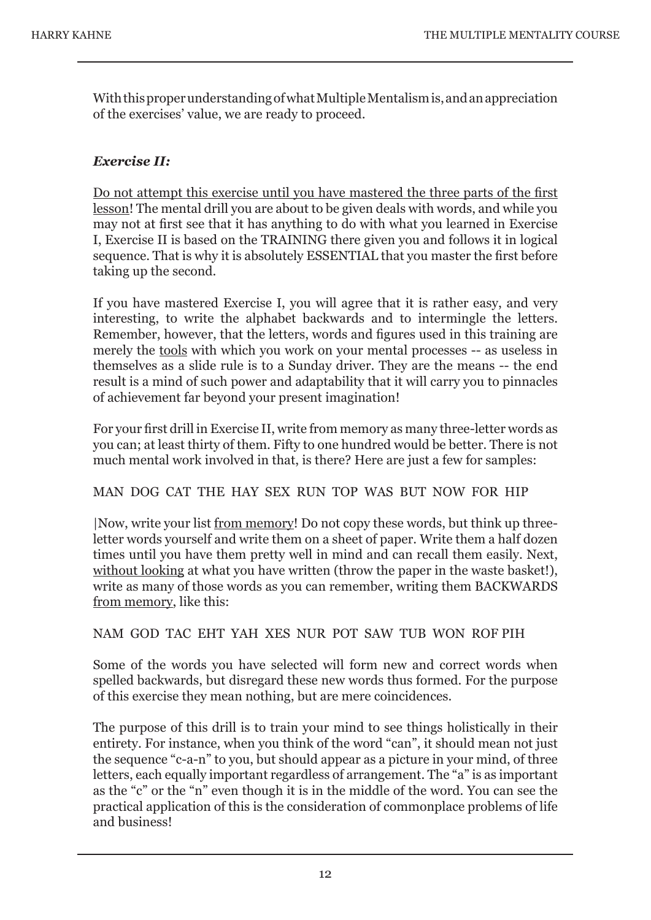With this proper understanding of what Multiple Mentalism is, and an appreciation of the exercises' value, we are ready to proceed.

### *Exercise II:*

<u>Do not attempt this exercise until you have mastered the three parts of the first lesson</u>! The mental drill you are about to be given deals with words, and while you may not at first see that it has anything to do with what you learned in Exercise I, Exercise II is based on the TRAINING there given you and follows it in logical sequence. That is why it is absolutely ESSENTIAL that you master the first before taking up the second.

If you have mastered Exercise I, you will agree that it is rather easy, and very interesting, to write the alphabet backwards and to intermingle the letters. Remember, however, that the letters, words and figures used in this training are merely the <u>tools</u> with which you work on your mental processes -- as useless in themselves as a slide rule is to a Sunday driver. They are the means -- the end result is a mind of such power and adaptability that it will carry you to pinnacles of achievement far beyond your present imagination!

For your first drill in Exercise II, write from memory as many three-letter words as you can; at least thirty of them. Fifty to one hundred would be better. There is not much mental work involved in that, is there? Here are just a few for samples:

MAN DOG CAT THE HAY SEX RUN TOP WAS BUT NOW FOR HIP

|Now, write your list <u>from memory</u>! Do not copy these words, but think up three-letter words yourself and write them on a sheet of paper. Write them a half dozen times until you have them pretty well in mind and can recall them easily. Next, <u>without looking</u> at what you have written (throw the paper in the waste basket!), write as many of those words as you can remember, writing them BACKWARDS <u>from memory</u>, like this:

NAM GOD TAC EHT YAH XES NUR POT SAW TUB WON ROF PIH

Some of the words you have selected will form new and correct words when spelled backwards, but disregard these new words thus formed. For the purpose of this exercise they mean nothing, but are mere coincidences.

The purpose of this drill is to train your mind to see things holistically in their entirety. For instance, when you think of the word "can", it should mean not just the sequence "c-a-n" to you, but should appear as a picture in your mind, of three letters, each equally important regardless of arrangement. The "a" is as important as the "c" or the "n" even though it is in the middle of the word. You can see the practical application of this is the consideration of commonplace problems of life and business!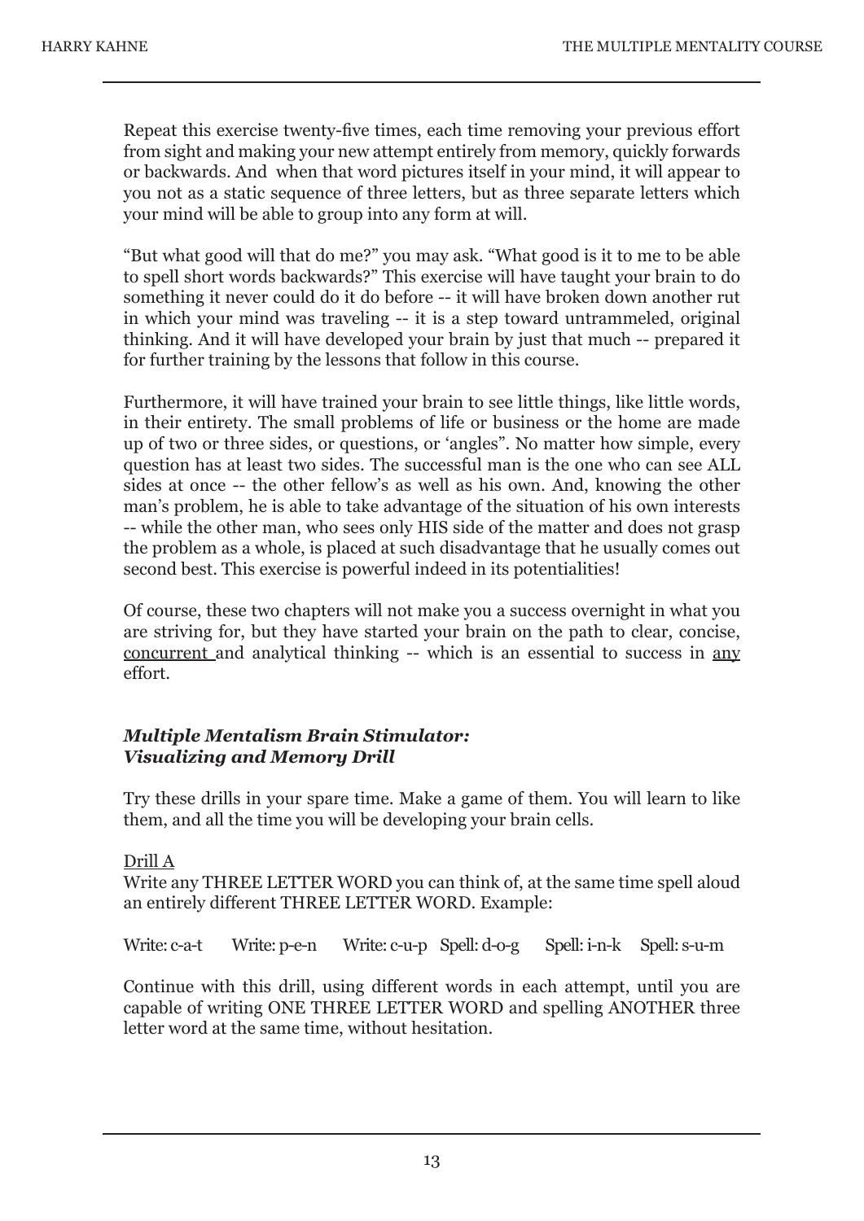Repeat this exercise twenty-five times, each time removing your previous effort from sight and making your new attempt entirely from memory, quickly forwards or backwards. And when that word pictures itself in your mind, it will appear to you not as a static sequence of three letters, but as three separate letters which your mind will be able to group into any form at will.

“But what good will that do me?” you may ask. “What good is it to me to be able to spell short words backwards?” This exercise will have taught your brain to do something it never could do it do before -- it will have broken down another rut in which your mind was traveling -- it is a step toward untrammeled, original thinking. And it will have developed your brain by just that much -- prepared it for further training by the lessons that follow in this course.

Furthermore, it will have trained your brain to see little things, like little words, in their entirety. The small problems of life or business or the home are made up of two or three sides, or questions, or ‘angles”. No matter how simple, every question has at least two sides. The successful man is the one who can see ALL sides at once -- the other fellow’s as well as his own. And, knowing the other man’s problem, he is able to take advantage of the situation of his own interests -- while the other man, who sees only HIS side of the matter and does not grasp the problem as a whole, is placed at such disadvantage that he usually comes out second best. This exercise is powerful indeed in its potentialities!

Of course, these two chapters will not make you a success overnight in what you are striving for, but they have started your brain on the path to clear, concise, <u>concurrent</u> and analytical thinking -- which is an essential to success in <u>any</u> effort.

### ***Multiple Mentalism Brain Stimulator: Visualizing and Memory Drill***

Try these drills in your spare time. Make a game of them. You will learn to like them, and all the time you will be developing your brain cells.

<u>Drill A</u>

Write any THREE LETTER WORD you can think of, at the same time spell aloud an entirely different THREE LETTER WORD. Example:

Write: c-a-t     Write: p-e-n     Write: c-u-p   Spell: d-o-g     Spell: i-n-k   Spell: s-u-m

Continue with this drill, using different words in each attempt, until you are capable of writing ONE THREE LETTER WORD and spelling ANOTHER three letter word at the same time, without hesitation.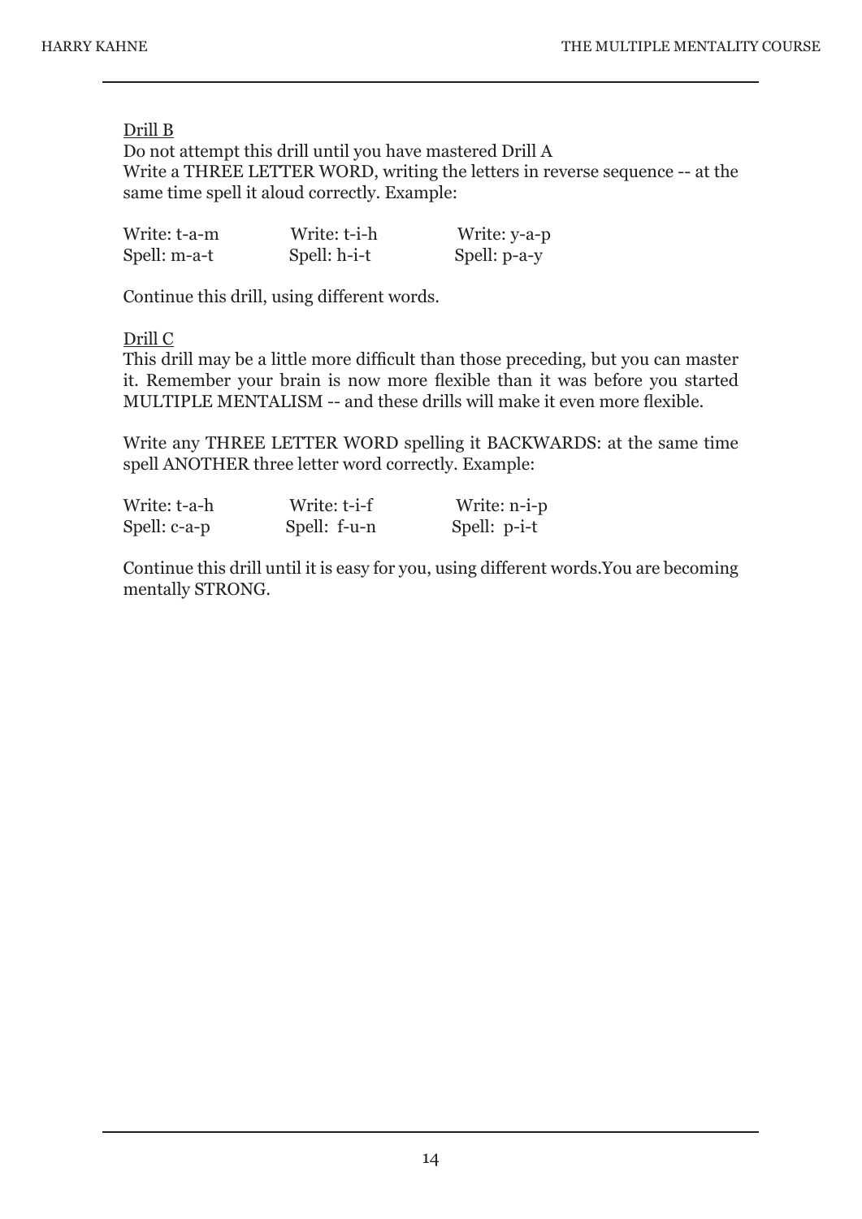<u>Drill B</u>

Do not attempt this drill until you have mastered Drill A
Write a THREE LETTER WORD, writing the letters in reverse sequence -- at the same time spell it aloud correctly. Example:

| Write: t-a-m | Write: t-i-h | Write: y-a-p |
|---|---|---|
| Spell: m-a-t | Spell: h-i-t | Spell: p-a-y |

Continue this drill, using different words.

<u>Drill C</u>

This drill may be a little more difficult than those preceding, but you can master it. Remember your brain is now more flexible than it was before you started MULTIPLE MENTALISM -- and these drills will make it even more flexible.

Write any THREE LETTER WORD spelling it BACKWARDS: at the same time spell ANOTHER three letter word correctly. Example:

| Write: t-a-h | Write: t-i-f | Write: n-i-p |
|---|---|---|
| Spell: c-a-p | Spell: f-u-n | Spell: p-i-t |

Continue this drill until it is easy for you, using different words.You are becoming mentally STRONG.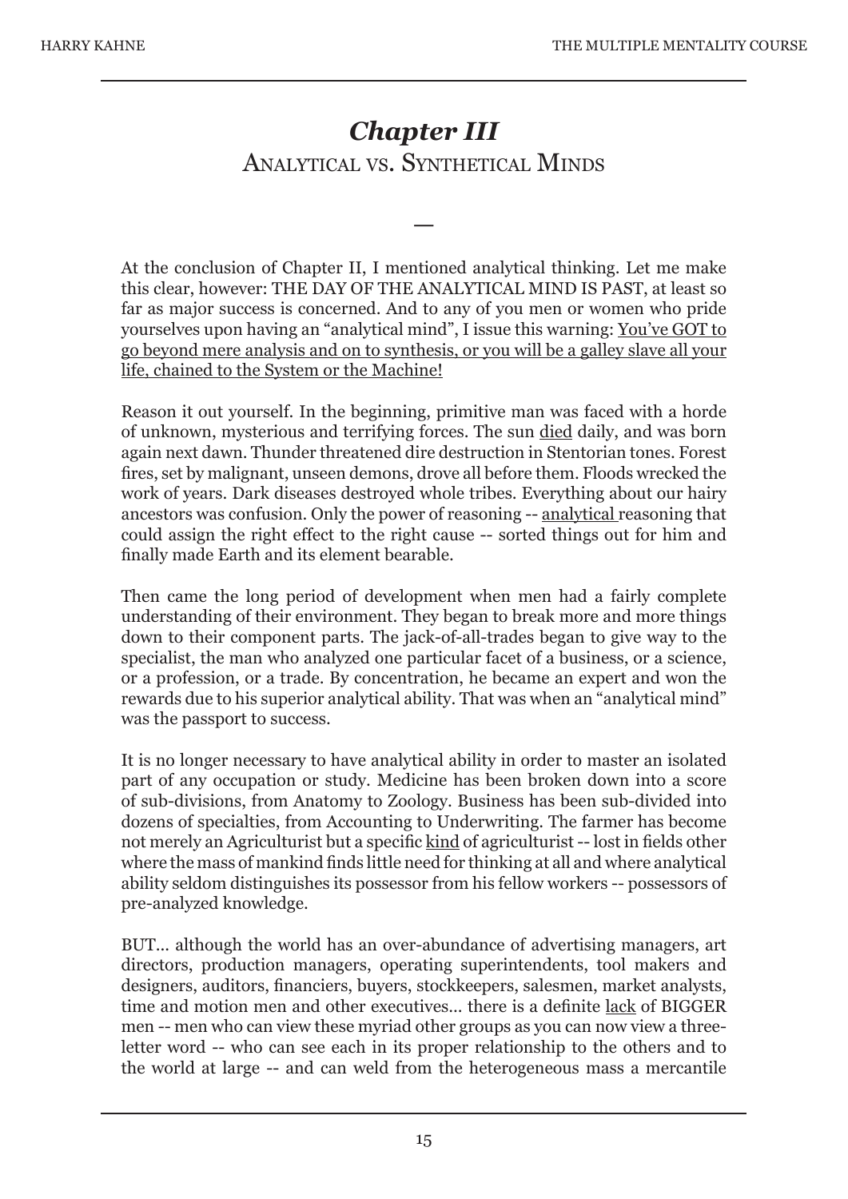# *Chapter III*

## Analytical vs. Synthetical Minds

—

At the conclusion of Chapter II, I mentioned analytical thinking. Let me make this clear, however: THE DAY OF THE ANALYTICAL MIND IS PAST, at least so far as major success is concerned. And to any of you men or women who pride yourselves upon having an "analytical mind", I issue this warning: <u>You've GOT to go beyond mere analysis and on to synthesis, or you will be a galley slave all your life, chained to the System or the Machine!</u>

Reason it out yourself. In the beginning, primitive man was faced with a horde of unknown, mysterious and terrifying forces. The sun <u>died</u> daily, and was born again next dawn. Thunder threatened dire destruction in Stentorian tones. Forest fires, set by malignant, unseen demons, drove all before them. Floods wrecked the work of years. Dark diseases destroyed whole tribes. Everything about our hairy ancestors was confusion. Only the power of reasoning -- <u>analytical</u> reasoning that could assign the right effect to the right cause -- sorted things out for him and finally made Earth and its element bearable.

Then came the long period of development when men had a fairly complete understanding of their environment. They began to break more and more things down to their component parts. The jack-of-all-trades began to give way to the specialist, the man who analyzed one particular facet of a business, or a science, or a profession, or a trade. By concentration, he became an expert and won the rewards due to his superior analytical ability. That was when an "analytical mind" was the passport to success.

It is no longer necessary to have analytical ability in order to master an isolated part of any occupation or study. Medicine has been broken down into a score of sub-divisions, from Anatomy to Zoology. Business has been sub-divided into dozens of specialties, from Accounting to Underwriting. The farmer has become not merely an Agriculturist but a specific <u>kind</u> of agriculturist -- lost in fields other where the mass of mankind finds little need for thinking at all and where analytical ability seldom distinguishes its possessor from his fellow workers -- possessors of pre-analyzed knowledge.

BUT... although the world has an over-abundance of advertising managers, art directors, production managers, operating superintendents, tool makers and designers, auditors, financiers, buyers, stockkeepers, salesmen, market analysts, time and motion men and other executives... there is a definite <u>lack</u> of BIGGER men -- men who can view these myriad other groups as you can now view a three-letter word -- who can see each in its proper relationship to the others and to the world at large -- and can weld from the heterogeneous mass a mercantile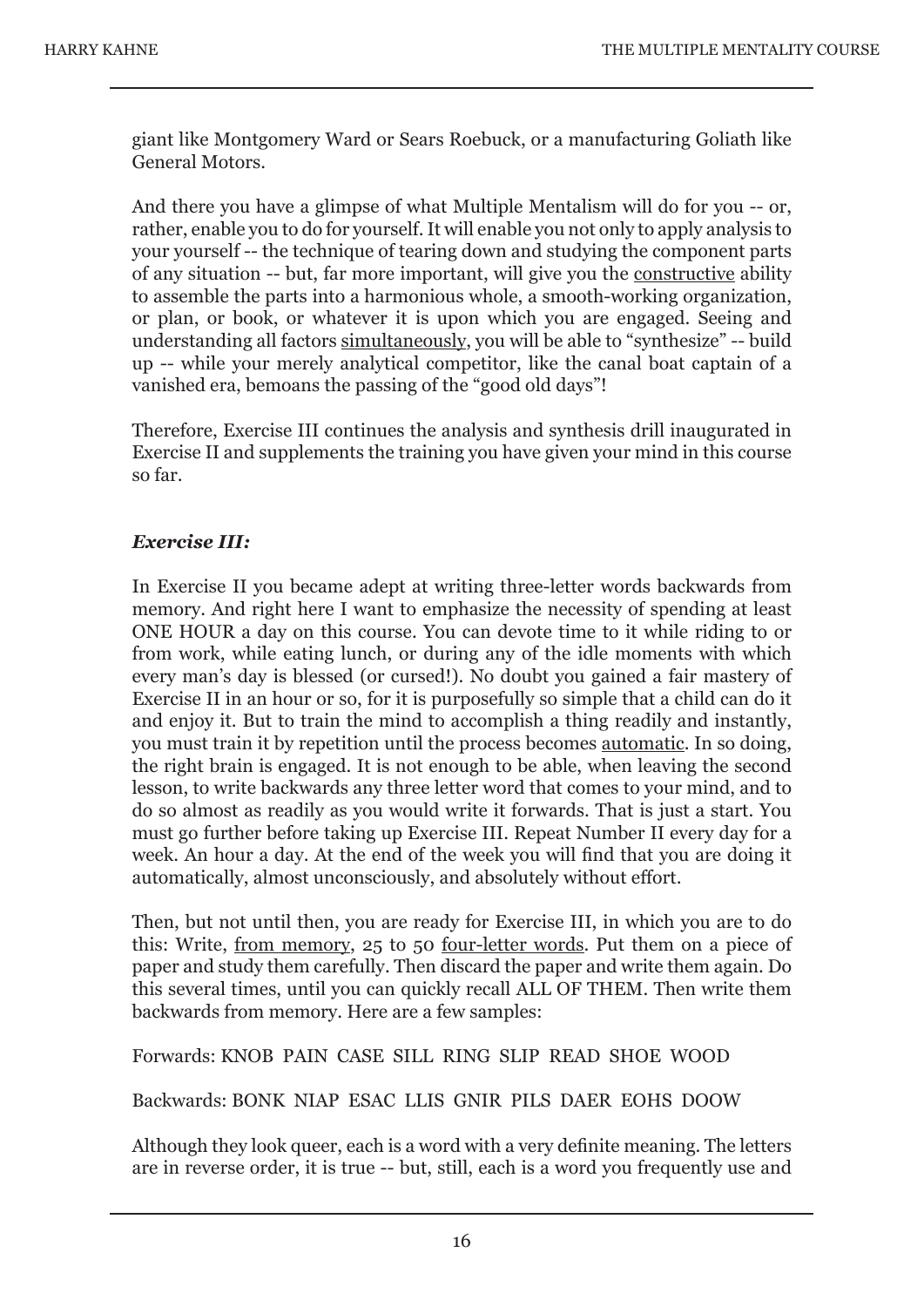giant like Montgomery Ward or Sears Roebuck, or a manufacturing Goliath like General Motors.

And there you have a glimpse of what Multiple Mentalism will do for you -- or, rather, enable you to do for yourself. It will enable you not only to apply analysis to your yourself -- the technique of tearing down and studying the component parts of any situation -- but, far more important, will give you the constructive ability to assemble the parts into a harmonious whole, a smooth-working organization, or plan, or book, or whatever it is upon which you are engaged. Seeing and understanding all factors simultaneously, you will be able to "synthesize" -- build up -- while your merely analytical competitor, like the canal boat captain of a vanished era, bemoans the passing of the "good old days"!

Therefore, Exercise III continues the analysis and synthesis drill inaugurated in Exercise II and supplements the training you have given your mind in this course so far.

***Exercise III:***

In Exercise II you became adept at writing three-letter words backwards from memory. And right here I want to emphasize the necessity of spending at least ONE HOUR a day on this course. You can devote time to it while riding to or from work, while eating lunch, or during any of the idle moments with which every man's day is blessed (or cursed!). No doubt you gained a fair mastery of Exercise II in an hour or so, for it is purposefully so simple that a child can do it and enjoy it. But to train the mind to accomplish a thing readily and instantly, you must train it by repetition until the process becomes automatic. In so doing, the right brain is engaged. It is not enough to be able, when leaving the second lesson, to write backwards any three letter word that comes to your mind, and to do so almost as readily as you would write it forwards. That is just a start. You must go further before taking up Exercise III. Repeat Number II every day for a week. An hour a day. At the end of the week you will find that you are doing it automatically, almost unconsciously, and absolutely without effort.

Then, but not until then, you are ready for Exercise III, in which you are to do this: Write, from memory, 25 to 50 four-letter words. Put them on a piece of paper and study them carefully. Then discard the paper and write them again. Do this several times, until you can quickly recall ALL OF THEM. Then write them backwards from memory. Here are a few samples:

Forwards: KNOB PAIN CASE SILL RING SLIP READ SHOE WOOD

Backwards: BONK NIAP ESAC LLIS GNIR PILS DAER EOHS DOOW

Although they look queer, each is a word with a very definite meaning. The letters are in reverse order, it is true -- but, still, each is a word you frequently use and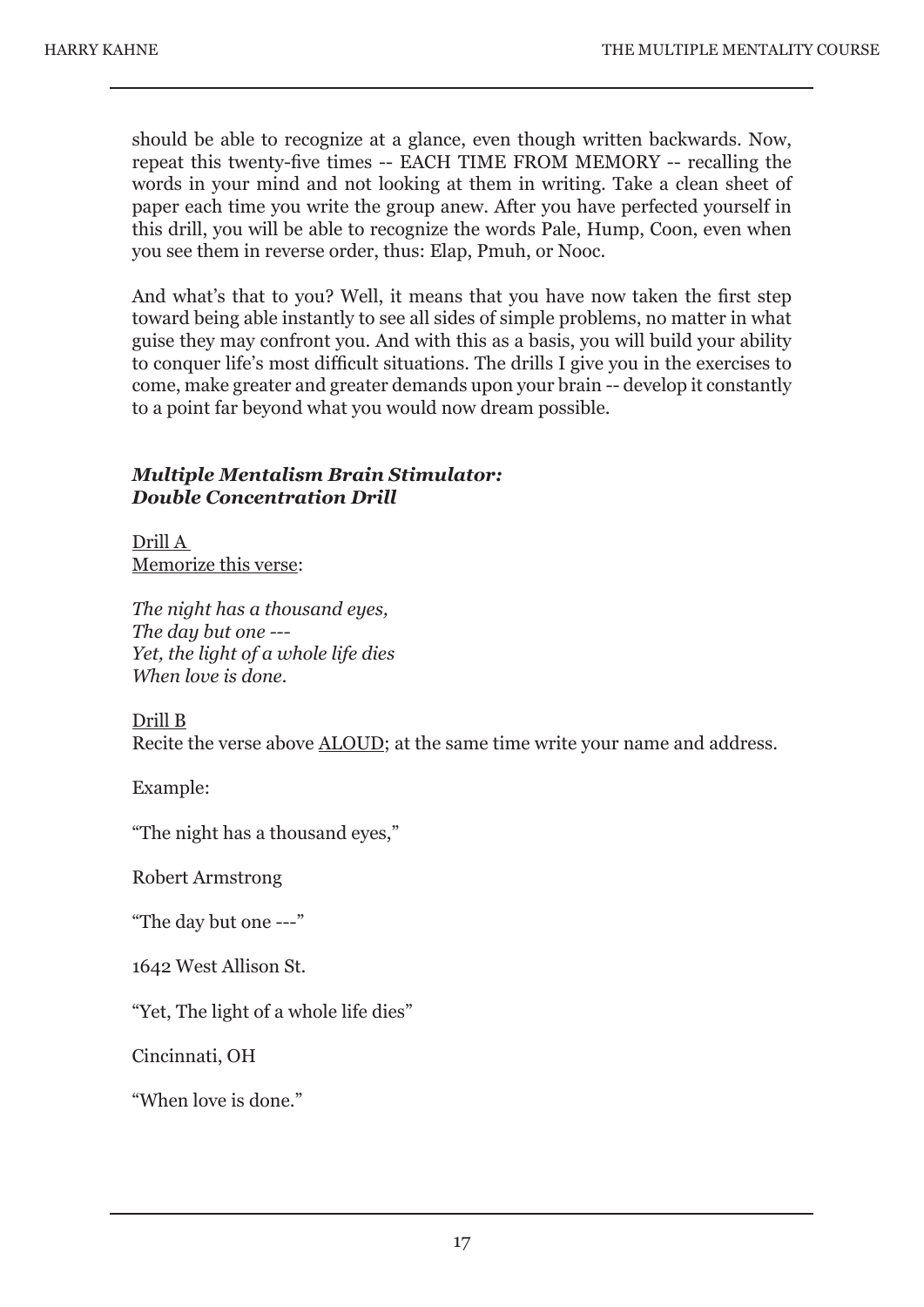should be able to recognize at a glance, even though written backwards. Now, repeat this twenty-five times -- EACH TIME FROM MEMORY -- recalling the words in your mind and not looking at them in writing. Take a clean sheet of paper each time you write the group anew. After you have perfected yourself in this drill, you will be able to recognize the words Pale, Hump, Coon, even when you see them in reverse order, thus: Elap, Pmuh, or Nooc.

And what's that to you? Well, it means that you have now taken the first step toward being able instantly to see all sides of simple problems, no matter in what guise they may confront you. And with this as a basis, you will build your ability to conquer life's most difficult situations. The drills I give you in the exercises to come, make greater and greater demands upon your brain -- develop it constantly to a point far beyond what you would now dream possible.

### *Multiple Mentalism Brain Stimulator: Double Concentration Drill*

<u>Drill A</u>
<u>Memorize this verse</u>:

*The night has a thousand eyes,*
*The day but one ---*
*Yet, the light of a whole life dies*
*When love is done.*

<u>Drill B</u>
Recite the verse above <u>ALOUD</u>; at the same time write your name and address.

Example:

"The night has a thousand eyes,"

Robert Armstrong

"The day but one ---"

1642 West Allison St.

"Yet, The light of a whole life dies"

Cincinnati, OH

"When love is done."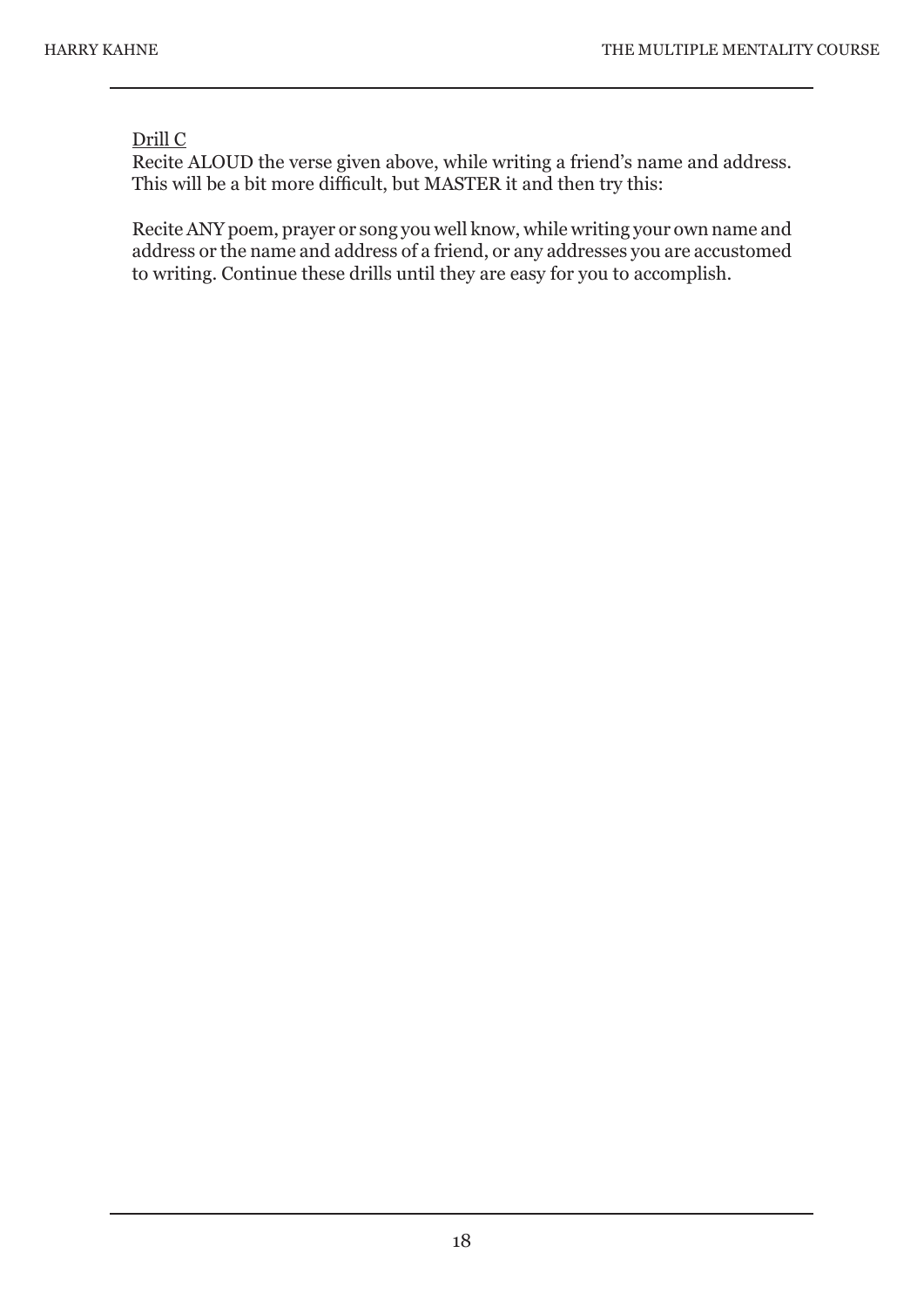<u>Drill C</u>

Recite ALOUD the verse given above, while writing a friend's name and address. This will be a bit more difficult, but MASTER it and then try this:

Recite ANY poem, prayer or song you well know, while writing your own name and address or the name and address of a friend, or any addresses you are accustomed to writing. Continue these drills until they are easy for you to accomplish.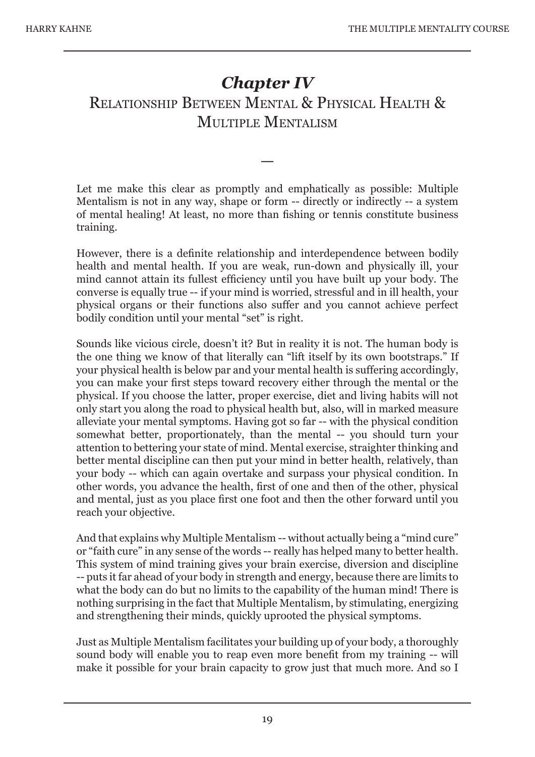# *Chapter IV*

## Relationship Between Mental & Physical Health & Multiple Mentalism

—

Let me make this clear as promptly and emphatically as possible: Multiple Mentalism is not in any way, shape or form -- directly or indirectly -- a system of mental healing! At least, no more than fishing or tennis constitute business training.

However, there is a definite relationship and interdependence between bodily health and mental health. If you are weak, run-down and physically ill, your mind cannot attain its fullest efficiency until you have built up your body. The converse is equally true -- if your mind is worried, stressful and in ill health, your physical organs or their functions also suffer and you cannot achieve perfect bodily condition until your mental "set" is right.

Sounds like vicious circle, doesn't it? But in reality it is not. The human body is the one thing we know of that literally can "lift itself by its own bootstraps." If your physical health is below par and your mental health is suffering accordingly, you can make your first steps toward recovery either through the mental or the physical. If you choose the latter, proper exercise, diet and living habits will not only start you along the road to physical health but, also, will in marked measure alleviate your mental symptoms. Having got so far -- with the physical condition somewhat better, proportionately, than the mental -- you should turn your attention to bettering your state of mind. Mental exercise, straighter thinking and better mental discipline can then put your mind in better health, relatively, than your body -- which can again overtake and surpass your physical condition. In other words, you advance the health, first of one and then of the other, physical and mental, just as you place first one foot and then the other forward until you reach your objective.

And that explains why Multiple Mentalism -- without actually being a "mind cure" or "faith cure" in any sense of the words -- really has helped many to better health. This system of mind training gives your brain exercise, diversion and discipline -- puts it far ahead of your body in strength and energy, because there are limits to what the body can do but no limits to the capability of the human mind! There is nothing surprising in the fact that Multiple Mentalism, by stimulating, energizing and strengthening their minds, quickly uprooted the physical symptoms.

Just as Multiple Mentalism facilitates your building up of your body, a thoroughly sound body will enable you to reap even more benefit from my training -- will make it possible for your brain capacity to grow just that much more. And so I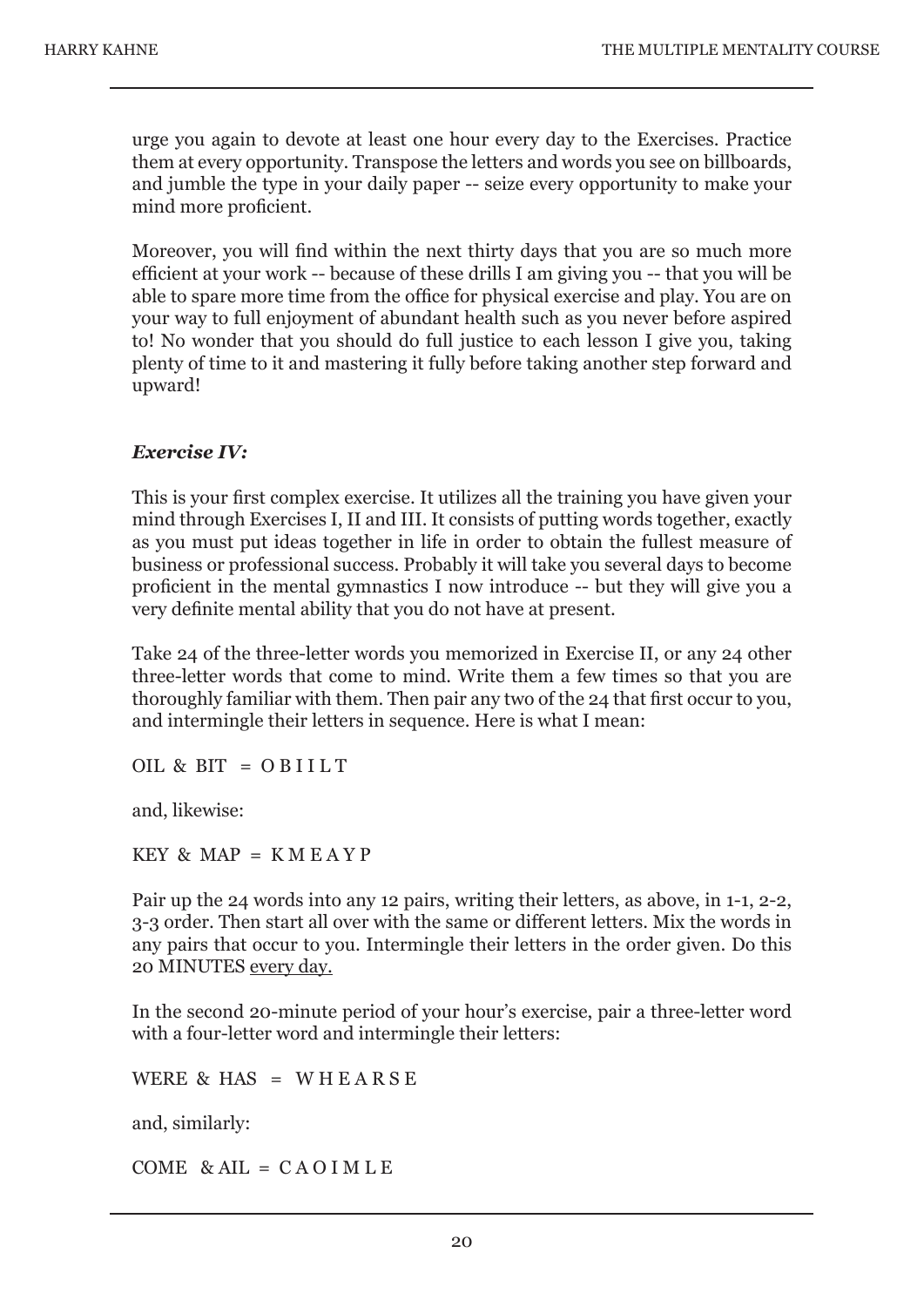urge you again to devote at least one hour every day to the Exercises. Practice them at every opportunity. Transpose the letters and words you see on billboards, and jumble the type in your daily paper -- seize every opportunity to make your mind more proficient.

Moreover, you will find within the next thirty days that you are so much more efficient at your work -- because of these drills I am giving you -- that you will be able to spare more time from the office for physical exercise and play. You are on your way to full enjoyment of abundant health such as you never before aspired to! No wonder that you should do full justice to each lesson I give you, taking plenty of time to it and mastering it fully before taking another step forward and upward!

***Exercise IV:***

This is your first complex exercise. It utilizes all the training you have given your mind through Exercises I, II and III. It consists of putting words together, exactly as you must put ideas together in life in order to obtain the fullest measure of business or professional success. Probably it will take you several days to become proficient in the mental gymnastics I now introduce -- but they will give you a very definite mental ability that you do not have at present.

Take 24 of the three-letter words you memorized in Exercise II, or any 24 other three-letter words that come to mind. Write them a few times so that you are thoroughly familiar with them. Then pair any two of the 24 that first occur to you, and intermingle their letters in sequence. Here is what I mean:

OIL & BIT = O B I I L T

and, likewise:

KEY & MAP = K M E A Y P

Pair up the 24 words into any 12 pairs, writing their letters, as above, in 1-1, 2-2, 3-3 order. Then start all over with the same or different letters. Mix the words in any pairs that occur to you. Intermingle their letters in the order given. Do this 20 MINUTES <u>every day.</u>

In the second 20-minute period of your hour's exercise, pair a three-letter word with a four-letter word and intermingle their letters:

WERE & HAS = W H E A R S E

and, similarly:

COME & AIL = C A O I M L E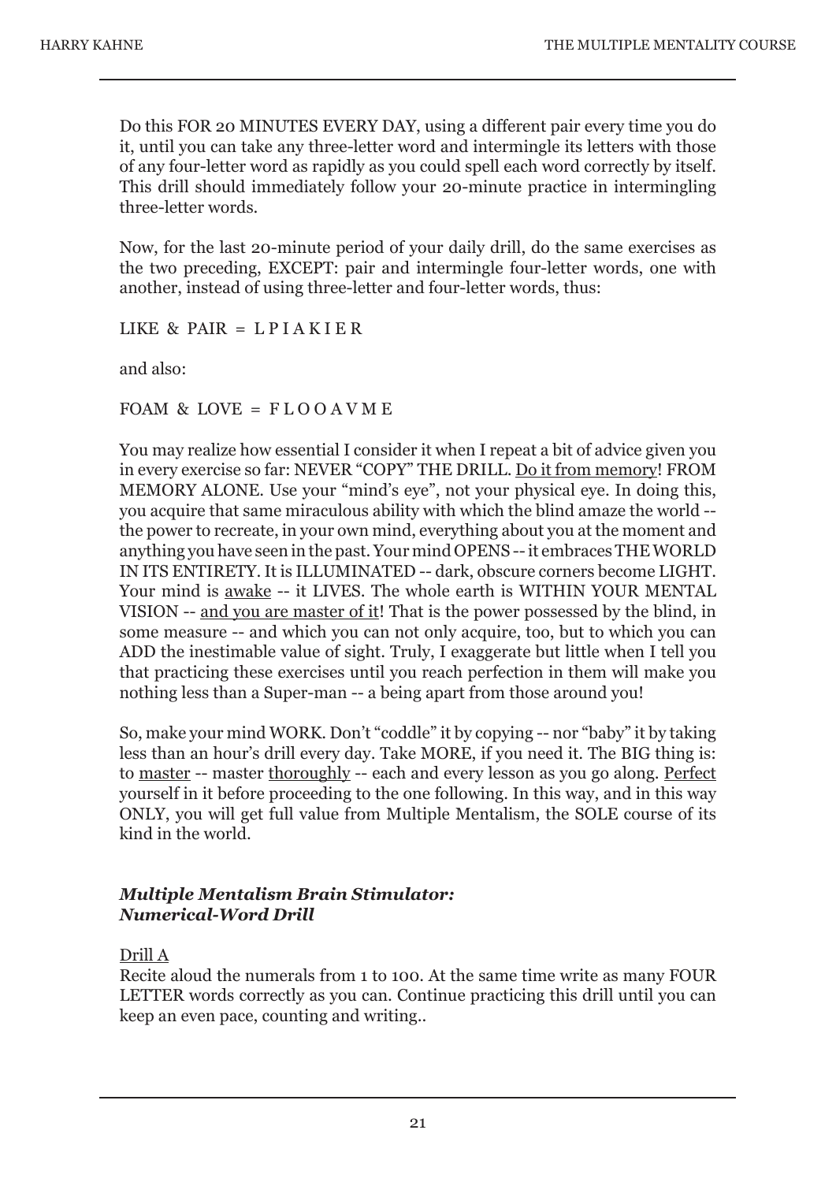Do this FOR 20 MINUTES EVERY DAY, using a different pair every time you do it, until you can take any three-letter word and intermingle its letters with those of any four-letter word as rapidly as you could spell each word correctly by itself. This drill should immediately follow your 20-minute practice in intermingling three-letter words.

Now, for the last 20-minute period of your daily drill, do the same exercises as the two preceding, EXCEPT: pair and intermingle four-letter words, one with another, instead of using three-letter and four-letter words, thus:

LIKE & PAIR = L P I A K I E R

and also:

FOAM & LOVE = F L O O A V M E

You may realize how essential I consider it when I repeat a bit of advice given you in every exercise so far: NEVER "COPY" THE DRILL. <u>Do it from memory</u>! FROM MEMORY ALONE. Use your "mind's eye", not your physical eye. In doing this, you acquire that same miraculous ability with which the blind amaze the world -- the power to recreate, in your own mind, everything about you at the moment and anything you have seen in the past. Your mind OPENS -- it embraces THE WORLD IN ITS ENTIRETY. It is ILLUMINATED -- dark, obscure corners become LIGHT. Your mind is <u>awake</u> -- it LIVES. The whole earth is WITHIN YOUR MENTAL VISION -- <u>and you are master of it</u>! That is the power possessed by the blind, in some measure -- and which you can not only acquire, too, but to which you can ADD the inestimable value of sight. Truly, I exaggerate but little when I tell you that practicing these exercises until you reach perfection in them will make you nothing less than a Super-man -- a being apart from those around you!

So, make your mind WORK. Don't "coddle" it by copying -- nor "baby" it by taking less than an hour's drill every day. Take MORE, if you need it. The BIG thing is: to <u>master</u> -- master <u>thoroughly</u> -- each and every lesson as you go along. <u>Perfect</u> yourself in it before proceeding to the one following. In this way, and in this way ONLY, you will get full value from Multiple Mentalism, the SOLE course of its kind in the world.

### *Multiple Mentalism Brain Stimulator: Numerical-Word Drill*

<u>Drill A</u>

Recite aloud the numerals from 1 to 100. At the same time write as many FOUR LETTER words correctly as you can. Continue practicing this drill until you can keep an even pace, counting and writing..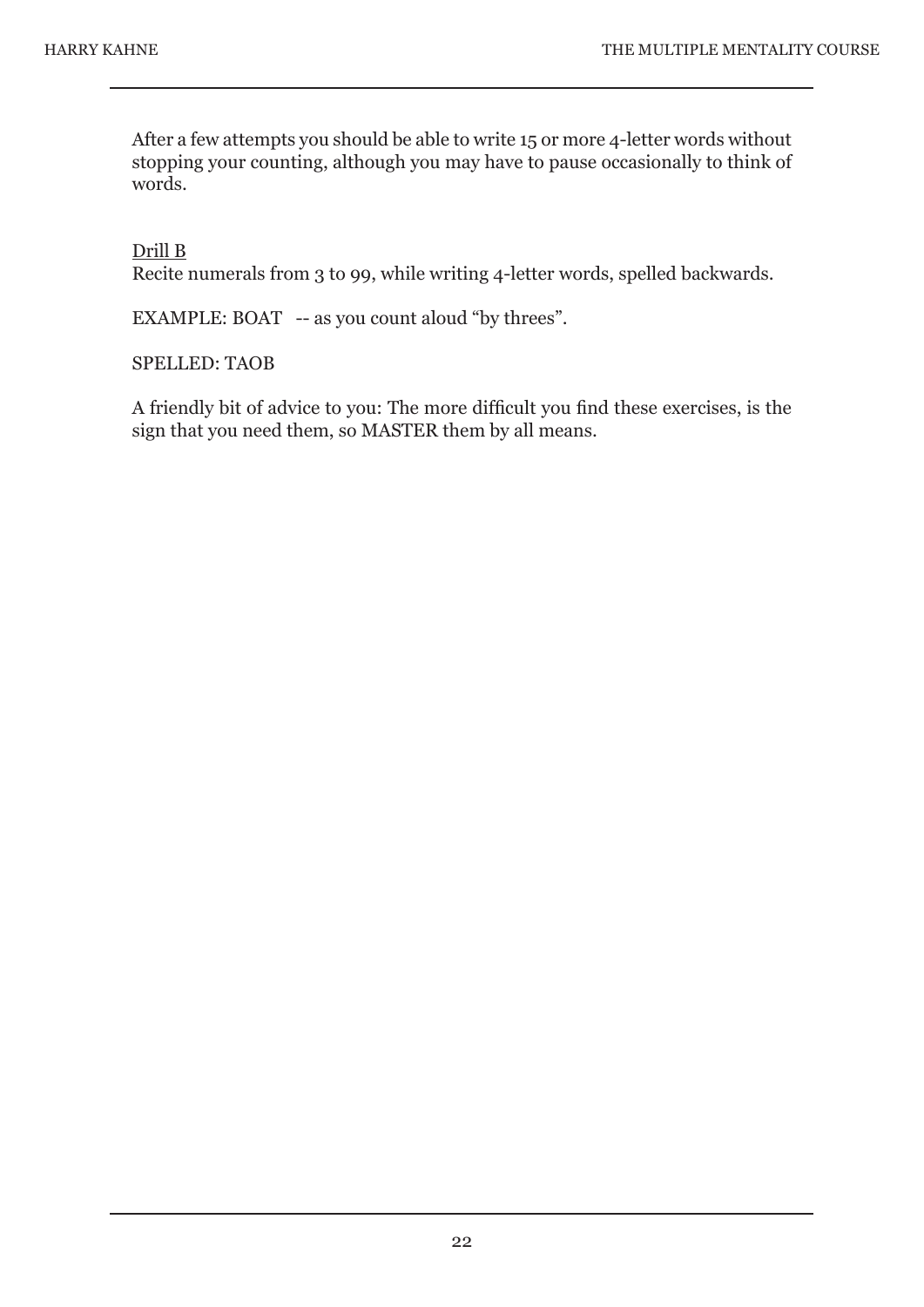After a few attempts you should be able to write 15 or more 4-letter words without stopping your counting, although you may have to pause occasionally to think of words.

<u>Drill B</u>
Recite numerals from 3 to 99, while writing 4-letter words, spelled backwards.

EXAMPLE: BOAT -- as you count aloud "by threes".

SPELLED: TAOB

A friendly bit of advice to you: The more difficult you find these exercises, is the sign that you need them, so MASTER them by all means.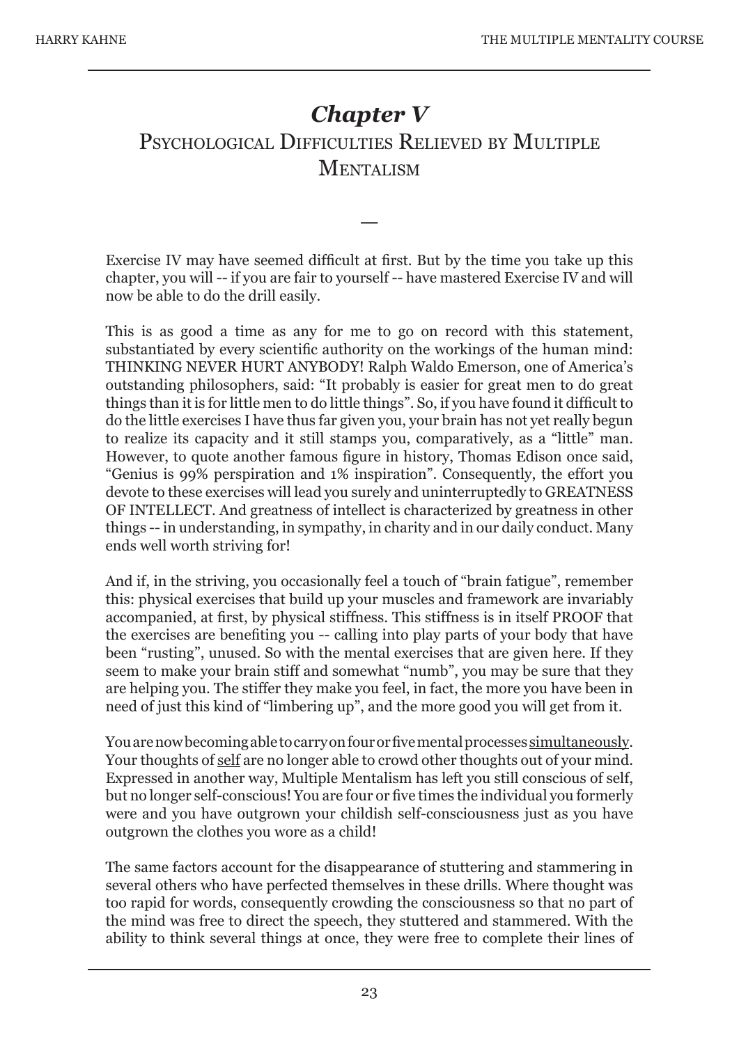# *Chapter V*

## Psychological Difficulties Relieved by Multiple Mentalism

—

Exercise IV may have seemed difficult at first. But by the time you take up this chapter, you will -- if you are fair to yourself -- have mastered Exercise IV and will now be able to do the drill easily.

This is as good a time as any for me to go on record with this statement, substantiated by every scientific authority on the workings of the human mind: THINKING NEVER HURT ANYBODY! Ralph Waldo Emerson, one of America's outstanding philosophers, said: "It probably is easier for great men to do great things than it is for little men to do little things". So, if you have found it difficult to do the little exercises I have thus far given you, your brain has not yet really begun to realize its capacity and it still stamps you, comparatively, as a "little" man. However, to quote another famous figure in history, Thomas Edison once said, "Genius is 99% perspiration and 1% inspiration". Consequently, the effort you devote to these exercises will lead you surely and uninterruptedly to GREATNESS OF INTELLECT. And greatness of intellect is characterized by greatness in other things -- in understanding, in sympathy, in charity and in our daily conduct. Many ends well worth striving for!

And if, in the striving, you occasionally feel a touch of "brain fatigue", remember this: physical exercises that build up your muscles and framework are invariably accompanied, at first, by physical stiffness. This stiffness is in itself PROOF that the exercises are benefiting you -- calling into play parts of your body that have been "rusting", unused. So with the mental exercises that are given here. If they seem to make your brain stiff and somewhat "numb", you may be sure that they are helping you. The stiffer they make you feel, in fact, the more you have been in need of just this kind of "limbering up", and the more good you will get from it.

You are now becoming able to carry on four or five mental processes <u>simultaneously</u>. Your thoughts of <u>self</u> are no longer able to crowd other thoughts out of your mind. Expressed in another way, Multiple Mentalism has left you still conscious of self, but no longer self-conscious! You are four or five times the individual you formerly were and you have outgrown your childish self-consciousness just as you have outgrown the clothes you wore as a child!

The same factors account for the disappearance of stuttering and stammering in several others who have perfected themselves in these drills. Where thought was too rapid for words, consequently crowding the consciousness so that no part of the mind was free to direct the speech, they stuttered and stammered. With the ability to think several things at once, they were free to complete their lines of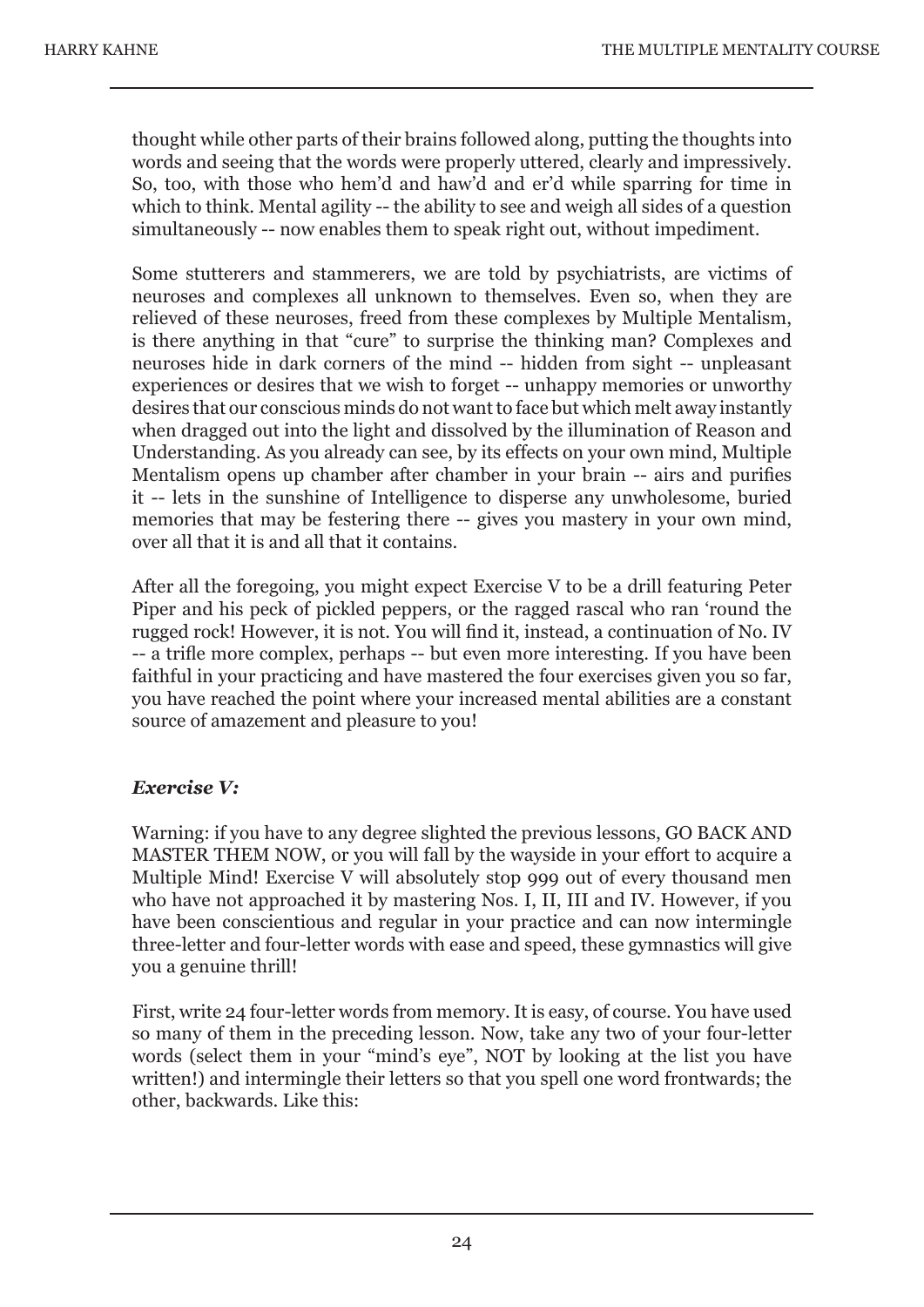thought while other parts of their brains followed along, putting the thoughts into words and seeing that the words were properly uttered, clearly and impressively. So, too, with those who hem'd and haw'd and er'd while sparring for time in which to think. Mental agility -- the ability to see and weigh all sides of a question simultaneously -- now enables them to speak right out, without impediment.

Some stutterers and stammerers, we are told by psychiatrists, are victims of neuroses and complexes all unknown to themselves. Even so, when they are relieved of these neuroses, freed from these complexes by Multiple Mentalism, is there anything in that "cure" to surprise the thinking man? Complexes and neuroses hide in dark corners of the mind -- hidden from sight -- unpleasant experiences or desires that we wish to forget -- unhappy memories or unworthy desires that our conscious minds do not want to face but which melt away instantly when dragged out into the light and dissolved by the illumination of Reason and Understanding. As you already can see, by its effects on your own mind, Multiple Mentalism opens up chamber after chamber in your brain -- airs and purifies it -- lets in the sunshine of Intelligence to disperse any unwholesome, buried memories that may be festering there -- gives you mastery in your own mind, over all that it is and all that it contains.

After all the foregoing, you might expect Exercise V to be a drill featuring Peter Piper and his peck of pickled peppers, or the ragged rascal who ran 'round the rugged rock! However, it is not. You will find it, instead, a continuation of No. IV -- a trifle more complex, perhaps -- but even more interesting. If you have been faithful in your practicing and have mastered the four exercises given you so far, you have reached the point where your increased mental abilities are a constant source of amazement and pleasure to you!

### *Exercise V:*

Warning: if you have to any degree slighted the previous lessons, GO BACK AND MASTER THEM NOW, or you will fall by the wayside in your effort to acquire a Multiple Mind! Exercise V will absolutely stop 999 out of every thousand men who have not approached it by mastering Nos. I, II, III and IV. However, if you have been conscientious and regular in your practice and can now intermingle three-letter and four-letter words with ease and speed, these gymnastics will give you a genuine thrill!

First, write 24 four-letter words from memory. It is easy, of course. You have used so many of them in the preceding lesson. Now, take any two of your four-letter words (select them in your "mind's eye", NOT by looking at the list you have written!) and intermingle their letters so that you spell one word frontwards; the other, backwards. Like this: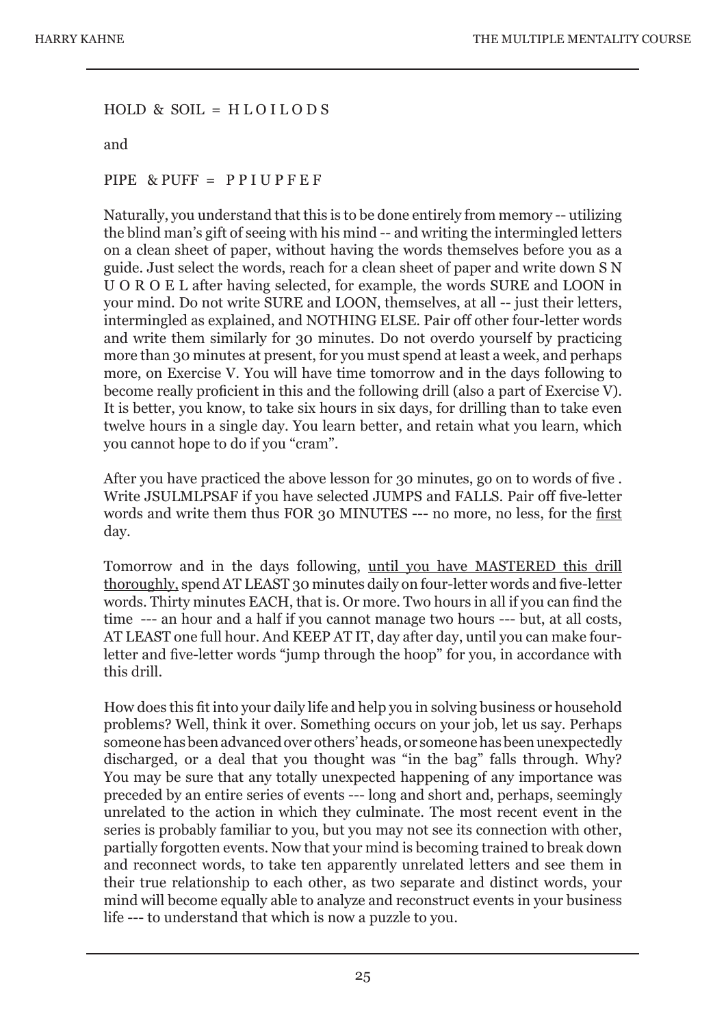HOLD & SOIL = H L O I L O D S

and

PIPE & PUFF = P P I U P F E F

Naturally, you understand that this is to be done entirely from memory -- utilizing the blind man's gift of seeing with his mind -- and writing the intermingled letters on a clean sheet of paper, without having the words themselves before you as a guide. Just select the words, reach for a clean sheet of paper and write down S N U O R O E L after having selected, for example, the words SURE and LOON in your mind. Do not write SURE and LOON, themselves, at all -- just their letters, intermingled as explained, and NOTHING ELSE. Pair off other four-letter words and write them similarly for 30 minutes. Do not overdo yourself by practicing more than 30 minutes at present, for you must spend at least a week, and perhaps more, on Exercise V. You will have time tomorrow and in the days following to become really proficient in this and the following drill (also a part of Exercise V). It is better, you know, to take six hours in six days, for drilling than to take even twelve hours in a single day. You learn better, and retain what you learn, which you cannot hope to do if you "cram".

After you have practiced the above lesson for 30 minutes, go on to words of five . Write JSULMLPSAF if you have selected JUMPS and FALLS. Pair off five-letter words and write them thus FOR 30 MINUTES --- no more, no less, for the <u>first</u> day.

Tomorrow and in the days following, <u>until you have MASTERED this drill thoroughly,</u> spend AT LEAST 30 minutes daily on four-letter words and five-letter words. Thirty minutes EACH, that is. Or more. Two hours in all if you can find the time --- an hour and a half if you cannot manage two hours --- but, at all costs, AT LEAST one full hour. And KEEP AT IT, day after day, until you can make four-letter and five-letter words "jump through the hoop" for you, in accordance with this drill.

How does this fit into your daily life and help you in solving business or household problems? Well, think it over. Something occurs on your job, let us say. Perhaps someone has been advanced over others' heads, or someone has been unexpectedly discharged, or a deal that you thought was "in the bag" falls through. Why? You may be sure that any totally unexpected happening of any importance was preceded by an entire series of events --- long and short and, perhaps, seemingly unrelated to the action in which they culminate. The most recent event in the series is probably familiar to you, but you may not see its connection with other, partially forgotten events. Now that your mind is becoming trained to break down and reconnect words, to take ten apparently unrelated letters and see them in their true relationship to each other, as two separate and distinct words, your mind will become equally able to analyze and reconstruct events in your business life --- to understand that which is now a puzzle to you.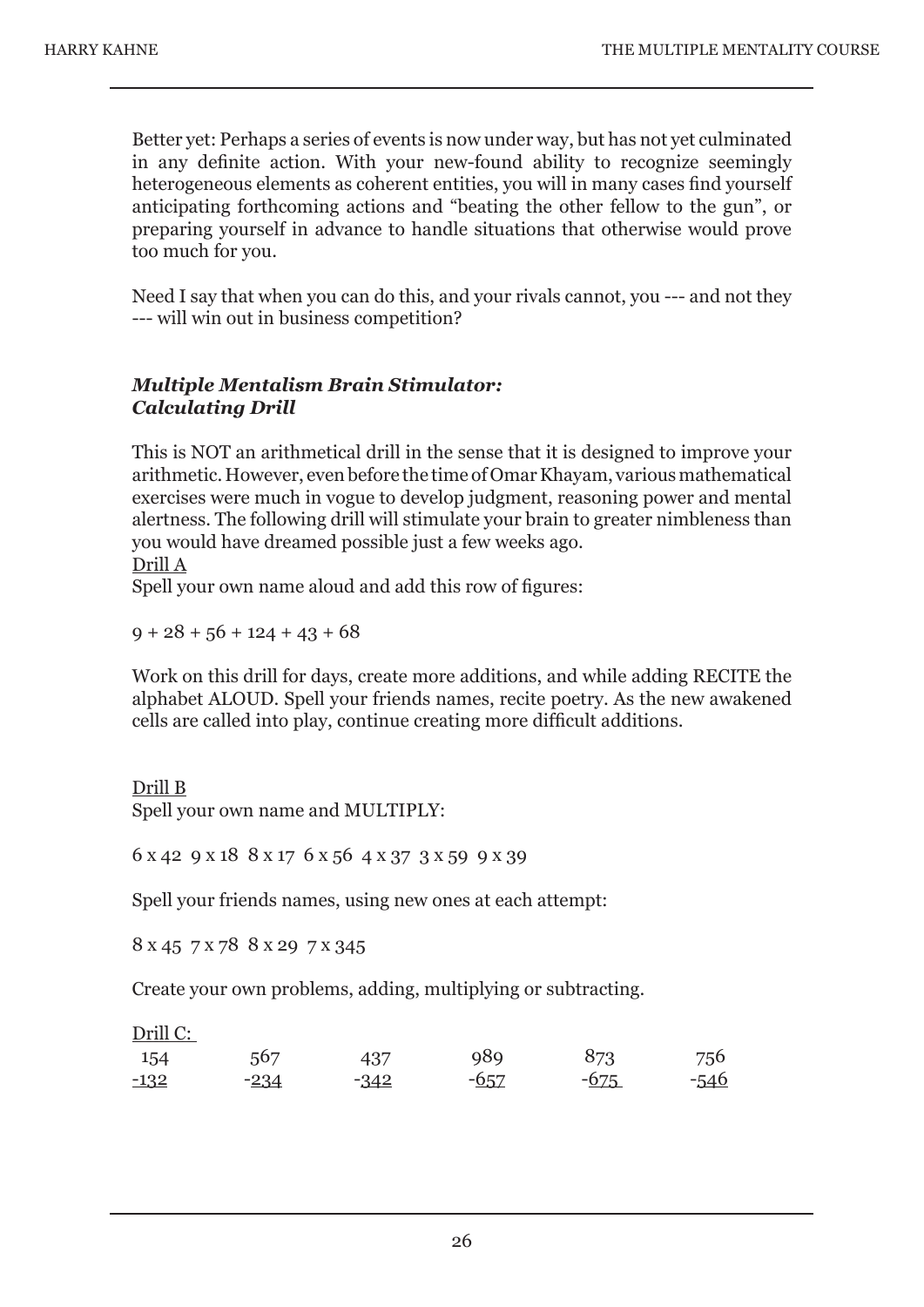Better yet: Perhaps a series of events is now under way, but has not yet culminated in any definite action. With your new-found ability to recognize seemingly heterogeneous elements as coherent entities, you will in many cases find yourself anticipating forthcoming actions and "beating the other fellow to the gun", or preparing yourself in advance to handle situations that otherwise would prove too much for you.

Need I say that when you can do this, and your rivals cannot, you --- and not they --- will win out in business competition?

### ***Multiple Mentalism Brain Stimulator: Calculating Drill***

This is NOT an arithmetical drill in the sense that it is designed to improve your arithmetic. However, even before the time of Omar Khayam, various mathematical exercises were much in vogue to develop judgment, reasoning power and mental alertness. The following drill will stimulate your brain to greater nimbleness than you would have dreamed possible just a few weeks ago.

<u>Drill A</u>

Spell your own name aloud and add this row of figures:

9 + 28 + 56 + 124 + 43 + 68

Work on this drill for days, create more additions, and while adding RECITE the alphabet ALOUD. Spell your friends names, recite poetry. As the new awakened cells are called into play, continue creating more difficult additions.

<u>Drill B</u>

Spell your own name and MULTIPLY:

6 x 42 9 x 18 8 x 17 6 x 56 4 x 37 3 x 59 9 x 39

Spell your friends names, using new ones at each attempt:

8 x 45 7 x 78 8 x 29 7 x 345

Create your own problems, adding, multiplying or subtracting.

<u>Drill C:</u>

| 154 | 567 | 437 | 989 | 873 | 756 |
|---|---|---|---|---|---|
| -132 | -234 | -342 | -657 | -675 | -546 |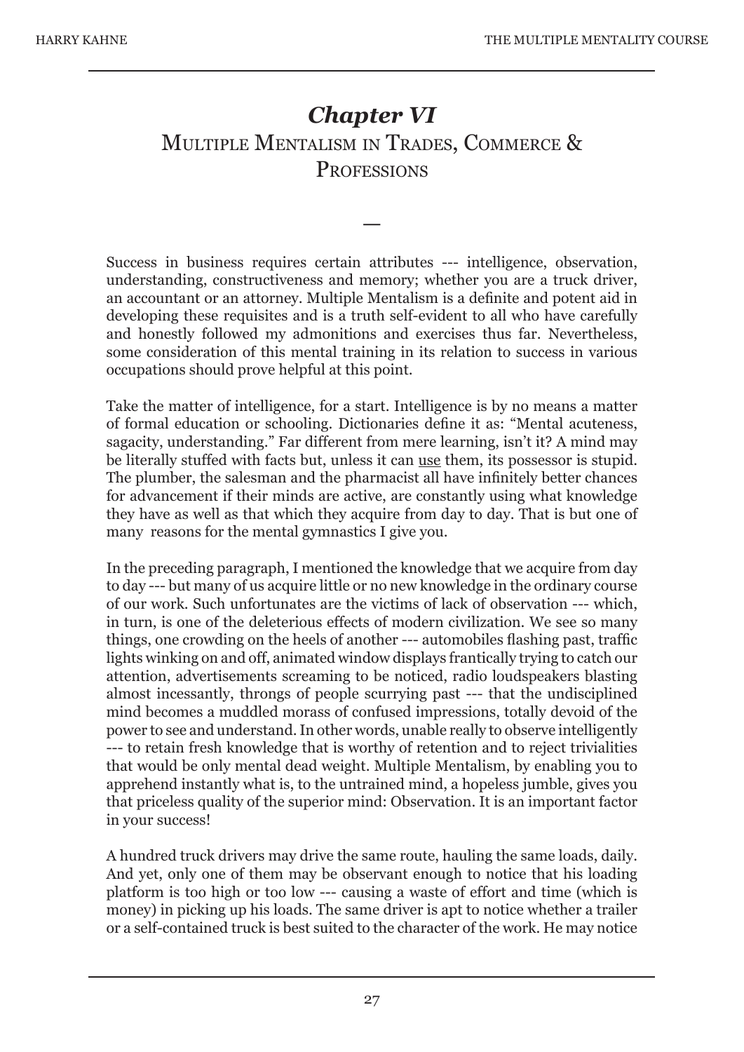# *Chapter VI*
## Multiple Mentalism in Trades, Commerce & Professions

—

Success in business requires certain attributes --- intelligence, observation, understanding, constructiveness and memory; whether you are a truck driver, an accountant or an attorney. Multiple Mentalism is a definite and potent aid in developing these requisites and is a truth self-evident to all who have carefully and honestly followed my admonitions and exercises thus far. Nevertheless, some consideration of this mental training in its relation to success in various occupations should prove helpful at this point.

Take the matter of intelligence, for a start. Intelligence is by no means a matter of formal education or schooling. Dictionaries define it as: "Mental acuteness, sagacity, understanding." Far different from mere learning, isn't it? A mind may be literally stuffed with facts but, unless it can <u>use</u> them, its possessor is stupid. The plumber, the salesman and the pharmacist all have infinitely better chances for advancement if their minds are active, are constantly using what knowledge they have as well as that which they acquire from day to day. That is but one of many reasons for the mental gymnastics I give you.

In the preceding paragraph, I mentioned the knowledge that we acquire from day to day --- but many of us acquire little or no new knowledge in the ordinary course of our work. Such unfortunates are the victims of lack of observation --- which, in turn, is one of the deleterious effects of modern civilization. We see so many things, one crowding on the heels of another --- automobiles flashing past, traffic lights winking on and off, animated window displays frantically trying to catch our attention, advertisements screaming to be noticed, radio loudspeakers blasting almost incessantly, throngs of people scurrying past --- that the undisciplined mind becomes a muddled morass of confused impressions, totally devoid of the power to see and understand. In other words, unable really to observe intelligently --- to retain fresh knowledge that is worthy of retention and to reject trivialities that would be only mental dead weight. Multiple Mentalism, by enabling you to apprehend instantly what is, to the untrained mind, a hopeless jumble, gives you that priceless quality of the superior mind: Observation. It is an important factor in your success!

A hundred truck drivers may drive the same route, hauling the same loads, daily. And yet, only one of them may be observant enough to notice that his loading platform is too high or too low --- causing a waste of effort and time (which is money) in picking up his loads. The same driver is apt to notice whether a trailer or a self-contained truck is best suited to the character of the work. He may notice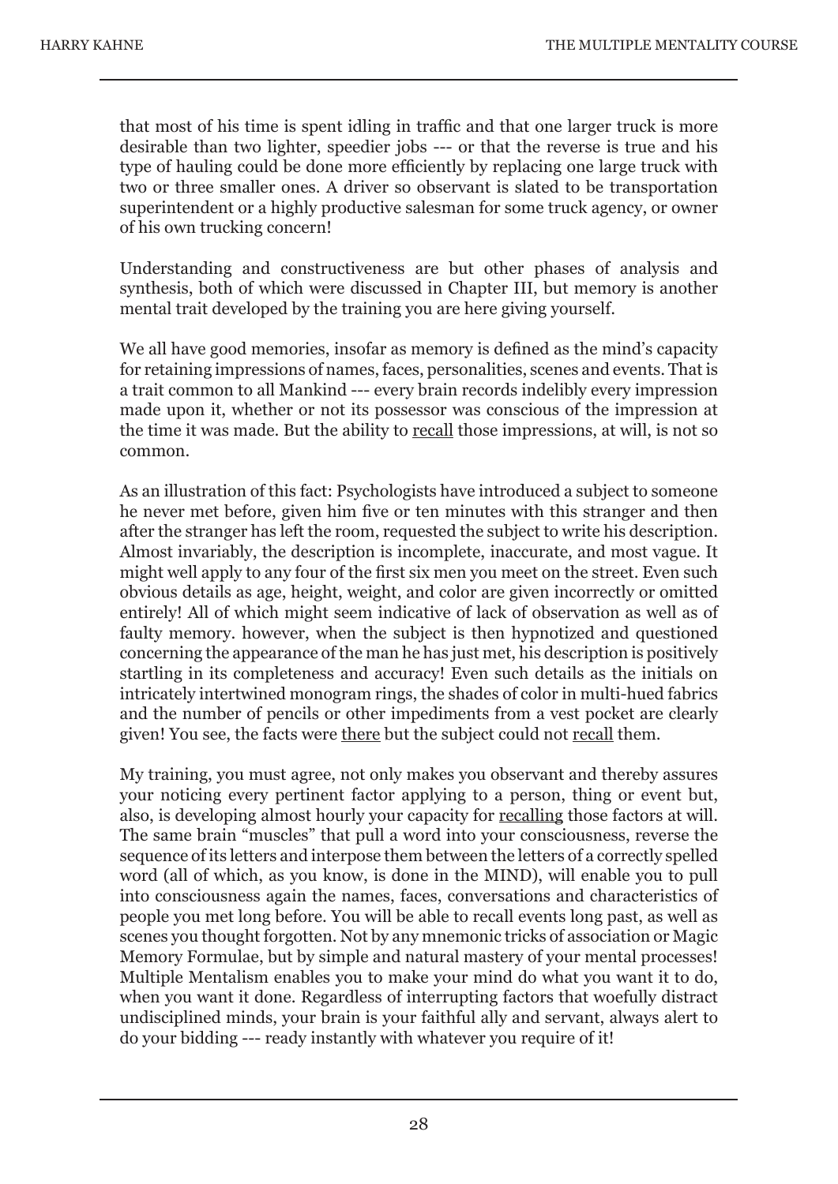that most of his time is spent idling in traffic and that one larger truck is more desirable than two lighter, speedier jobs --- or that the reverse is true and his type of hauling could be done more efficiently by replacing one large truck with two or three smaller ones. A driver so observant is slated to be transportation superintendent or a highly productive salesman for some truck agency, or owner of his own trucking concern!

Understanding and constructiveness are but other phases of analysis and synthesis, both of which were discussed in Chapter III, but memory is another mental trait developed by the training you are here giving yourself.

We all have good memories, insofar as memory is defined as the mind's capacity for retaining impressions of names, faces, personalities, scenes and events. That is a trait common to all Mankind --- every brain records indelibly every impression made upon it, whether or not its possessor was conscious of the impression at the time it was made. But the ability to <u>recall</u> those impressions, at will, is not so common.

As an illustration of this fact: Psychologists have introduced a subject to someone he never met before, given him five or ten minutes with this stranger and then after the stranger has left the room, requested the subject to write his description. Almost invariably, the description is incomplete, inaccurate, and most vague. It might well apply to any four of the first six men you meet on the street. Even such obvious details as age, height, weight, and color are given incorrectly or omitted entirely! All of which might seem indicative of lack of observation as well as of faulty memory. however, when the subject is then hypnotized and questioned concerning the appearance of the man he has just met, his description is positively startling in its completeness and accuracy! Even such details as the initials on intricately intertwined monogram rings, the shades of color in multi-hued fabrics and the number of pencils or other impediments from a vest pocket are clearly given! You see, the facts were <u>there</u> but the subject could not <u>recall</u> them.

My training, you must agree, not only makes you observant and thereby assures your noticing every pertinent factor applying to a person, thing or event but, also, is developing almost hourly your capacity for <u>recalling</u> those factors at will. The same brain "muscles" that pull a word into your consciousness, reverse the sequence of its letters and interpose them between the letters of a correctly spelled word (all of which, as you know, is done in the MIND), will enable you to pull into consciousness again the names, faces, conversations and characteristics of people you met long before. You will be able to recall events long past, as well as scenes you thought forgotten. Not by any mnemonic tricks of association or Magic Memory Formulae, but by simple and natural mastery of your mental processes! Multiple Mentalism enables you to make your mind do what you want it to do, when you want it done. Regardless of interrupting factors that woefully distract undisciplined minds, your brain is your faithful ally and servant, always alert to do your bidding --- ready instantly with whatever you require of it!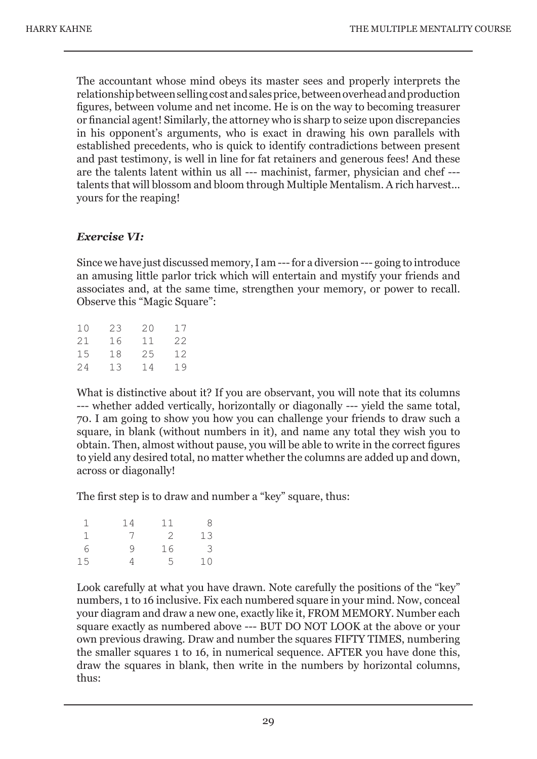The accountant whose mind obeys its master sees and properly interprets the relationship between selling cost and sales price, between overhead and production figures, between volume and net income. He is on the way to becoming treasurer or financial agent! Similarly, the attorney who is sharp to seize upon discrepancies in his opponent's arguments, who is exact in drawing his own parallels with established precedents, who is quick to identify contradictions between present and past testimony, is well in line for fat retainers and generous fees! And these are the talents latent within us all --- machinist, farmer, physician and chef --- talents that will blossom and bloom through Multiple Mentalism. A rich harvest... yours for the reaping!

### *Exercise VI:*

Since we have just discussed memory, I am --- for a diversion --- going to introduce an amusing little parlor trick which will entertain and mystify your friends and associates and, at the same time, strengthen your memory, or power to recall. Observe this "Magic Square":

```
10   23   20   17
21   16   11   22
15   18   25   12
24   13   14   19
```

What is distinctive about it? If you are observant, you will note that its columns --- whether added vertically, horizontally or diagonally --- yield the same total, 70. I am going to show you how you can challenge your friends to draw such a square, in blank (without numbers in it), and name any total they wish you to obtain. Then, almost without pause, you will be able to write in the correct figures to yield any desired total, no matter whether the columns are added up and down, across or diagonally!

The first step is to draw and number a "key" square, thus:

```
 1      14     11      8
 1       7      2     13
 6       9     16      3
15       4      5     10
```

Look carefully at what you have drawn. Note carefully the positions of the "key" numbers, 1 to 16 inclusive. Fix each numbered square in your mind. Now, conceal your diagram and draw a new one, exactly like it, FROM MEMORY. Number each square exactly as numbered above --- BUT DO NOT LOOK at the above or your own previous drawing. Draw and number the squares FIFTY TIMES, numbering the smaller squares 1 to 16, in numerical sequence. AFTER you have done this, draw the squares in blank, then write in the numbers by horizontal columns, thus: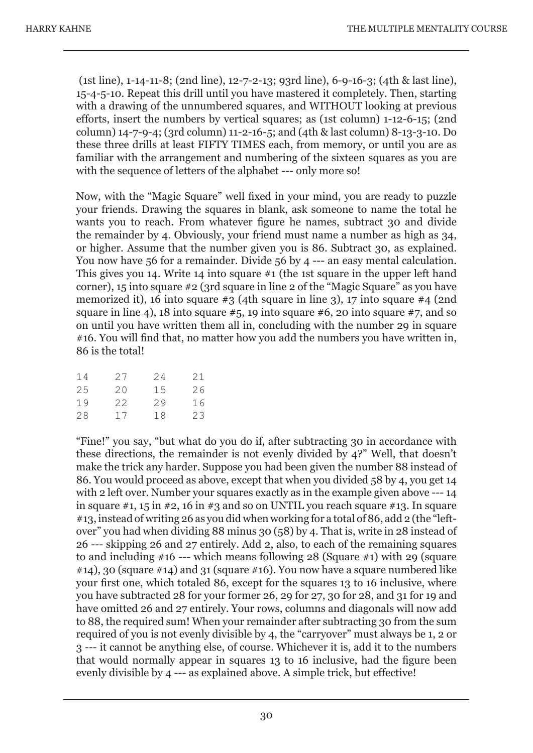(1st line), 1-14-11-8; (2nd line), 12-7-2-13; 93rd line), 6-9-16-3; (4th & last line), 15-4-5-10. Repeat this drill until you have mastered it completely. Then, starting with a drawing of the unnumbered squares, and WITHOUT looking at previous efforts, insert the numbers by vertical squares; as (1st column) 1-12-6-15; (2nd column) 14-7-9-4; (3rd column) 11-2-16-5; and (4th & last column) 8-13-3-10. Do these three drills at least FIFTY TIMES each, from memory, or until you are as familiar with the arrangement and numbering of the sixteen squares as you are with the sequence of letters of the alphabet --- only more so!

Now, with the "Magic Square" well fixed in your mind, you are ready to puzzle your friends. Drawing the squares in blank, ask someone to name the total he wants you to reach. From whatever figure he names, subtract 30 and divide the remainder by 4. Obviously, your friend must name a number as high as 34, or higher. Assume that the number given you is 86. Subtract 30, as explained. You now have 56 for a remainder. Divide 56 by 4 --- an easy mental calculation. This gives you 14. Write 14 into square #1 (the 1st square in the upper left hand corner), 15 into square #2 (3rd square in line 2 of the "Magic Square" as you have memorized it), 16 into square #3 (4th square in line 3), 17 into square #4 (2nd square in line 4), 18 into square #5, 19 into square #6, 20 into square #7, and so on until you have written them all in, concluding with the number 29 in square #16. You will find that, no matter how you add the numbers you have written in, 86 is the total!

```
14    27    24    21
25    20    15    26
19    22    29    16
28    17    18    23
```

"Fine!" you say, "but what do you do if, after subtracting 30 in accordance with these directions, the remainder is not evenly divided by 4?" Well, that doesn't make the trick any harder. Suppose you had been given the number 88 instead of 86. You would proceed as above, except that when you divided 58 by 4, you get 14 with 2 left over. Number your squares exactly as in the example given above --- 14 in square #1, 15 in #2, 16 in #3 and so on UNTIL you reach square #13. In square #13, instead of writing 26 as you did when working for a total of 86, add 2 (the "left-over" you had when dividing 88 minus 30 (58) by 4. That is, write in 28 instead of 26 --- skipping 26 and 27 entirely. Add 2, also, to each of the remaining squares to and including #16 --- which means following 28 (Square #1) with 29 (square #14), 30 (square #14) and 31 (square #16). You now have a square numbered like your first one, which totaled 86, except for the squares 13 to 16 inclusive, where you have subtracted 28 for your former 26, 29 for 27, 30 for 28, and 31 for 19 and have omitted 26 and 27 entirely. Your rows, columns and diagonals will now add to 88, the required sum! When your remainder after subtracting 30 from the sum required of you is not evenly divisible by 4, the "carryover" must always be 1, 2 or 3 --- it cannot be anything else, of course. Whichever it is, add it to the numbers that would normally appear in squares 13 to 16 inclusive, had the figure been evenly divisible by 4 --- as explained above. A simple trick, but effective!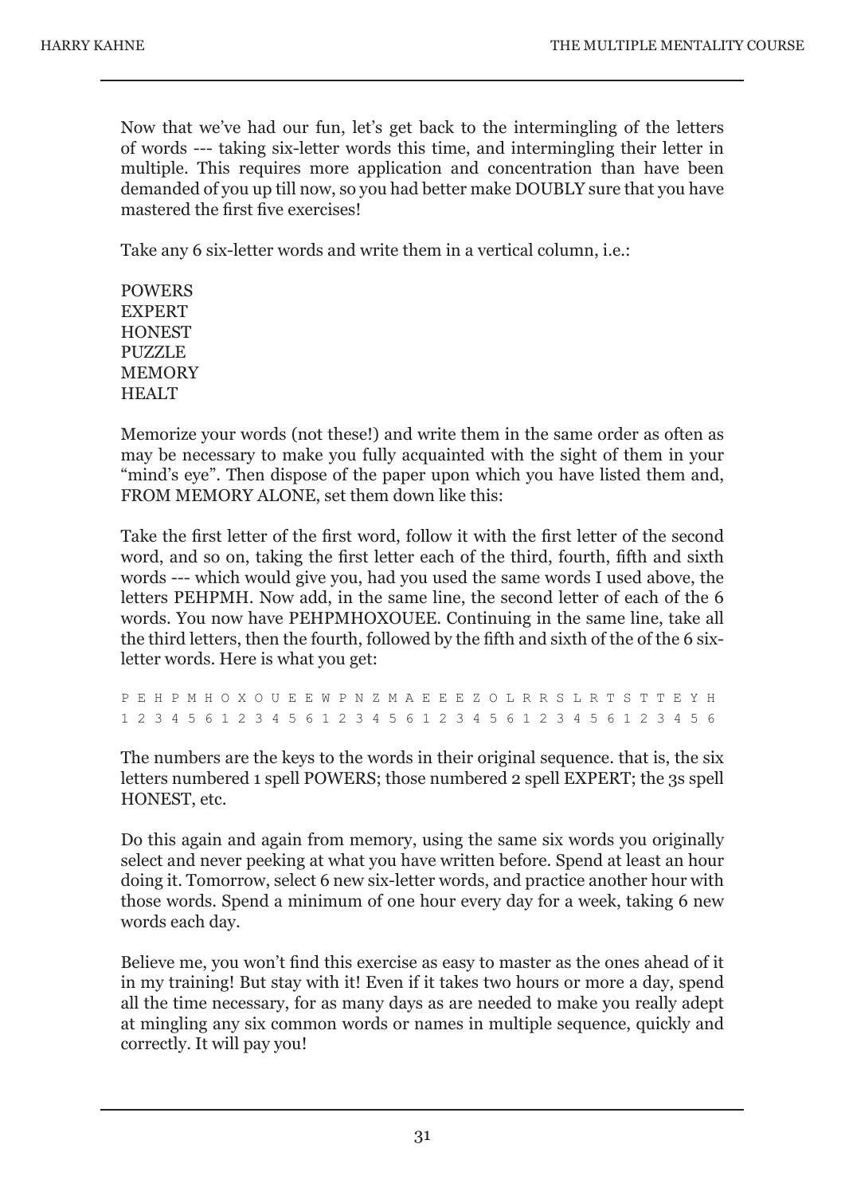Now that we've had our fun, let's get back to the intermingling of the letters of words --- taking six-letter words this time, and intermingling their letter in multiple. This requires more application and concentration than have been demanded of you up till now, so you had better make DOUBLY sure that you have mastered the first five exercises!

Take any 6 six-letter words and write them in a vertical column, i.e.:

POWERS
EXPERT
HONEST
PUZZLE
MEMORY
HEALT

Memorize your words (not these!) and write them in the same order as often as may be necessary to make you fully acquainted with the sight of them in your "mind's eye". Then dispose of the paper upon which you have listed them and, FROM MEMORY ALONE, set them down like this:

Take the first letter of the first word, follow it with the first letter of the second word, and so on, taking the first letter each of the third, fourth, fifth and sixth words --- which would give you, had you used the same words I used above, the letters PEHPMH. Now add, in the same line, the second letter of each of the 6 words. You now have PEHPMHOXOUEE. Continuing in the same line, take all the third letters, then the fourth, followed by the fifth and sixth of the of the 6 six-letter words. Here is what you get:

```
P E H P M H O X O U E E W P N Z M A E E E Z O L R R S L R T S T T E Y H
1 2 3 4 5 6 1 2 3 4 5 6 1 2 3 4 5 6 1 2 3 4 5 6 1 2 3 4 5 6 1 2 3 4 5 6
```

The numbers are the keys to the words in their original sequence. that is, the six letters numbered 1 spell POWERS; those numbered 2 spell EXPERT; the 3s spell HONEST, etc.

Do this again and again from memory, using the same six words you originally select and never peeking at what you have written before. Spend at least an hour doing it. Tomorrow, select 6 new six-letter words, and practice another hour with those words. Spend a minimum of one hour every day for a week, taking 6 new words each day.

Believe me, you won't find this exercise as easy to master as the ones ahead of it in my training! But stay with it! Even if it takes two hours or more a day, spend all the time necessary, for as many days as are needed to make you really adept at mingling any six common words or names in multiple sequence, quickly and correctly. It will pay you!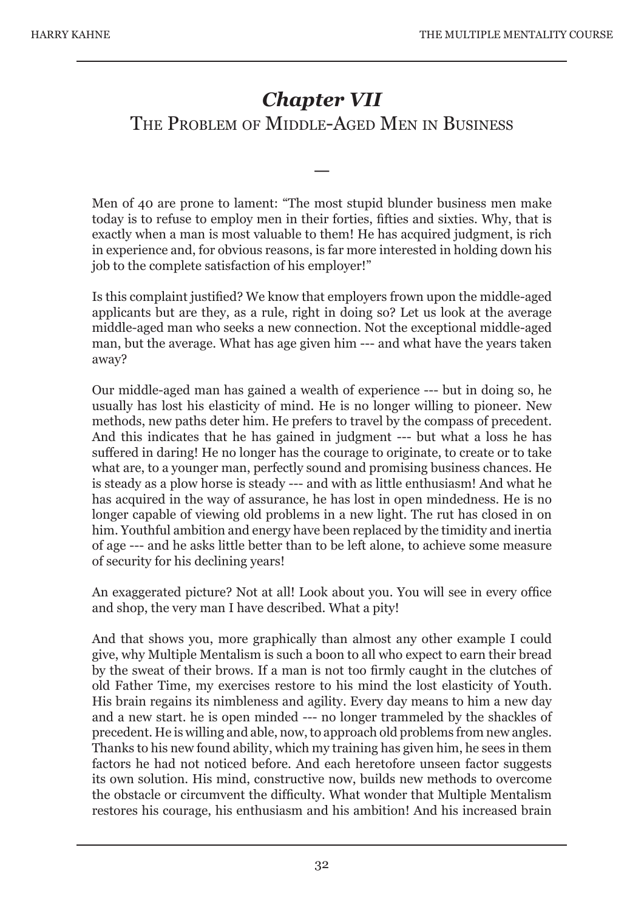# *Chapter VII*
## The Problem of Middle-Aged Men in Business

—

Men of 40 are prone to lament: “The most stupid blunder business men make today is to refuse to employ men in their forties, fifties and sixties. Why, that is exactly when a man is most valuable to them! He has acquired judgment, is rich in experience and, for obvious reasons, is far more interested in holding down his job to the complete satisfaction of his employer!”

Is this complaint justified? We know that employers frown upon the middle-aged applicants but are they, as a rule, right in doing so? Let us look at the average middle-aged man who seeks a new connection. Not the exceptional middle-aged man, but the average. What has age given him --- and what have the years taken away?

Our middle-aged man has gained a wealth of experience --- but in doing so, he usually has lost his elasticity of mind. He is no longer willing to pioneer. New methods, new paths deter him. He prefers to travel by the compass of precedent. And this indicates that he has gained in judgment --- but what a loss he has suffered in daring! He no longer has the courage to originate, to create or to take what are, to a younger man, perfectly sound and promising business chances. He is steady as a plow horse is steady --- and with as little enthusiasm! And what he has acquired in the way of assurance, he has lost in open mindedness. He is no longer capable of viewing old problems in a new light. The rut has closed in on him. Youthful ambition and energy have been replaced by the timidity and inertia of age --- and he asks little better than to be left alone, to achieve some measure of security for his declining years!

An exaggerated picture? Not at all! Look about you. You will see in every office and shop, the very man I have described. What a pity!

And that shows you, more graphically than almost any other example I could give, why Multiple Mentalism is such a boon to all who expect to earn their bread by the sweat of their brows. If a man is not too firmly caught in the clutches of old Father Time, my exercises restore to his mind the lost elasticity of Youth. His brain regains its nimbleness and agility. Every day means to him a new day and a new start. he is open minded --- no longer trammeled by the shackles of precedent. He is willing and able, now, to approach old problems from new angles. Thanks to his new found ability, which my training has given him, he sees in them factors he had not noticed before. And each heretofore unseen factor suggests its own solution. His mind, constructive now, builds new methods to overcome the obstacle or circumvent the difficulty. What wonder that Multiple Mentalism restores his courage, his enthusiasm and his ambition! And his increased brain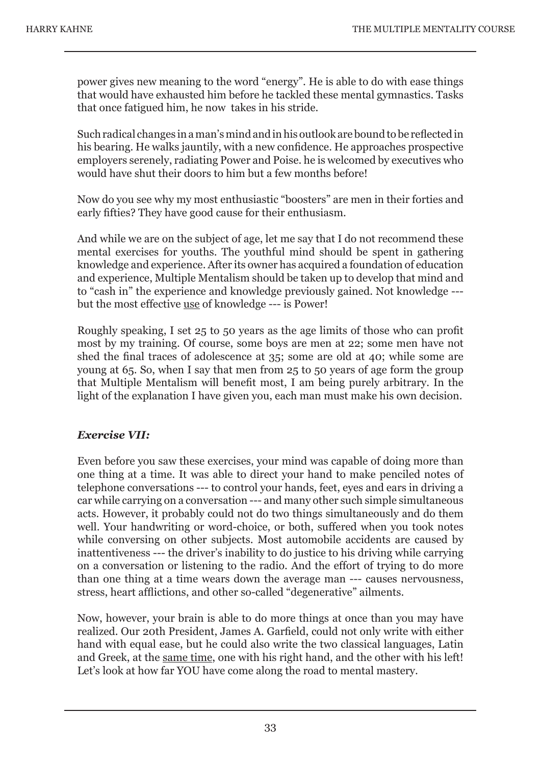power gives new meaning to the word "energy". He is able to do with ease things that would have exhausted him before he tackled these mental gymnastics. Tasks that once fatigued him, he now takes in his stride.

Such radical changes in a man's mind and in his outlook are bound to be reflected in his bearing. He walks jauntily, with a new confidence. He approaches prospective employers serenely, radiating Power and Poise. he is welcomed by executives who would have shut their doors to him but a few months before!

Now do you see why my most enthusiastic "boosters" are men in their forties and early fifties? They have good cause for their enthusiasm.

And while we are on the subject of age, let me say that I do not recommend these mental exercises for youths. The youthful mind should be spent in gathering knowledge and experience. After its owner has acquired a foundation of education and experience, Multiple Mentalism should be taken up to develop that mind and to "cash in" the experience and knowledge previously gained. Not knowledge --- but the most effective use of knowledge --- is Power!

Roughly speaking, I set 25 to 50 years as the age limits of those who can profit most by my training. Of course, some boys are men at 22; some men have not shed the final traces of adolescence at 35; some are old at 40; while some are young at 65. So, when I say that men from 25 to 50 years of age form the group that Multiple Mentalism will benefit most, I am being purely arbitrary. In the light of the explanation I have given you, each man must make his own decision.

### *Exercise VII:*

Even before you saw these exercises, your mind was capable of doing more than one thing at a time. It was able to direct your hand to make penciled notes of telephone conversations --- to control your hands, feet, eyes and ears in driving a car while carrying on a conversation --- and many other such simple simultaneous acts. However, it probably could not do two things simultaneously and do them well. Your handwriting or word-choice, or both, suffered when you took notes while conversing on other subjects. Most automobile accidents are caused by inattentiveness --- the driver's inability to do justice to his driving while carrying on a conversation or listening to the radio. And the effort of trying to do more than one thing at a time wears down the average man --- causes nervousness, stress, heart afflictions, and other so-called "degenerative" ailments.

Now, however, your brain is able to do more things at once than you may have realized. Our 20th President, James A. Garfield, could not only write with either hand with equal ease, but he could also write the two classical languages, Latin and Greek, at the same time, one with his right hand, and the other with his left! Let's look at how far YOU have come along the road to mental mastery.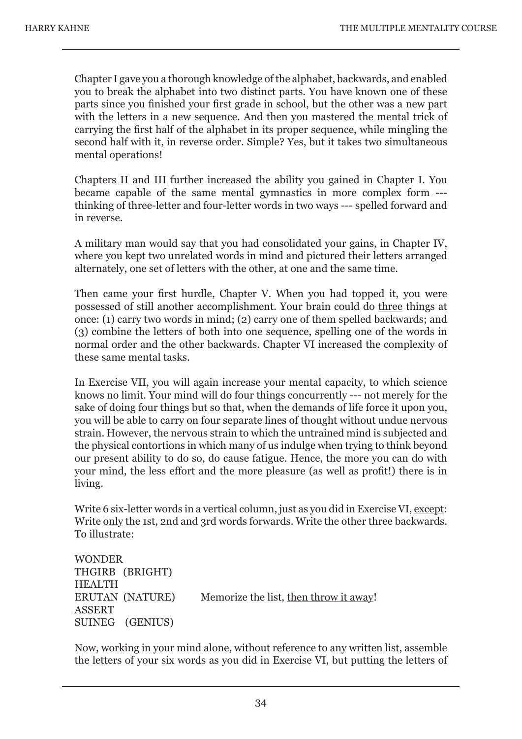Chapter I gave you a thorough knowledge of the alphabet, backwards, and enabled you to break the alphabet into two distinct parts. You have known one of these parts since you finished your first grade in school, but the other was a new part with the letters in a new sequence. And then you mastered the mental trick of carrying the first half of the alphabet in its proper sequence, while mingling the second half with it, in reverse order. Simple? Yes, but it takes two simultaneous mental operations!

Chapters II and III further increased the ability you gained in Chapter I. You became capable of the same mental gymnastics in more complex form --- thinking of three-letter and four-letter words in two ways --- spelled forward and in reverse.

A military man would say that you had consolidated your gains, in Chapter IV, where you kept two unrelated words in mind and pictured their letters arranged alternately, one set of letters with the other, at one and the same time.

Then came your first hurdle, Chapter V. When you had topped it, you were possessed of still another accomplishment. Your brain could do <u>three</u> things at once: (1) carry two words in mind; (2) carry one of them spelled backwards; and (3) combine the letters of both into one sequence, spelling one of the words in normal order and the other backwards. Chapter VI increased the complexity of these same mental tasks.

In Exercise VII, you will again increase your mental capacity, to which science knows no limit. Your mind will do four things concurrently --- not merely for the sake of doing four things but so that, when the demands of life force it upon you, you will be able to carry on four separate lines of thought without undue nervous strain. However, the nervous strain to which the untrained mind is subjected and the physical contortions in which many of us indulge when trying to think beyond our present ability to do so, do cause fatigue. Hence, the more you can do with your mind, the less effort and the more pleasure (as well as profit!) there is in living.

Write 6 six-letter words in a vertical column, just as you did in Exercise VI, <u>except</u>: Write <u>only</u> the 1st, 2nd and 3rd words forwards. Write the other three backwards. To illustrate:

WONDER
THGIRB (BRIGHT)
HEALTH
ERUTAN (NATURE)
ASSERT
SUINEG (GENIUS)

Memorize the list, <u>then throw it away</u>!

Now, working in your mind alone, without reference to any written list, assemble the letters of your six words as you did in Exercise VI, but putting the letters of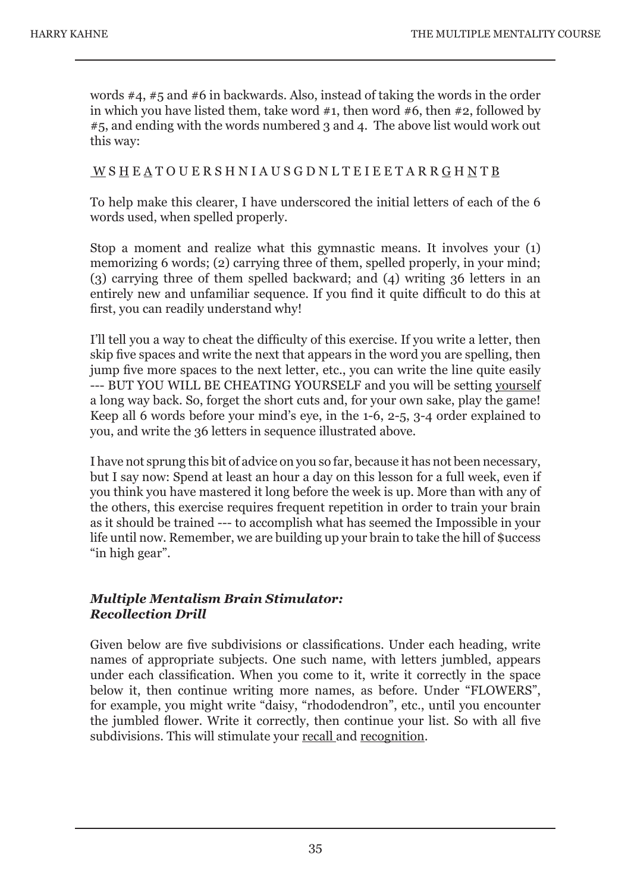words #4, #5 and #6 in backwards. Also, instead of taking the words in the order in which you have listed them, take word #1, then word #6, then #2, followed by #5, and ending with the words numbered 3 and 4. The above list would work out this way:

<u>W</u> S <u>H</u> E <u>A</u> T O U E R S H N I A U S G D N L T E I E E T A R R <u>G</u> H <u>N</u> T <u>B</u>

To help make this clearer, I have underscored the initial letters of each of the 6 words used, when spelled properly.

Stop a moment and realize what this gymnastic means. It involves your (1) memorizing 6 words; (2) carrying three of them, spelled properly, in your mind; (3) carrying three of them spelled backward; and (4) writing 36 letters in an entirely new and unfamiliar sequence. If you find it quite difficult to do this at first, you can readily understand why!

I'll tell you a way to cheat the difficulty of this exercise. If you write a letter, then skip five spaces and write the next that appears in the word you are spelling, then jump five more spaces to the next letter, etc., you can write the line quite easily --- BUT YOU WILL BE CHEATING YOURSELF and you will be setting <u>yourself</u> a long way back. So, forget the short cuts and, for your own sake, play the game! Keep all 6 words before your mind's eye, in the 1-6, 2-5, 3-4 order explained to you, and write the 36 letters in sequence illustrated above.

I have not sprung this bit of advice on you so far, because it has not been necessary, but I say now: Spend at least an hour a day on this lesson for a full week, even if you think you have mastered it long before the week is up. More than with any of the others, this exercise requires frequent repetition in order to train your brain as it should be trained --- to accomplish what has seemed the Impossible in your life until now. Remember, we are building up your brain to take the hill of $uccess "in high gear".

### ***Multiple Mentalism Brain Stimulator: Recollection Drill***

Given below are five subdivisions or classifications. Under each heading, write names of appropriate subjects. One such name, with letters jumbled, appears under each classification. When you come to it, write it correctly in the space below it, then continue writing more names, as before. Under "FLOWERS", for example, you might write "daisy, "rhododendron", etc., until you encounter the jumbled flower. Write it correctly, then continue your list. So with all five subdivisions. This will stimulate your <u>recall</u> and <u>recognition</u>.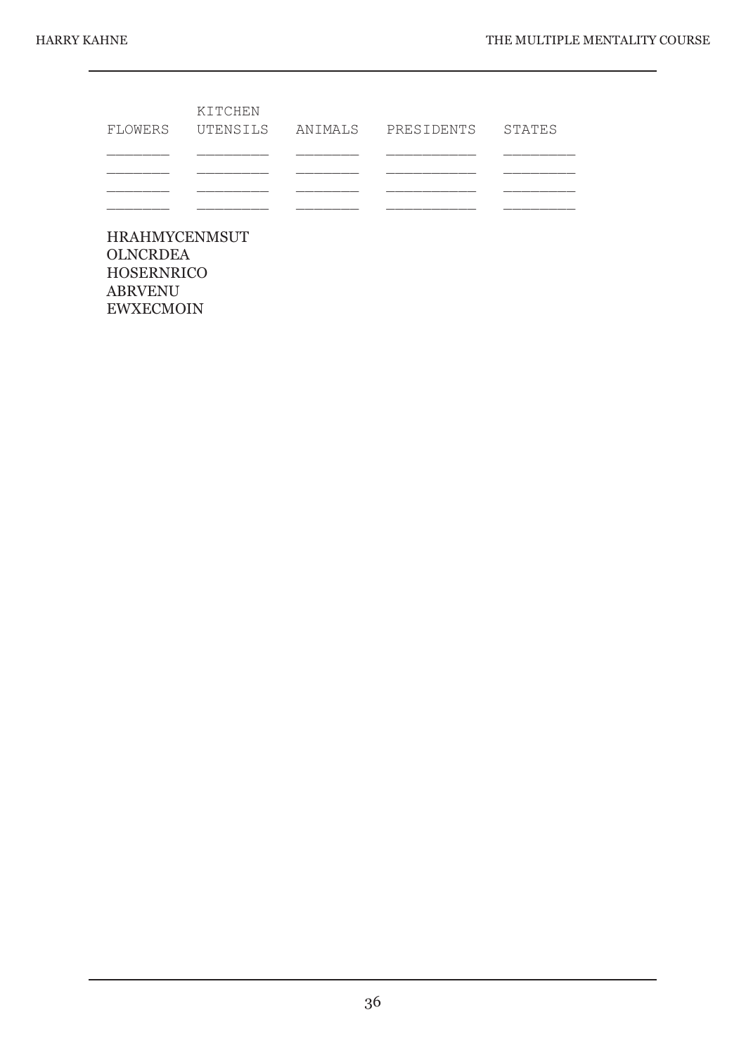| FLOWERS | KITCHEN UTENSILS | ANIMALS | PRESIDENTS | STATES |
|---|---|---|---|---|
| _______ | ________ | _______ | __________ | ________ |
| _______ | ________ | _______ | __________ | ________ |
| _______ | ________ | _______ | __________ | ________ |
| _______ | ________ | _______ | __________ | ________ |

HRAHMYCENMSUT
OLNCRDEA
HOSERNRICO
ABRVENU
EWXECMOIN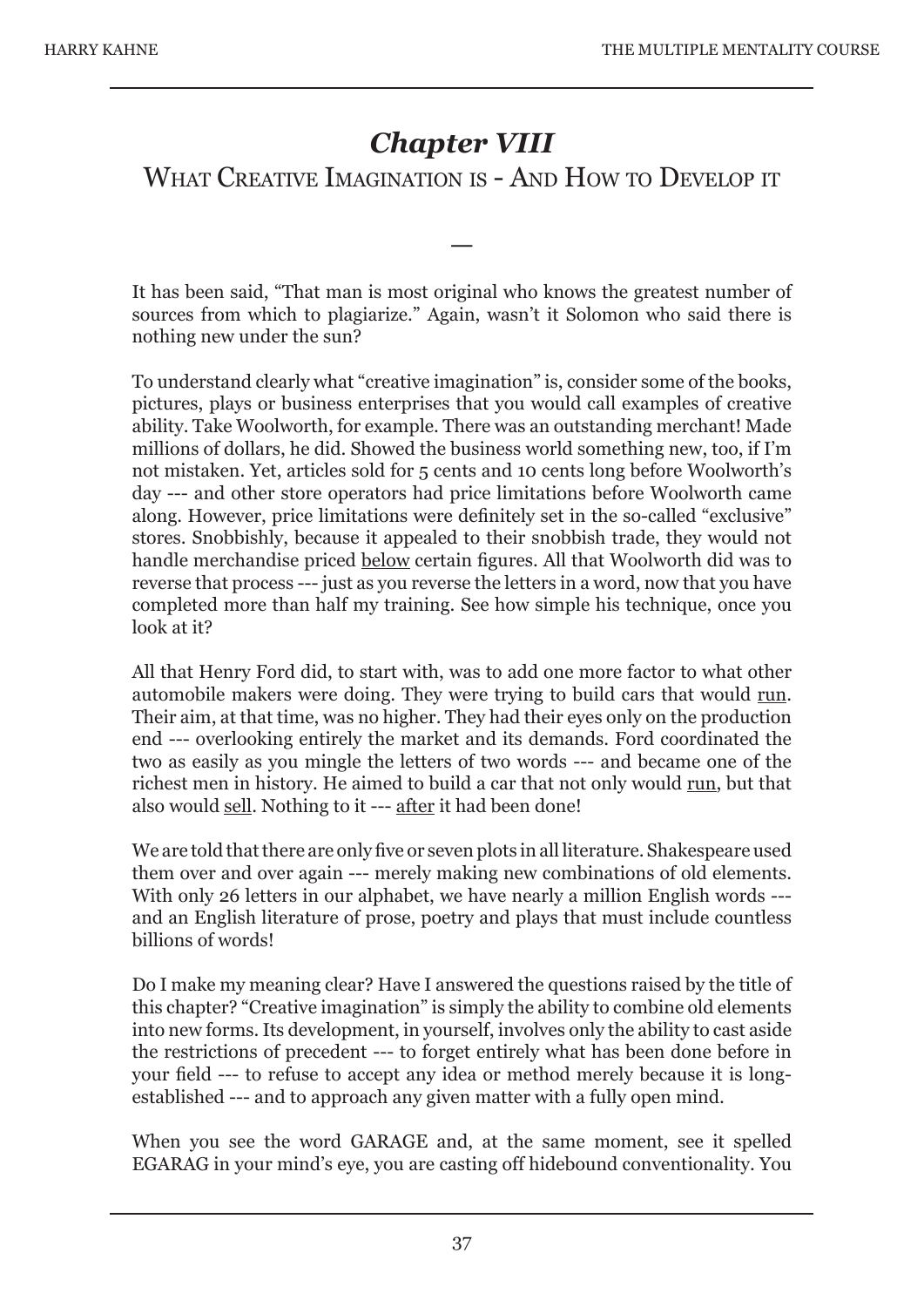# *Chapter VIII*

## What Creative Imagination is - And How to Develop it

—

It has been said, "That man is most original who knows the greatest number of sources from which to plagiarize." Again, wasn't it Solomon who said there is nothing new under the sun?

To understand clearly what "creative imagination" is, consider some of the books, pictures, plays or business enterprises that you would call examples of creative ability. Take Woolworth, for example. There was an outstanding merchant! Made millions of dollars, he did. Showed the business world something new, too, if I'm not mistaken. Yet, articles sold for 5 cents and 10 cents long before Woolworth's day --- and other store operators had price limitations before Woolworth came along. However, price limitations were definitely set in the so-called "exclusive" stores. Snobbishly, because it appealed to their snobbish trade, they would not handle merchandise priced <u>below</u> certain figures. All that Woolworth did was to reverse that process --- just as you reverse the letters in a word, now that you have completed more than half my training. See how simple his technique, once you look at it?

All that Henry Ford did, to start with, was to add one more factor to what other automobile makers were doing. They were trying to build cars that would <u>run</u>. Their aim, at that time, was no higher. They had their eyes only on the production end --- overlooking entirely the market and its demands. Ford coordinated the two as easily as you mingle the letters of two words --- and became one of the richest men in history. He aimed to build a car that not only would <u>run</u>, but that also would <u>sell</u>. Nothing to it --- <u>after</u> it had been done!

We are told that there are only five or seven plots in all literature. Shakespeare used them over and over again --- merely making new combinations of old elements. With only 26 letters in our alphabet, we have nearly a million English words --- and an English literature of prose, poetry and plays that must include countless billions of words!

Do I make my meaning clear? Have I answered the questions raised by the title of this chapter? "Creative imagination" is simply the ability to combine old elements into new forms. Its development, in yourself, involves only the ability to cast aside the restrictions of precedent --- to forget entirely what has been done before in your field --- to refuse to accept any idea or method merely because it is long-established --- and to approach any given matter with a fully open mind.

When you see the word GARAGE and, at the same moment, see it spelled EGARAG in your mind's eye, you are casting off hidebound conventionality. You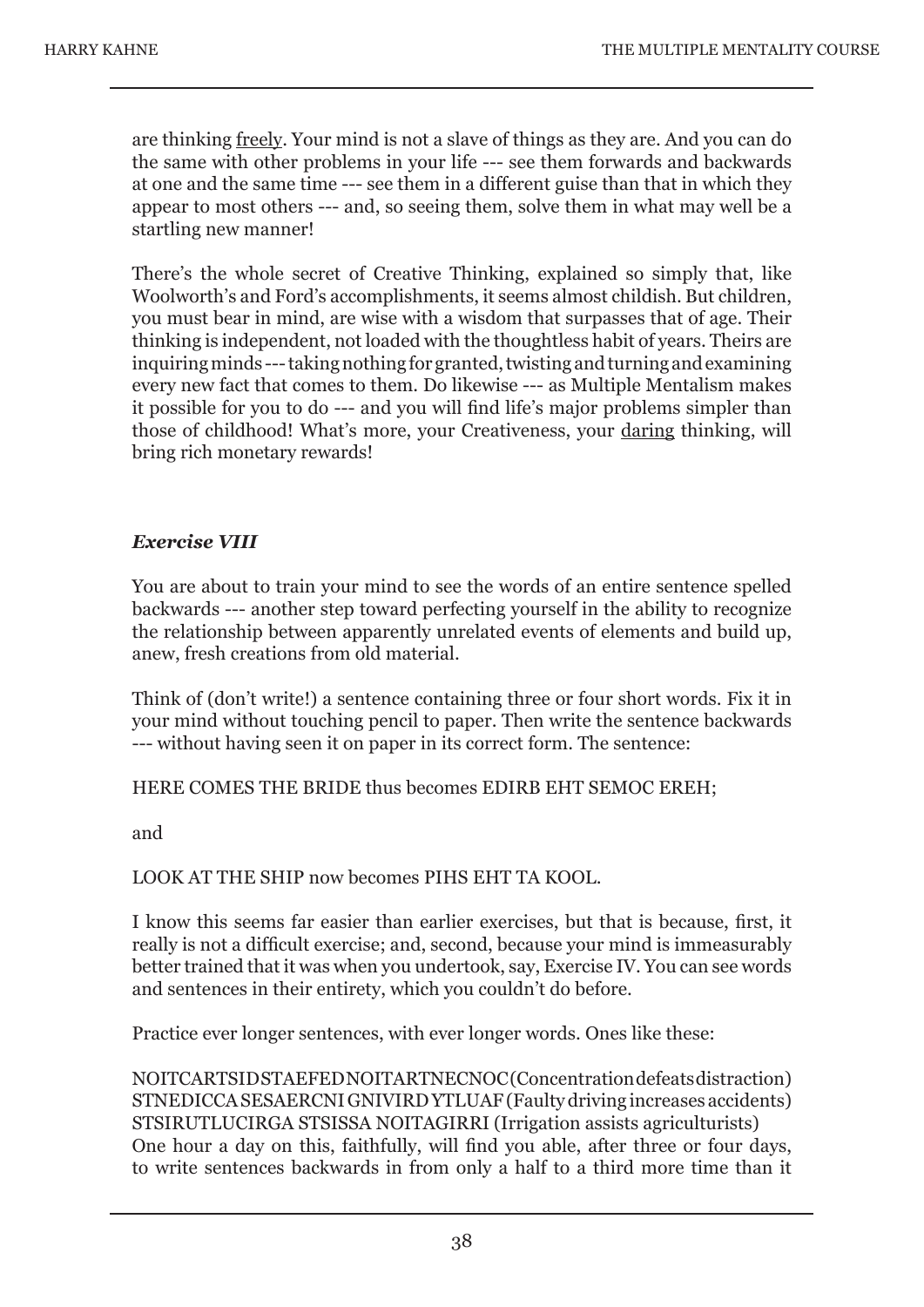are thinking freely. Your mind is not a slave of things as they are. And you can do the same with other problems in your life --- see them forwards and backwards at one and the same time --- see them in a different guise than that in which they appear to most others --- and, so seeing them, solve them in what may well be a startling new manner!

There's the whole secret of Creative Thinking, explained so simply that, like Woolworth's and Ford's accomplishments, it seems almost childish. But children, you must bear in mind, are wise with a wisdom that surpasses that of age. Their thinking is independent, not loaded with the thoughtless habit of years. Theirs are inquiring minds --- taking nothing for granted, twisting and turning and examining every new fact that comes to them. Do likewise --- as Multiple Mentalism makes it possible for you to do --- and you will find life's major problems simpler than those of childhood! What's more, your Creativeness, your daring thinking, will bring rich monetary rewards!

### *Exercise VIII*

You are about to train your mind to see the words of an entire sentence spelled backwards --- another step toward perfecting yourself in the ability to recognize the relationship between apparently unrelated events of elements and build up, anew, fresh creations from old material.

Think of (don't write!) a sentence containing three or four short words. Fix it in your mind without touching pencil to paper. Then write the sentence backwards --- without having seen it on paper in its correct form. The sentence:

HERE COMES THE BRIDE thus becomes EDIRB EHT SEMOC EREH;

and

LOOK AT THE SHIP now becomes PIHS EHT TA KOOL.

I know this seems far easier than earlier exercises, but that is because, first, it really is not a difficult exercise; and, second, because your mind is immeasurably better trained that it was when you undertook, say, Exercise IV. You can see words and sentences in their entirety, which you couldn't do before.

Practice ever longer sentences, with ever longer words. Ones like these:

NOITCARTSID STAEFED NOITARTNECNOC (Concentration defeats distraction)
STNEDICCA SESAERCNI GNIVIRD YTLUAF (Faulty driving increases accidents)
STSIRUTLUCIRGA STSISSA NOITAGIRRI (Irrigation assists agriculturists)
One hour a day on this, faithfully, will find you able, after three or four days, to write sentences backwards in from only a half to a third more time than it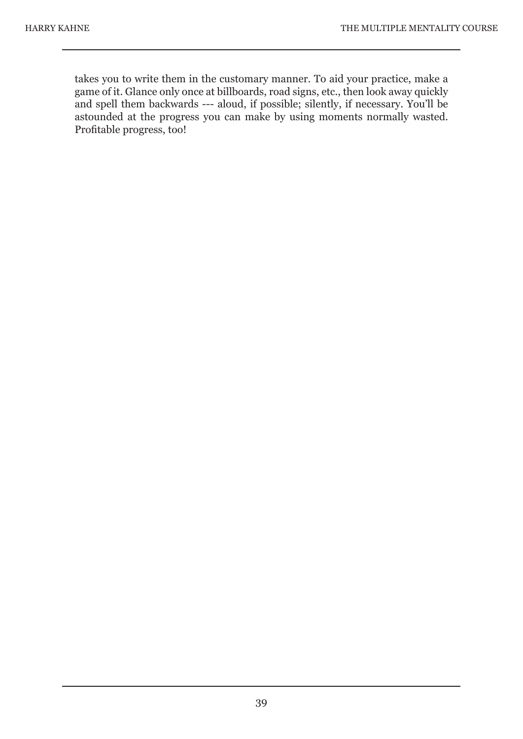takes you to write them in the customary manner. To aid your practice, make a game of it. Glance only once at billboards, road signs, etc., then look away quickly and spell them backwards --- aloud, if possible; silently, if necessary. You'll be astounded at the progress you can make by using moments normally wasted. Profitable progress, too!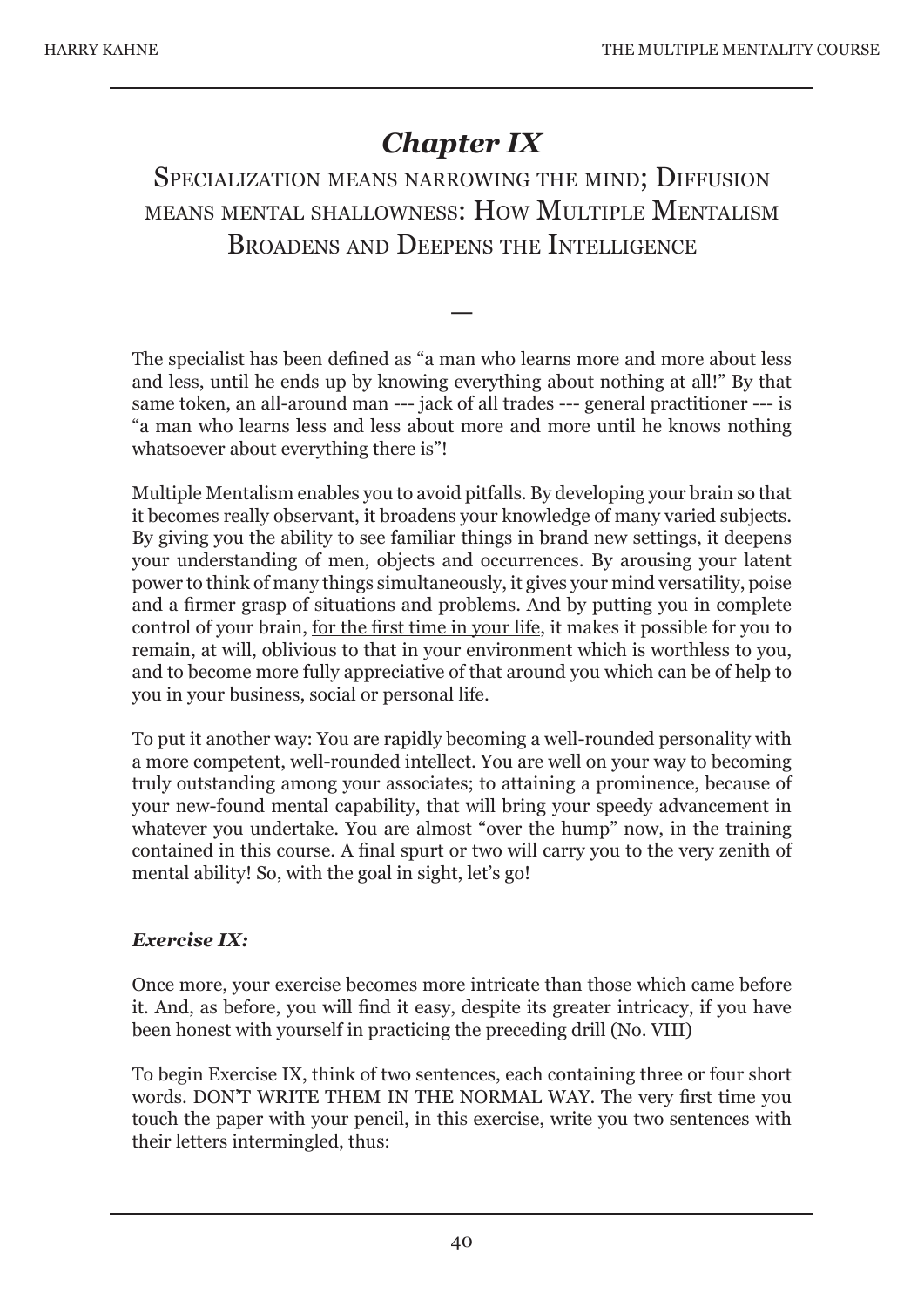# *Chapter IX*

## Specialization means narrowing the mind; Diffusion means mental shallowness: How Multiple Mentalism Broadens and Deepens the Intelligence

—

The specialist has been defined as "a man who learns more and more about less and less, until he ends up by knowing everything about nothing at all!" By that same token, an all-around man --- jack of all trades --- general practitioner --- is "a man who learns less and less about more and more until he knows nothing whatsoever about everything there is"!

Multiple Mentalism enables you to avoid pitfalls. By developing your brain so that it becomes really observant, it broadens your knowledge of many varied subjects. By giving you the ability to see familiar things in brand new settings, it deepens your understanding of men, objects and occurrences. By arousing your latent power to think of many things simultaneously, it gives your mind versatility, poise and a firmer grasp of situations and problems. And by putting you in <u>complete</u> control of your brain, <u>for the first time in your life</u>, it makes it possible for you to remain, at will, oblivious to that in your environment which is worthless to you, and to become more fully appreciative of that around you which can be of help to you in your business, social or personal life.

To put it another way: You are rapidly becoming a well-rounded personality with a more competent, well-rounded intellect. You are well on your way to becoming truly outstanding among your associates; to attaining a prominence, because of your new-found mental capability, that will bring your speedy advancement in whatever you undertake. You are almost "over the hump" now, in the training contained in this course. A final spurt or two will carry you to the very zenith of mental ability! So, with the goal in sight, let's go!

### *Exercise IX:*

Once more, your exercise becomes more intricate than those which came before it. And, as before, you will find it easy, despite its greater intricacy, if you have been honest with yourself in practicing the preceding drill (No. VIII)

To begin Exercise IX, think of two sentences, each containing three or four short words. DON'T WRITE THEM IN THE NORMAL WAY. The very first time you touch the paper with your pencil, in this exercise, write you two sentences with their letters intermingled, thus: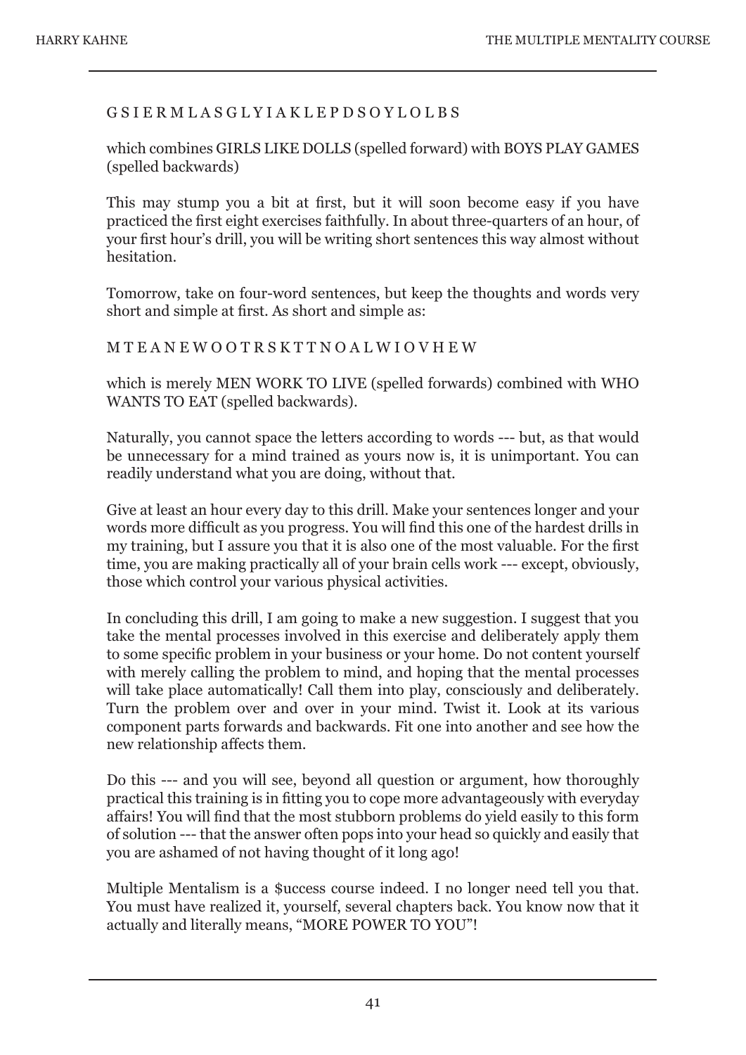G S I E R M L A S G L Y I A K L E P D S O Y L O L B S

which combines GIRLS LIKE DOLLS (spelled forward) with BOYS PLAY GAMES (spelled backwards)

This may stump you a bit at first, but it will soon become easy if you have practiced the first eight exercises faithfully. In about three-quarters of an hour, of your first hour's drill, you will be writing short sentences this way almost without hesitation.

Tomorrow, take on four-word sentences, but keep the thoughts and words very short and simple at first. As short and simple as:

M T E A N E W O O T R S K T T N O A L W I O V H E W

which is merely MEN WORK TO LIVE (spelled forwards) combined with WHO WANTS TO EAT (spelled backwards).

Naturally, you cannot space the letters according to words --- but, as that would be unnecessary for a mind trained as yours now is, it is unimportant. You can readily understand what you are doing, without that.

Give at least an hour every day to this drill. Make your sentences longer and your words more difficult as you progress. You will find this one of the hardest drills in my training, but I assure you that it is also one of the most valuable. For the first time, you are making practically all of your brain cells work --- except, obviously, those which control your various physical activities.

In concluding this drill, I am going to make a new suggestion. I suggest that you take the mental processes involved in this exercise and deliberately apply them to some specific problem in your business or your home. Do not content yourself with merely calling the problem to mind, and hoping that the mental processes will take place automatically! Call them into play, consciously and deliberately. Turn the problem over and over in your mind. Twist it. Look at its various component parts forwards and backwards. Fit one into another and see how the new relationship affects them.

Do this --- and you will see, beyond all question or argument, how thoroughly practical this training is in fitting you to cope more advantageously with everyday affairs! You will find that the most stubborn problems do yield easily to this form of solution --- that the answer often pops into your head so quickly and easily that you are ashamed of not having thought of it long ago!

Multiple Mentalism is a $uccess course indeed. I no longer need tell you that. You must have realized it, yourself, several chapters back. You know now that it actually and literally means, "MORE POWER TO YOU"!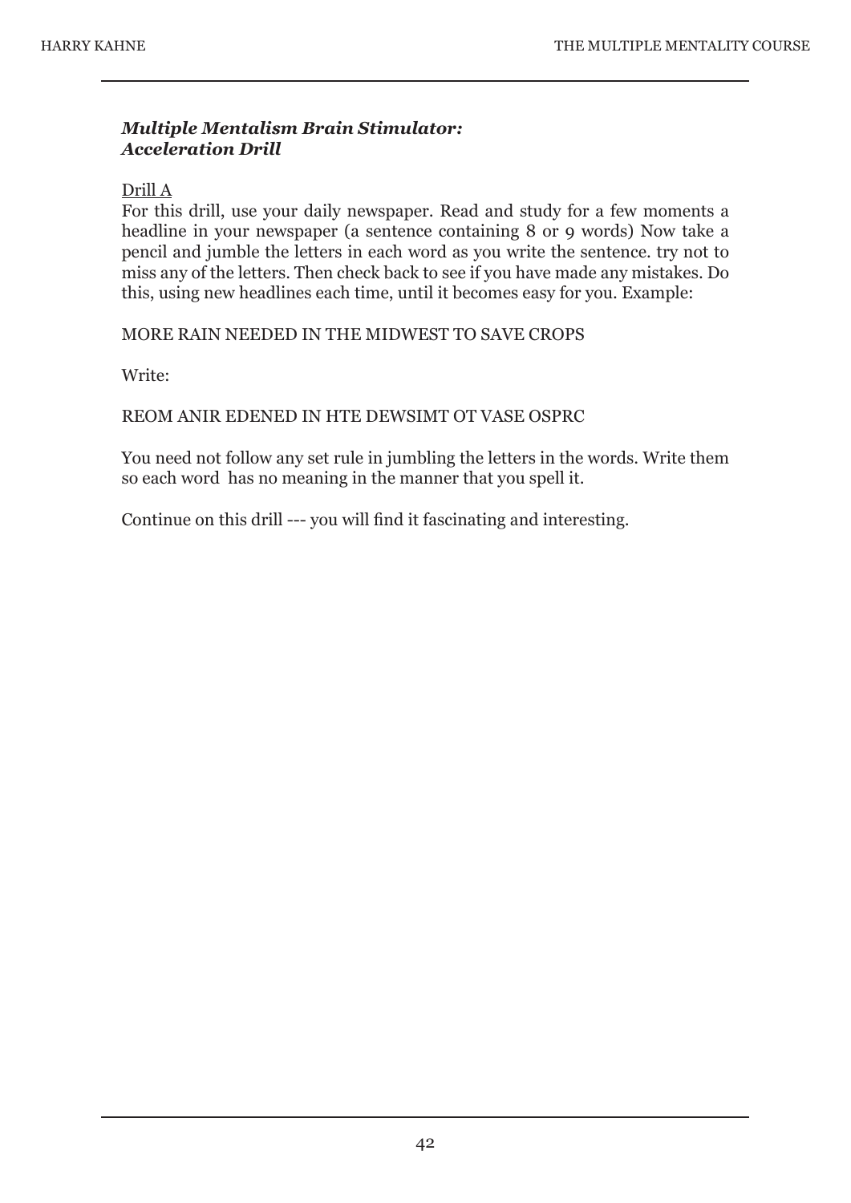***Multiple Mentalism Brain Stimulator: Acceleration Drill***

Drill A

For this drill, use your daily newspaper. Read and study for a few moments a headline in your newspaper (a sentence containing 8 or 9 words) Now take a pencil and jumble the letters in each word as you write the sentence. try not to miss any of the letters. Then check back to see if you have made any mistakes. Do this, using new headlines each time, until it becomes easy for you. Example:

MORE RAIN NEEDED IN THE MIDWEST TO SAVE CROPS

Write:

REOM ANIR EDENED IN HTE DEWSIMT OT VASE OSPRC

You need not follow any set rule in jumbling the letters in the words. Write them so each word has no meaning in the manner that you spell it.

Continue on this drill --- you will find it fascinating and interesting.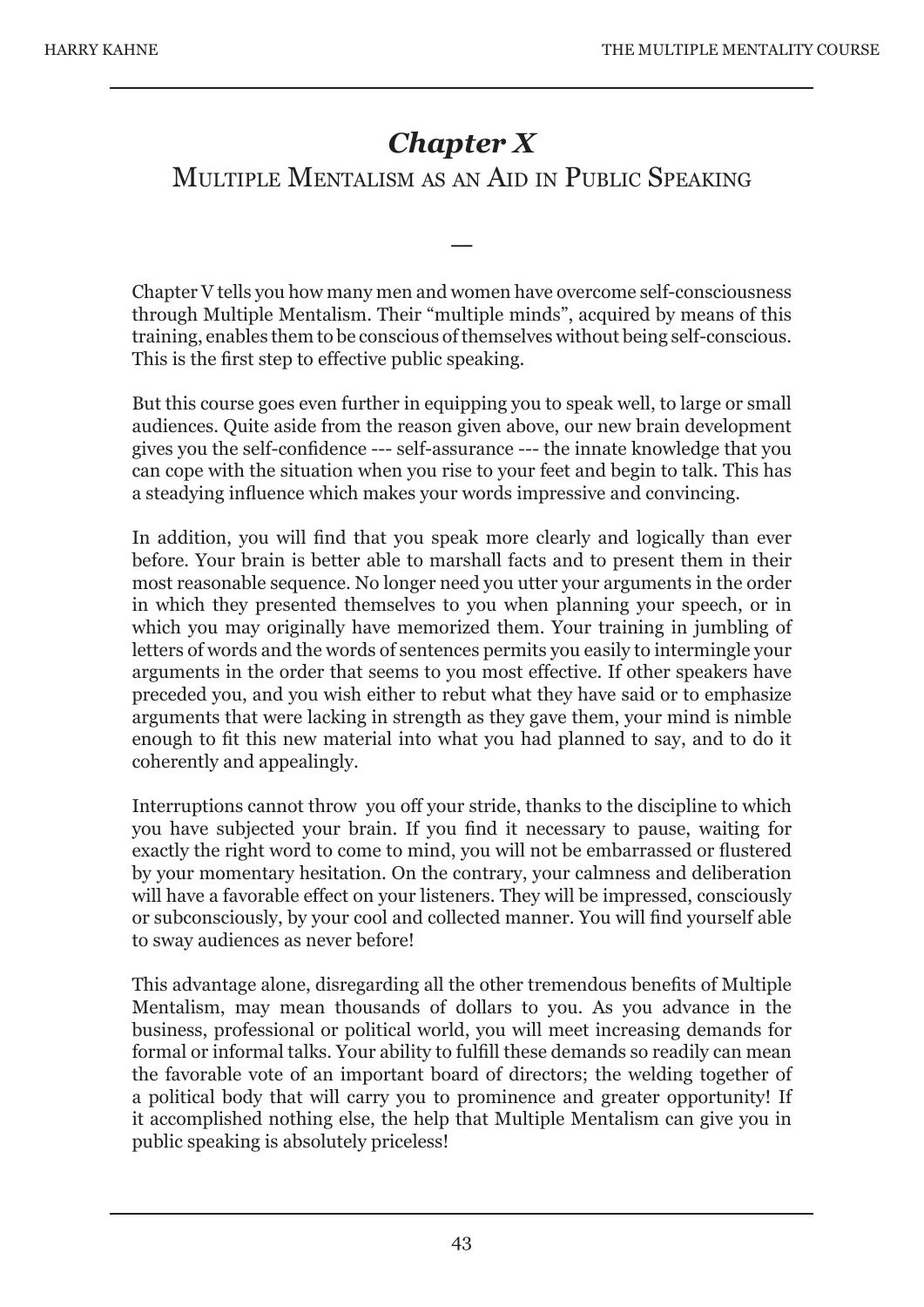# *Chapter X*

## Multiple Mentalism as an Aid in Public Speaking

—

Chapter V tells you how many men and women have overcome self-consciousness through Multiple Mentalism. Their "multiple minds", acquired by means of this training, enables them to be conscious of themselves without being self-conscious. This is the first step to effective public speaking.

But this course goes even further in equipping you to speak well, to large or small audiences. Quite aside from the reason given above, our new brain development gives you the self-confidence --- self-assurance --- the innate knowledge that you can cope with the situation when you rise to your feet and begin to talk. This has a steadying influence which makes your words impressive and convincing.

In addition, you will find that you speak more clearly and logically than ever before. Your brain is better able to marshall facts and to present them in their most reasonable sequence. No longer need you utter your arguments in the order in which they presented themselves to you when planning your speech, or in which you may originally have memorized them. Your training in jumbling of letters of words and the words of sentences permits you easily to intermingle your arguments in the order that seems to you most effective. If other speakers have preceded you, and you wish either to rebut what they have said or to emphasize arguments that were lacking in strength as they gave them, your mind is nimble enough to fit this new material into what you had planned to say, and to do it coherently and appealingly.

Interruptions cannot throw you off your stride, thanks to the discipline to which you have subjected your brain. If you find it necessary to pause, waiting for exactly the right word to come to mind, you will not be embarrassed or flustered by your momentary hesitation. On the contrary, your calmness and deliberation will have a favorable effect on your listeners. They will be impressed, consciously or subconsciously, by your cool and collected manner. You will find yourself able to sway audiences as never before!

This advantage alone, disregarding all the other tremendous benefits of Multiple Mentalism, may mean thousands of dollars to you. As you advance in the business, professional or political world, you will meet increasing demands for formal or informal talks. Your ability to fulfill these demands so readily can mean the favorable vote of an important board of directors; the welding together of a political body that will carry you to prominence and greater opportunity! If it accomplished nothing else, the help that Multiple Mentalism can give you in public speaking is absolutely priceless!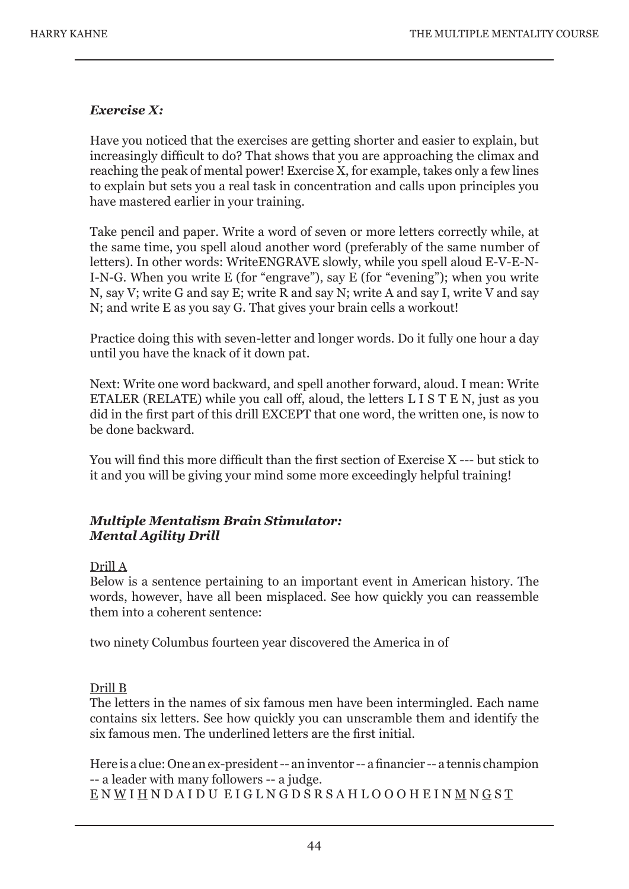### *Exercise X:*

Have you noticed that the exercises are getting shorter and easier to explain, but increasingly difficult to do? That shows that you are approaching the climax and reaching the peak of mental power! Exercise X, for example, takes only a few lines to explain but sets you a real task in concentration and calls upon principles you have mastered earlier in your training.

Take pencil and paper. Write a word of seven or more letters correctly while, at the same time, you spell aloud another word (preferably of the same number of letters). In other words: WriteENGRAVE slowly, while you spell aloud E-V-E-N-I-N-G. When you write E (for "engrave"), say E (for "evening"); when you write N, say V; write G and say E; write R and say N; write A and say I, write V and say N; and write E as you say G. That gives your brain cells a workout!

Practice doing this with seven-letter and longer words. Do it fully one hour a day until you have the knack of it down pat.

Next: Write one word backward, and spell another forward, aloud. I mean: Write ETALER (RELATE) while you call off, aloud, the letters L I S T E N, just as you did in the first part of this drill EXCEPT that one word, the written one, is now to be done backward.

You will find this more difficult than the first section of Exercise X --- but stick to it and you will be giving your mind some more exceedingly helpful training!

### *Multiple Mentalism Brain Stimulator: Mental Agility Drill*

<u>Drill A</u>

Below is a sentence pertaining to an important event in American history. The words, however, have all been misplaced. See how quickly you can reassemble them into a coherent sentence:

two ninety Columbus fourteen year discovered the America in of

<u>Drill B</u>

The letters in the names of six famous men have been intermingled. Each name contains six letters. See how quickly you can unscramble them and identify the six famous men. The underlined letters are the first initial.

Here is a clue: One an ex-president -- an inventor -- a financier -- a tennis champion -- a leader with many followers -- a judge.

<u>E</u> N <u>W</u> I <u>H</u> N D A I D U E I G L N G D S R S A H L O O O H E I N <u>M</u> N <u>G</u> S <u>T</u>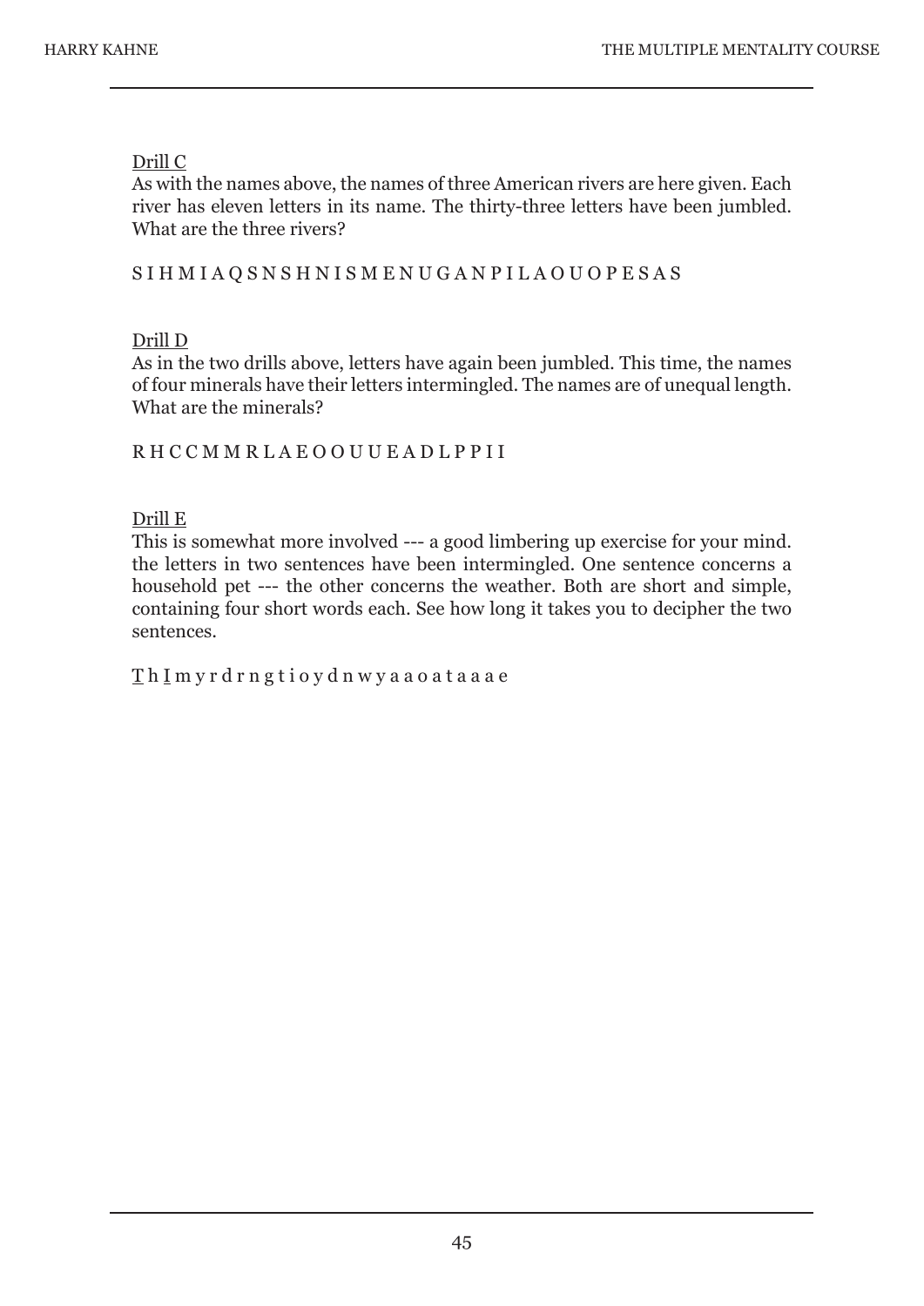Drill C

As with the names above, the names of three American rivers are here given. Each river has eleven letters in its name. The thirty-three letters have been jumbled. What are the three rivers?

S I H M I A Q S N S H N I S M E N U G A N P I L A O U O P E S A S

Drill D

As in the two drills above, letters have again been jumbled. This time, the names of four minerals have their letters intermingled. The names are of unequal length. What are the minerals?

R H C C M M R L A E O O U U E A D L P P I I

Drill E

This is somewhat more involved --- a good limbering up exercise for your mind. the letters in two sentences have been intermingled. One sentence concerns a household pet --- the other concerns the weather. Both are short and simple, containing four short words each. See how long it takes you to decipher the two sentences.

<u>T</u> h <u>I</u> m y r d r n g t i o y d n w y a a o a t a a a e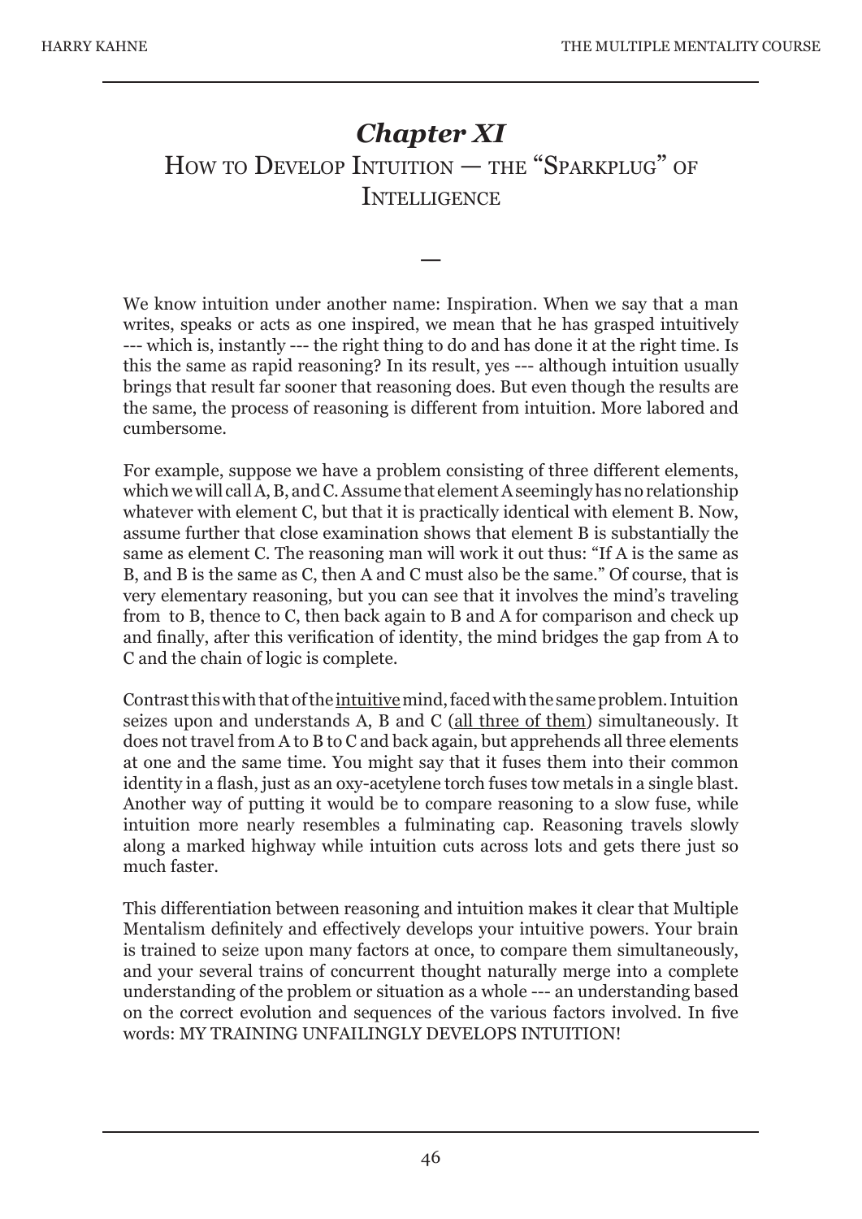# *Chapter XI*

## How to Develop Intuition — the "Sparkplug" of Intelligence

—

We know intuition under another name: Inspiration. When we say that a man writes, speaks or acts as one inspired, we mean that he has grasped intuitively --- which is, instantly --- the right thing to do and has done it at the right time. Is this the same as rapid reasoning? In its result, yes --- although intuition usually brings that result far sooner that reasoning does. But even though the results are the same, the process of reasoning is different from intuition. More labored and cumbersome.

For example, suppose we have a problem consisting of three different elements, which we will call A, B, and C. Assume that element A seemingly has no relationship whatever with element C, but that it is practically identical with element B. Now, assume further that close examination shows that element B is substantially the same as element C. The reasoning man will work it out thus: "If A is the same as B, and B is the same as C, then A and C must also be the same." Of course, that is very elementary reasoning, but you can see that it involves the mind's traveling from  to B, thence to C, then back again to B and A for comparison and check up and finally, after this verification of identity, the mind bridges the gap from A to C and the chain of logic is complete.

Contrast this with that of the <u>intuitive</u> mind, faced with the same problem. Intuition seizes upon and understands A, B and C (<u>all three of them</u>) simultaneously. It does not travel from A to B to C and back again, but apprehends all three elements at one and the same time. You might say that it fuses them into their common identity in a flash, just as an oxy-acetylene torch fuses tow metals in a single blast. Another way of putting it would be to compare reasoning to a slow fuse, while intuition more nearly resembles a fulminating cap. Reasoning travels slowly along a marked highway while intuition cuts across lots and gets there just so much faster.

This differentiation between reasoning and intuition makes it clear that Multiple Mentalism definitely and effectively develops your intuitive powers. Your brain is trained to seize upon many factors at once, to compare them simultaneously, and your several trains of concurrent thought naturally merge into a complete understanding of the problem or situation as a whole --- an understanding based on the correct evolution and sequences of the various factors involved. In five words: MY TRAINING UNFAILINGLY DEVELOPS INTUITION!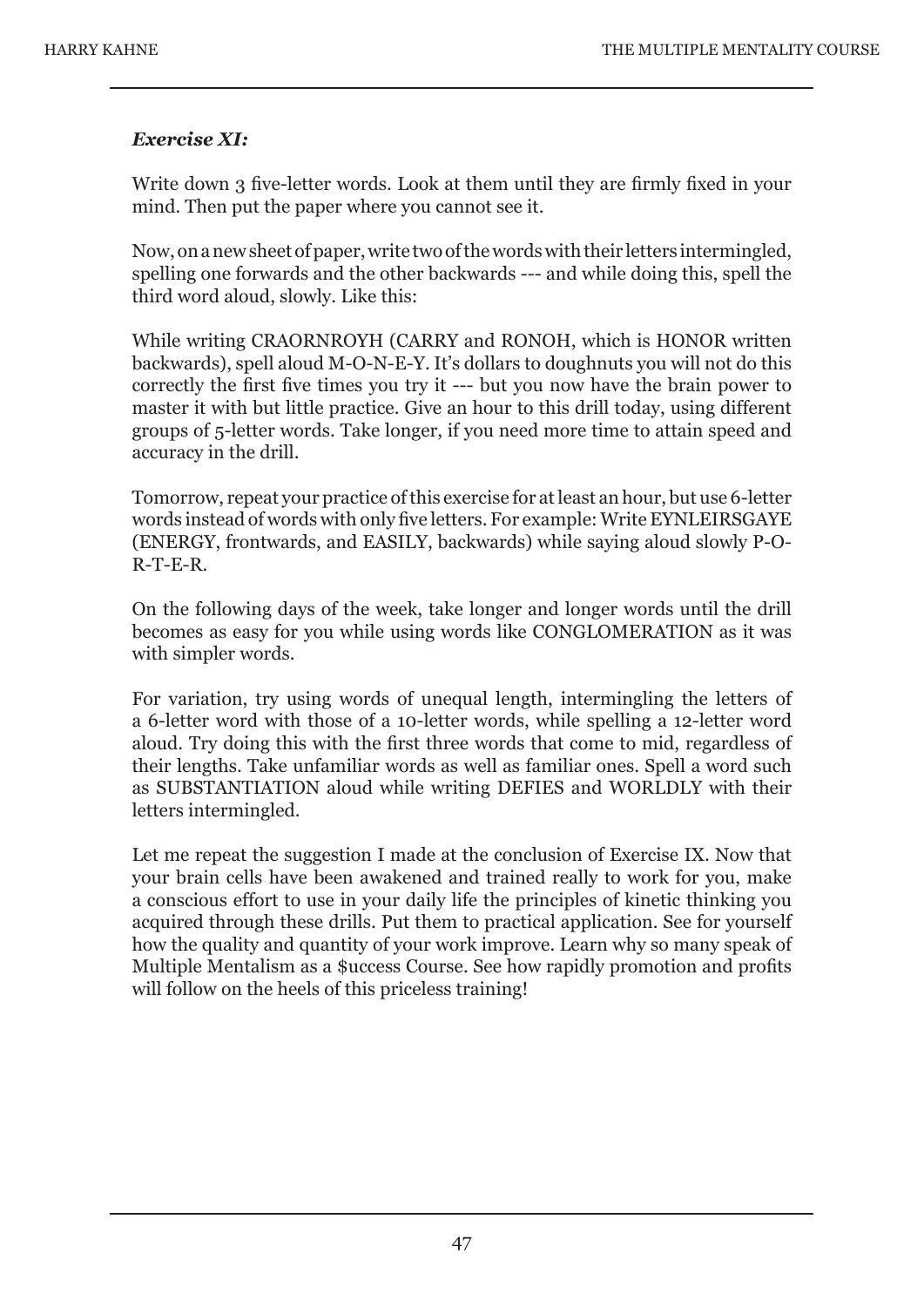***Exercise XI:***

Write down 3 five-letter words. Look at them until they are firmly fixed in your mind. Then put the paper where you cannot see it.

Now, on a new sheet of paper, write two of the words with their letters intermingled, spelling one forwards and the other backwards --- and while doing this, spell the third word aloud, slowly. Like this:

While writing CRAORNROYH (CARRY and RONOH, which is HONOR written backwards), spell aloud M-O-N-E-Y. It's dollars to doughnuts you will not do this correctly the first five times you try it --- but you now have the brain power to master it with but little practice. Give an hour to this drill today, using different groups of 5-letter words. Take longer, if you need more time to attain speed and accuracy in the drill.

Tomorrow, repeat your practice of this exercise for at least an hour, but use 6-letter words instead of words with only five letters. For example: Write EYNLEIRSGAYE (ENERGY, frontwards, and EASILY, backwards) while saying aloud slowly P-O-R-T-E-R.

On the following days of the week, take longer and longer words until the drill becomes as easy for you while using words like CONGLOMERATION as it was with simpler words.

For variation, try using words of unequal length, intermingling the letters of a 6-letter word with those of a 10-letter words, while spelling a 12-letter word aloud. Try doing this with the first three words that come to mid, regardless of their lengths. Take unfamiliar words as well as familiar ones. Spell a word such as SUBSTANTIATION aloud while writing DEFIES and WORLDLY with their letters intermingled.

Let me repeat the suggestion I made at the conclusion of Exercise IX. Now that your brain cells have been awakened and trained really to work for you, make a conscious effort to use in your daily life the principles of kinetic thinking you acquired through these drills. Put them to practical application. See for yourself how the quality and quantity of your work improve. Learn why so many speak of Multiple Mentalism as a $uccess Course. See how rapidly promotion and profits will follow on the heels of this priceless training!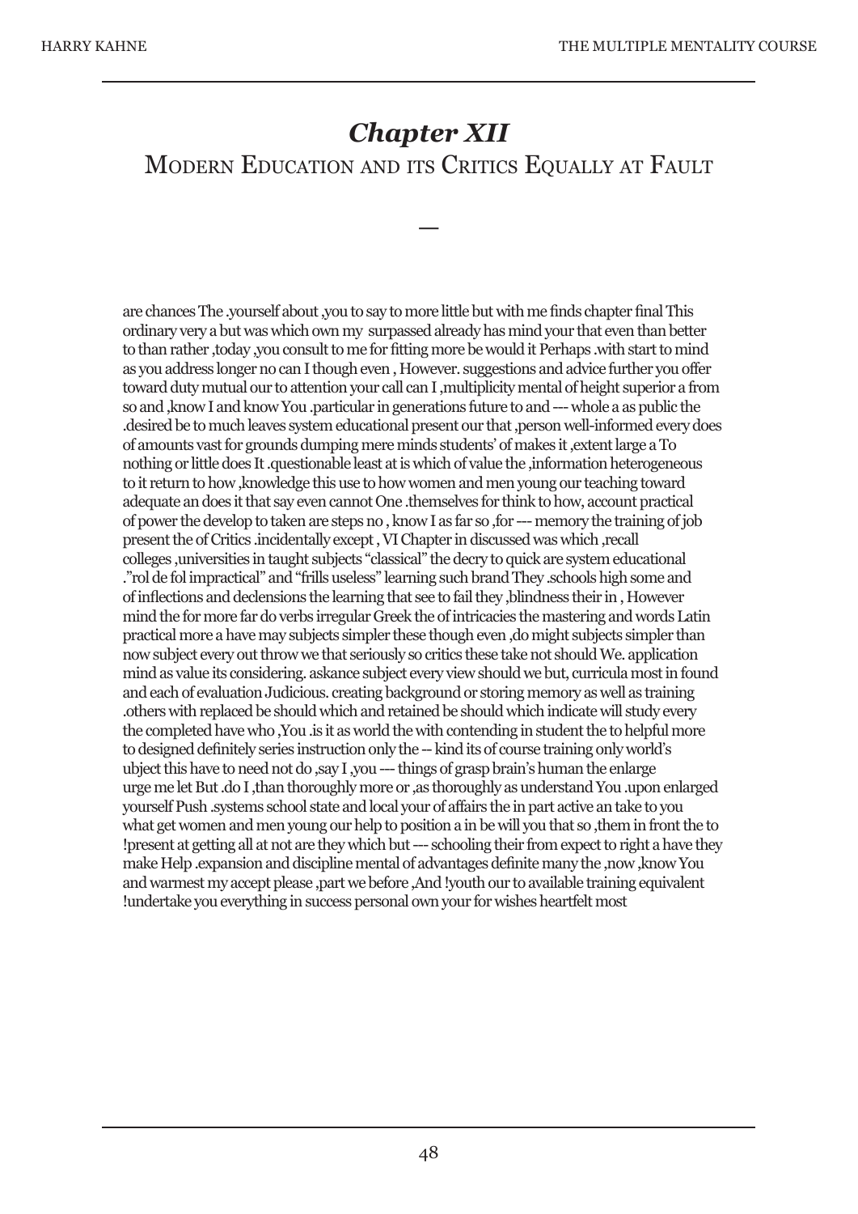# *Chapter XII*

## Modern Education and its Critics Equally at Fault

—

are chances The .yourself about ,you to say to more little but with me finds chapter final This ordinary very a but was which own my surpassed already has mind your that even than better to than rather ,today ,you consult to me for fitting more be would it Perhaps .with start to mind as you address longer no can I though even , However. suggestions and advice further you offer toward duty mutual our to attention your call can I ,multiplicity mental of height superior a from so and ,know I and know You .particular in generations future to and --- whole a as public the .desired be to much leaves system educational present our that ,person well-informed every does of amounts vast for grounds dumping mere minds students' of makes it ,extent large a To nothing or little does It .questionable least at is which of value the ,information heterogeneous to it return to how ,knowledge this use to how women and men young our teaching toward adequate an does it that say even cannot One .themselves for think to how, account practical of power the develop to taken are steps no , know I as far so ,for --- memory the training of job present the of Critics .incidentally except , VI Chapter in discussed was which ,recall colleges ,universities in taught subjects "classical" the decry to quick are system educational .”rol de fol impractical” and “frills useless” learning such brand They .schools high some and of inflections and declensions the learning that see to fail they ,blindness their in , However mind the for more far do verbs irregular Greek the of intricacies the mastering and words Latin practical more a have may subjects simpler these though even ,do might subjects simpler than now subject every out throw we that seriously so critics these take not should We. application mind as value its considering. askance subject every view should we but, curricula most in found and each of evaluation Judicious. creating background or storing memory as well as training .others with replaced be should which and retained be should which indicate will study every the completed have who ,You .is it as world the with contending in student the to helpful more to designed definitely series instruction only the -- kind its of course training only world's ubject this have to need not do ,say I ,you --- things of grasp brain's human the enlarge urge me let But .do I ,than thoroughly more or ,as thoroughly as understand You .upon enlarged yourself Push .systems school state and local your of affairs the in part active an take to you what get women and men young our help to position a in be will you that so ,them in front the to !present at getting all at not are they which but --- schooling their from expect to right a have they make Help .expansion and discipline mental of advantages definite many the ,now ,know You and warmest my accept please ,part we before ,And !youth our to available training equivalent !undertake you everything in success personal own your for wishes heartfelt most